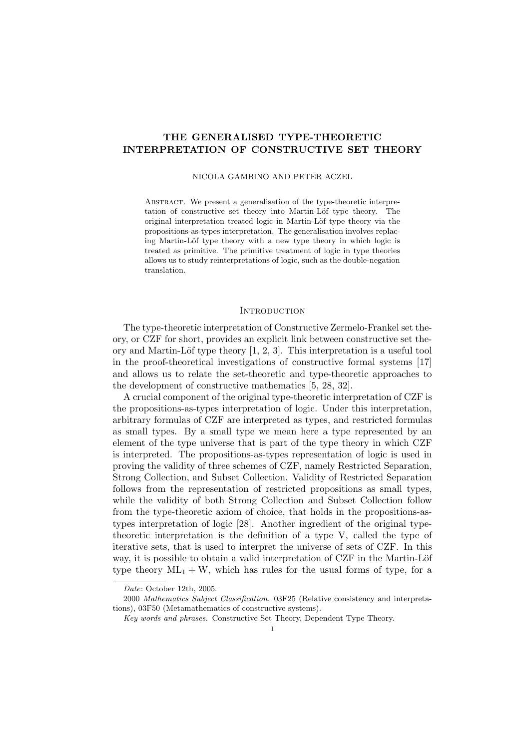# THE GENERALISED TYPE-THEORETIC INTERPRETATION OF CONSTRUCTIVE SET THEORY

NICOLA GAMBINO AND PETER ACZEL

Abstract. We present a generalisation of the type-theoretic interpretation of constructive set theory into Martin-Löf type theory. The original interpretation treated logic in Martin-Löf type theory via the propositions-as-types interpretation. The generalisation involves replacing Martin-Löf type theory with a new type theory in which logic is treated as primitive. The primitive treatment of logic in type theories allows us to study reinterpretations of logic, such as the double-negation translation.

## Introduction

The type-theoretic interpretation of Constructive Zermelo-Frankel set theory, or CZF for short, provides an explicit link between constructive set theory and Martin-Löf type theory [1, 2, 3]. This interpretation is a useful tool in the proof-theoretical investigations of constructive formal systems [17] and allows us to relate the set-theoretic and type-theoretic approaches to the development of constructive mathematics [5, 28, 32].

A crucial component of the original type-theoretic interpretation of CZF is the propositions-as-types interpretation of logic. Under this interpretation, arbitrary formulas of CZF are interpreted as types, and restricted formulas as small types. By a small type we mean here a type represented by an element of the type universe that is part of the type theory in which CZF is interpreted. The propositions-as-types representation of logic is used in proving the validity of three schemes of CZF, namely Restricted Separation, Strong Collection, and Subset Collection. Validity of Restricted Separation follows from the representation of restricted propositions as small types, while the validity of both Strong Collection and Subset Collection follow from the type-theoretic axiom of choice, that holds in the propositions-as-types interpretation of logic [28]. Another ingredient of the original type-theoretic interpretation is the definition of a type V, called the type of iterative sets, that is used to interpret the universe of sets of CZF. In this way, it is possible to obtain a valid interpretation of CZF in the Martin-Löf type theory $\mathrm{ML}_1 + \mathrm{W}$, which has rules for the usual forms of type, for a

---

*Date*: October 12th, 2005.

2000 *Mathematics Subject Classification.* 03F25 (Relative consistency and interpretations), 03F50 (Metamathematics of constructive systems).

*Key words and phrases.* Constructive Set Theory, Dependent Type Theory.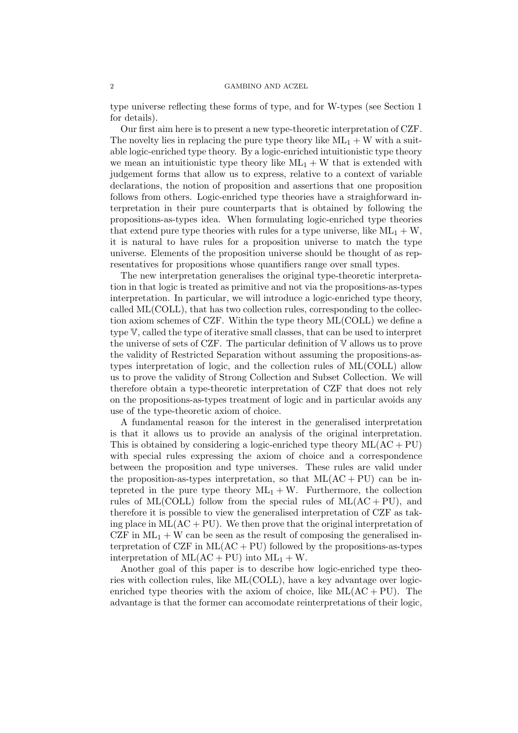type universe reflecting these forms of type, and for W-types (see Section 1 for details).

Our first aim here is to present a new type-theoretic interpretation of CZF. The novelty lies in replacing the pure type theory like $\mathrm{ML}_1 + \mathrm{W}$ with a suitable logic-enriched type theory. By a logic-enriched intuitionistic type theory we mean an intuitionistic type theory like $\mathrm{ML}_1 + \mathrm{W}$ that is extended with judgement forms that allow us to express, relative to a context of variable declarations, the notion of proposition and assertions that one proposition follows from others. Logic-enriched type theories have a straighforward interpretation in their pure counterparts that is obtained by following the propositions-as-types idea. When formulating logic-enriched type theories that extend pure type theories with rules for a type universe, like $\mathrm{ML}_1 + \mathrm{W}$, it is natural to have rules for a proposition universe to match the type universe. Elements of the proposition universe should be thought of as representatives for propositions whose quantifiers range over small types.

The new interpretation generalises the original type-theoretic interpretation in that logic is treated as primitive and not via the propositions-as-types interpretation. In particular, we will introduce a logic-enriched type theory, called ML(COLL), that has two collection rules, corresponding to the collection axiom schemes of CZF. Within the type theory ML(COLL) we define a type $\mathbb{V}$, called the type of iterative small classes, that can be used to interpret the universe of sets of CZF. The particular definition of $\mathbb{V}$ allows us to prove the validity of Restricted Separation without assuming the propositions-as-types interpretation of logic, and the collection rules of ML(COLL) allow us to prove the validity of Strong Collection and Subset Collection. We will therefore obtain a type-theoretic interpretation of CZF that does not rely on the propositions-as-types treatment of logic and in particular avoids any use of the type-theoretic axiom of choice.

A fundamental reason for the interest in the generalised interpretation is that it allows us to provide an analysis of the original interpretation. This is obtained by considering a logic-enriched type theory $\mathrm{ML}(\mathrm{AC} + \mathrm{PU})$ with special rules expressing the axiom of choice and a correspondence between the proposition and type universes. These rules are valid under the proposition-as-types interpretation, so that $\mathrm{ML}(\mathrm{AC} + \mathrm{PU})$ can be intepreted in the pure type theory $\mathrm{ML}_1 + \mathrm{W}$. Furthermore, the collection rules of ML(COLL) follow from the special rules of $\mathrm{ML}(\mathrm{AC} + \mathrm{PU})$, and therefore it is possible to view the generalised interpretation of CZF as taking place in $\mathrm{ML}(\mathrm{AC} + \mathrm{PU})$. We then prove that the original interpretation of CZF in $\mathrm{ML}_1 + \mathrm{W}$ can be seen as the result of composing the generalised interpretation of CZF in $\mathrm{ML}(\mathrm{AC} + \mathrm{PU})$ followed by the propositions-as-types interpretation of $\mathrm{ML}(\mathrm{AC} + \mathrm{PU})$ into $\mathrm{ML}_1 + \mathrm{W}$.

Another goal of this paper is to describe how logic-enriched type theories with collection rules, like ML(COLL), have a key advantage over logic-enriched type theories with the axiom of choice, like $\mathrm{ML}(\mathrm{AC} + \mathrm{PU})$. The advantage is that the former can accomodate reinterpretations of their logic,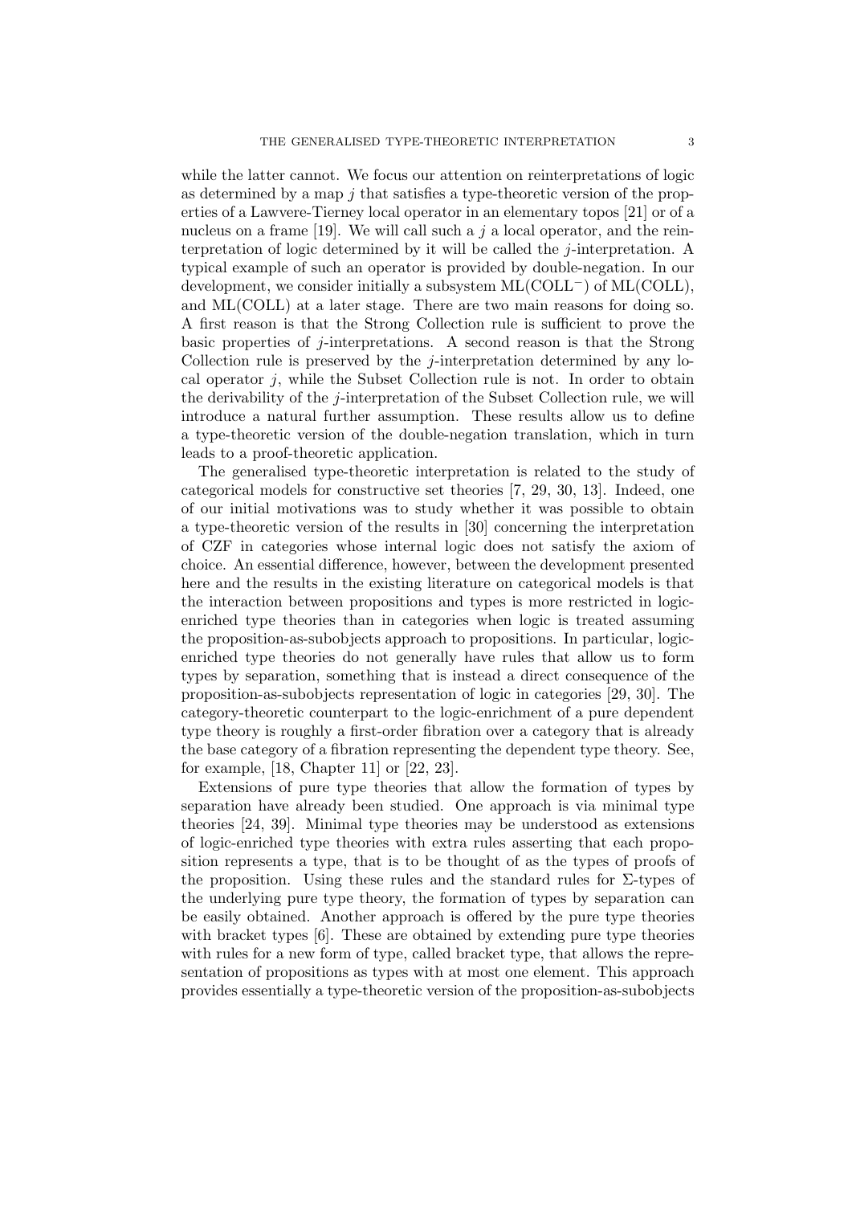while the latter cannot. We focus our attention on reinterpretations of logic as determined by a map $j$ that satisfies a type-theoretic version of the properties of a Lawvere-Tierney local operator in an elementary topos [21] or of a nucleus on a frame [19]. We will call such a $j$ a local operator, and the reinterpretation of logic determined by it will be called the $j$-interpretation. A typical example of such an operator is provided by double-negation. In our development, we consider initially a subsystem ML(COLL$^-$) of ML(COLL), and ML(COLL) at a later stage. There are two main reasons for doing so. A first reason is that the Strong Collection rule is sufficient to prove the basic properties of $j$-interpretations. A second reason is that the Strong Collection rule is preserved by the $j$-interpretation determined by any local operator $j$, while the Subset Collection rule is not. In order to obtain the derivability of the $j$-interpretation of the Subset Collection rule, we will introduce a natural further assumption. These results allow us to define a type-theoretic version of the double-negation translation, which in turn leads to a proof-theoretic application.

The generalised type-theoretic interpretation is related to the study of categorical models for constructive set theories [7, 29, 30, 13]. Indeed, one of our initial motivations was to study whether it was possible to obtain a type-theoretic version of the results in [30] concerning the interpretation of CZF in categories whose internal logic does not satisfy the axiom of choice. An essential difference, however, between the development presented here and the results in the existing literature on categorical models is that the interaction between propositions and types is more restricted in logic-enriched type theories than in categories when logic is treated assuming the proposition-as-subobjects approach to propositions. In particular, logic-enriched type theories do not generally have rules that allow us to form types by separation, something that is instead a direct consequence of the proposition-as-subobjects representation of logic in categories [29, 30]. The category-theoretic counterpart to the logic-enrichment of a pure dependent type theory is roughly a first-order fibration over a category that is already the base category of a fibration representing the dependent type theory. See, for example, [18, Chapter 11] or [22, 23].

Extensions of pure type theories that allow the formation of types by separation have already been studied. One approach is via minimal type theories [24, 39]. Minimal type theories may be understood as extensions of logic-enriched type theories with extra rules asserting that each proposition represents a type, that is to be thought of as the types of proofs of the proposition. Using these rules and the standard rules for $\Sigma$-types of the underlying pure type theory, the formation of types by separation can be easily obtained. Another approach is offered by the pure type theories with bracket types [6]. These are obtained by extending pure type theories with rules for a new form of type, called bracket type, that allows the representation of propositions as types with at most one element. This approach provides essentially a type-theoretic version of the proposition-as-subobjects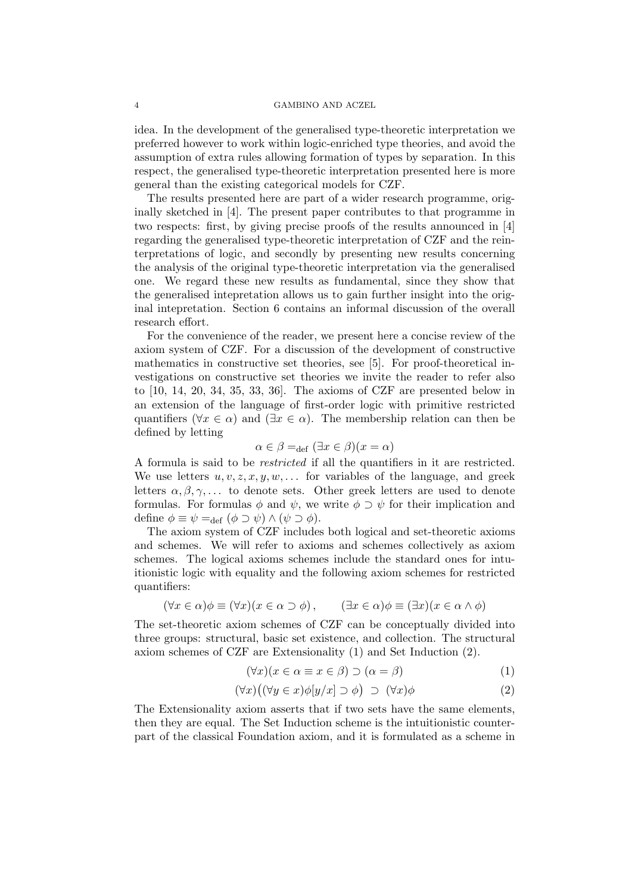idea. In the development of the generalised type-theoretic interpretation we preferred however to work within logic-enriched type theories, and avoid the assumption of extra rules allowing formation of types by separation. In this respect, the generalised type-theoretic interpretation presented here is more general than the existing categorical models for CZF.

The results presented here are part of a wider research programme, originally sketched in [4]. The present paper contributes to that programme in two respects: first, by giving precise proofs of the results announced in [4] regarding the generalised type-theoretic interpretation of CZF and the reinterpretations of logic, and secondly by presenting new results concerning the analysis of the original type-theoretic interpretation via the generalised one. We regard these new results as fundamental, since they show that the generalised intepretation allows us to gain further insight into the original intepretation. Section 6 contains an informal discussion of the overall research effort.

For the convenience of the reader, we present here a concise review of the axiom system of CZF. For a discussion of the development of constructive mathematics in constructive set theories, see [5]. For proof-theoretical investigations on constructive set theories we invite the reader to refer also to [10, 14, 20, 34, 35, 33, 36]. The axioms of CZF are presented below in an extension of the language of first-order logic with primitive restricted quantifiers $(\forall x \in \alpha)$ and $(\exists x \in \alpha)$. The membership relation can then be defined by letting

$$\alpha \in \beta =_{\text{def}} (\exists x \in \beta)(x = \alpha)$$

A formula is said to be *restricted* if all the quantifiers in it are restricted. We use letters $u, v, z, x, y, w, \dots$ for variables of the language, and greek letters $\alpha, \beta, \gamma, \dots$ to denote sets. Other greek letters are used to denote formulas. For formulas $\phi$ and $\psi$, we write $\phi \supset \psi$ for their implication and define $\phi \equiv \psi =_{\text{def}} (\phi \supset \psi) \wedge (\psi \supset \phi)$.

The axiom system of CZF includes both logical and set-theoretic axioms and schemes. We will refer to axioms and schemes collectively as axiom schemes. The logical axioms schemes include the standard ones for intuitionistic logic with equality and the following axiom schemes for restricted quantifiers:

$$(\forall x \in \alpha)\phi \equiv (\forall x)(x \in \alpha \supset \phi)\,, \qquad (\exists x \in \alpha)\phi \equiv (\exists x)(x \in \alpha \wedge \phi)$$

The set-theoretic axiom schemes of CZF can be conceptually divided into three groups: structural, basic set existence, and collection. The structural axiom schemes of CZF are Extensionality (1) and Set Induction (2).

$$(\forall x)(x \in \alpha \equiv x \in \beta) \supset (\alpha = \beta) \tag{1}$$

$$(\forall x)\big((\forall y \in x)\phi[y/x] \supset \phi\big) \;\supset\; (\forall x)\phi \tag{2}$$

The Extensionality axiom asserts that if two sets have the same elements, then they are equal. The Set Induction scheme is the intuitionistic counterpart of the classical Foundation axiom, and it is formulated as a scheme in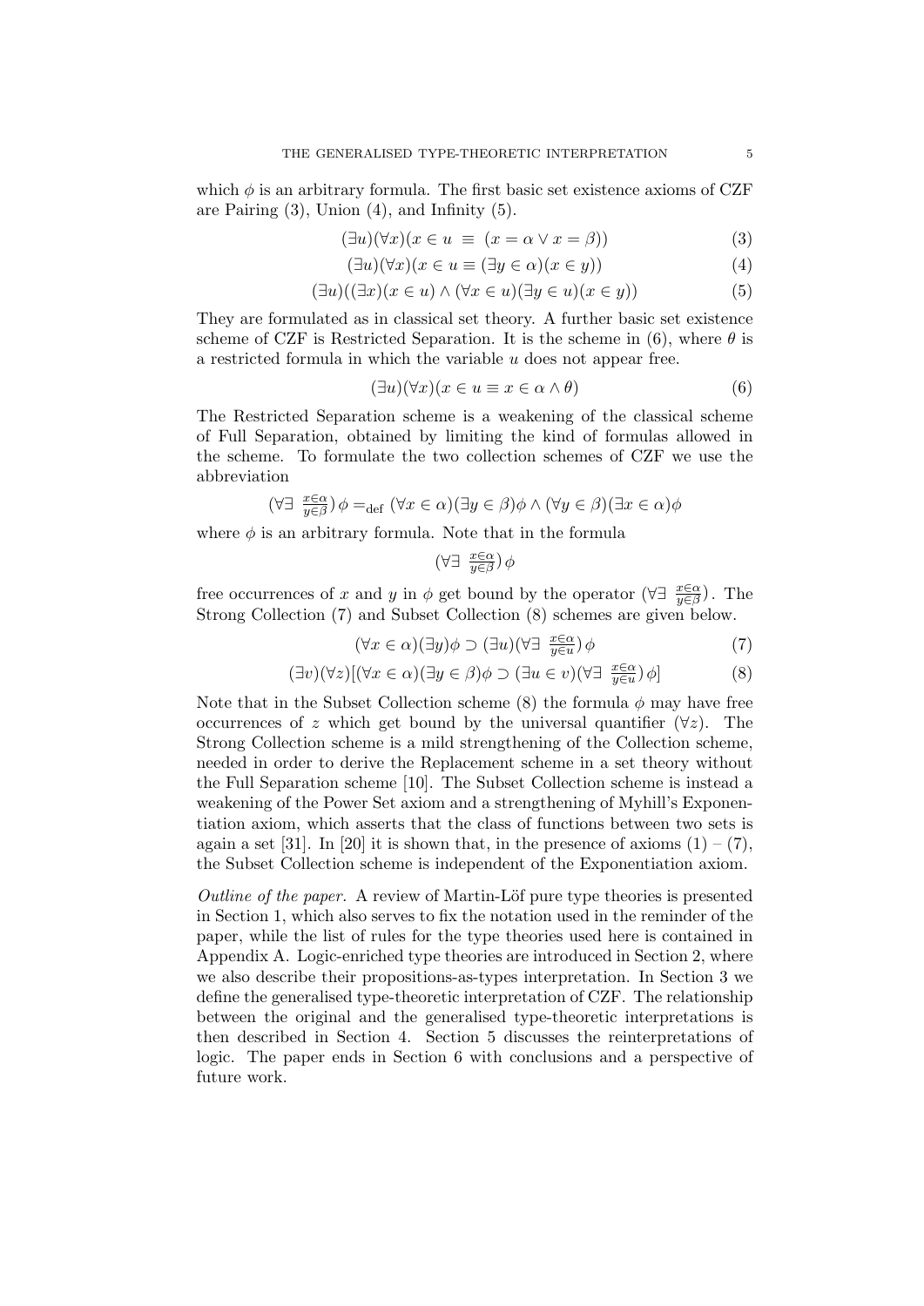which $\phi$ is an arbitrary formula. The first basic set existence axioms of CZF are Pairing (3), Union (4), and Infinity (5).

$$(\exists u)(\forall x)(x \in u \ \equiv \ (x = \alpha \vee x = \beta)) \tag{3}$$

$$(\exists u)(\forall x)(x \in u \equiv (\exists y \in \alpha)(x \in y)) \tag{4}$$

$$(\exists u)((\exists x)(x \in u) \wedge (\forall x \in u)(\exists y \in u)(x \in y)) \tag{5}$$

They are formulated as in classical set theory. A further basic set existence scheme of CZF is Restricted Separation. It is the scheme in (6), where $\theta$ is a restricted formula in which the variable $u$ does not appear free.

$$(\exists u)(\forall x)(x \in u \equiv x \in \alpha \wedge \theta) \tag{6}$$

The Restricted Separation scheme is a weakening of the classical scheme of Full Separation, obtained by limiting the kind of formulas allowed in the scheme. To formulate the two collection schemes of CZF we use the abbreviation

$$(\forall\exists \ {\textstyle\frac{x\in\alpha}{y\in\beta}})\, \phi =_{\text{def}} (\forall x \in \alpha)(\exists y \in \beta)\phi \wedge (\forall y \in \beta)(\exists x \in \alpha)\phi$$

where $\phi$ is an arbitrary formula. Note that in the formula

$$(\forall\exists \ {\textstyle\frac{x\in\alpha}{y\in\beta}})\, \phi$$

free occurrences of $x$ and $y$ in $\phi$ get bound by the operator $(\forall\exists \ \frac{x\in\alpha}{y\in\beta})$. The Strong Collection (7) and Subset Collection (8) schemes are given below.

$$(\forall x \in \alpha)(\exists y)\phi \supset (\exists u)(\forall\exists \ {\textstyle\frac{x\in\alpha}{y\in u}})\, \phi \tag{7}$$

$$(\exists v)(\forall z)[(\forall x \in \alpha)(\exists y \in \beta)\phi \supset (\exists u \in v)(\forall\exists \ {\textstyle\frac{x\in\alpha}{y\in u}})\, \phi] \tag{8}$$

Note that in the Subset Collection scheme (8) the formula $\phi$ may have free occurrences of $z$ which get bound by the universal quantifier $(\forall z)$. The Strong Collection scheme is a mild strengthening of the Collection scheme, needed in order to derive the Replacement scheme in a set theory without the Full Separation scheme [10]. The Subset Collection scheme is instead a weakening of the Power Set axiom and a strengthening of Myhill's Exponentiation axiom, which asserts that the class of functions between two sets is again a set [31]. In [20] it is shown that, in the presence of axioms (1) – (7), the Subset Collection scheme is independent of the Exponentiation axiom.

*Outline of the paper.* A review of Martin-Löf pure type theories is presented in Section 1, which also serves to fix the notation used in the reminder of the paper, while the list of rules for the type theories used here is contained in Appendix A. Logic-enriched type theories are introduced in Section 2, where we also describe their propositions-as-types interpretation. In Section 3 we define the generalised type-theoretic interpretation of CZF. The relationship between the original and the generalised type-theoretic interpretations is then described in Section 4. Section 5 discusses the reinterpretations of logic. The paper ends in Section 6 with conclusions and a perspective of future work.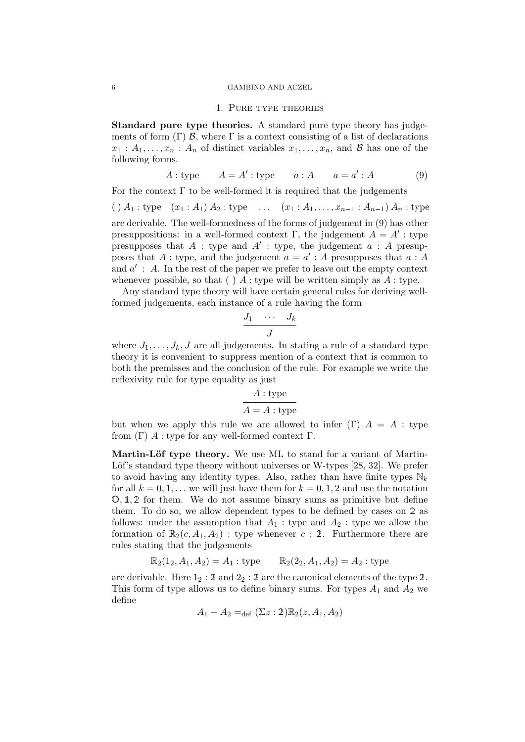## 1. Pure type theories

**Standard pure type theories.** A standard pure type theory has judgements of form $(\Gamma)\ \mathcal{B}$, where $\Gamma$ is a context consisting of a list of declarations $x_1 : A_1, \ldots, x_n : A_n$ of distinct variables $x_1, \ldots, x_n$, and $\mathcal{B}$ has one of the following forms.

$$A : \text{type} \qquad A = A' : \text{type} \qquad a : A \qquad a = a' : A \tag{9}$$

For the context $\Gamma$ to be well-formed it is required that the judgements

$$(\,)\ A_1 : \text{type} \quad (x_1 : A_1)\ A_2 : \text{type} \quad \ldots \quad (x_1 : A_1, \ldots, x_{n-1} : A_{n-1})\ A_n : \text{type}$$

are derivable. The well-formedness of the forms of judgement in (9) has other presuppositions: in a well-formed context $\Gamma$, the judgement $A = A' : \text{type}$ presupposes that $A : \text{type}$ and $A' : \text{type}$, the judgement $a : A$ presupposes that $A : \text{type}$, and the judgement $a = a' : A$ presupposes that $a : A$ and $a' : A$. In the rest of the paper we prefer to leave out the empty context whenever possible, so that $(\,)\ A : \text{type}$ will be written simply as $A : \text{type}$.

Any standard type theory will have certain general rules for deriving well-formed judgements, each instance of a rule having the form

$$\frac{J_1 \quad \cdots \quad J_k}{J}$$

where $J_1, \ldots, J_k, J$ are all judgements. In stating a rule of a standard type theory it is convenient to suppress mention of a context that is common to both the premisses and the conclusion of the rule. For example we write the reflexivity rule for type equality as just

$$\frac{A : \text{type}}{A = A : \text{type}}$$

but when we apply this rule we are allowed to infer $(\Gamma)\ A = A : \text{type}$ from $(\Gamma)\ A : \text{type}$ for any well-formed context $\Gamma$.

**Martin-Löf type theory.** We use ML to stand for a variant of Martin-Löf's standard type theory without universes or W-types [28, 32]. We prefer to avoid having any identity types. Also, rather than have finite types $\mathbb{N}_k$ for all $k = 0, 1, \ldots$ we will just have them for $k = 0, 1, 2$ and use the notation $\mathbb{0}, \mathbb{1}, \mathbb{2}$ for them. We do not assume binary sums as primitive but define them. To do so, we allow dependent types to be defined by cases on $\mathbb{2}$ as follows: under the assumption that $A_1 : \text{type}$ and $A_2 : \text{type}$ we allow the formation of $\mathbb{R}_2(c, A_1, A_2) : \text{type}$ whenever $c : \mathbb{2}$. Furthermore there are rules stating that the judgements

$$\mathbb{R}_2(1_2, A_1, A_2) = A_1 : \text{type} \qquad \mathbb{R}_2(2_2, A_1, A_2) = A_2 : \text{type}$$

are derivable. Here $1_2 : \mathbb{2}$ and $2_2 : \mathbb{2}$ are the canonical elements of the type $\mathbb{2}$. This form of type allows us to define binary sums. For types $A_1$ and $A_2$ we define

$$A_1 + A_2 =_{\text{def}} (\Sigma z : \mathbb{2})\mathbb{R}_2(z, A_1, A_2)$$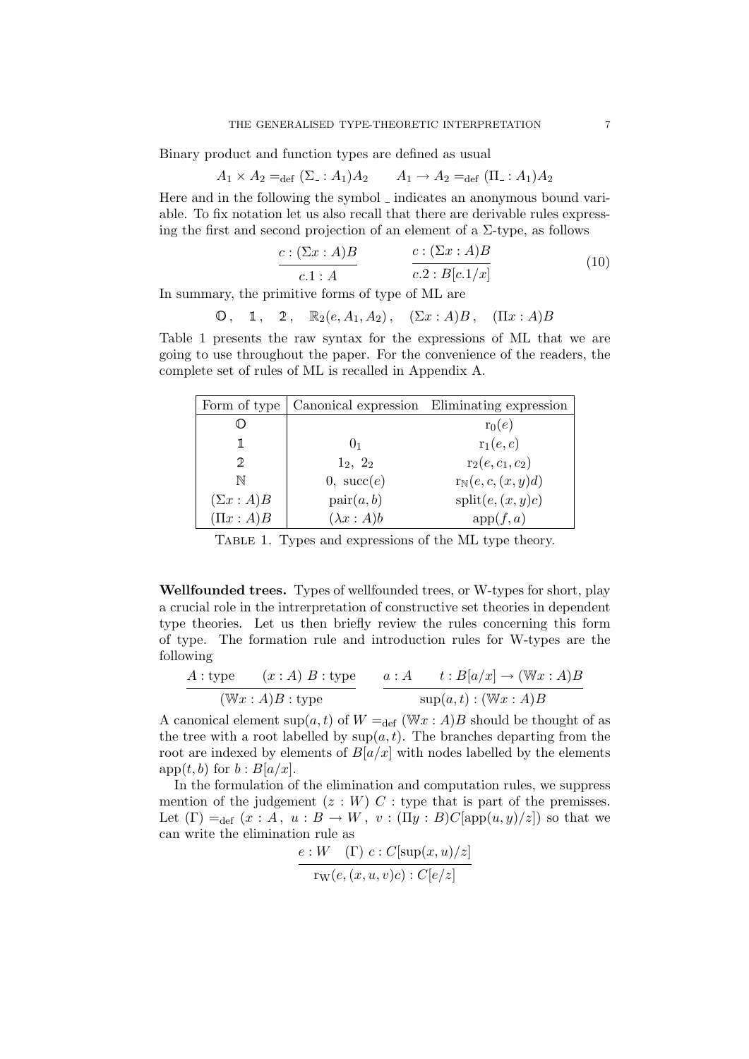Binary product and function types are defined as usual

$$A_1 \times A_2 =_{\text{def}} (\Sigma\_ : A_1)A_2 \qquad A_1 \to A_2 =_{\text{def}} (\Pi\_ : A_1)A_2$$

Here and in the following the symbol _ indicates an anonymous bound variable. To fix notation let us also recall that there are derivable rules expressing the first and second projection of an element of a Σ-type, as follows

$$\frac{c : (\Sigma x : A)B}{c.1 : A} \qquad \frac{c : (\Sigma x : A)B}{c.2 : B[c.1/x]} \tag{10}$$

In summary, the primitive forms of type of ML are

$$\mathbb{0}\,, \quad \mathbb{1}\,, \quad \mathbb{2}\,, \quad \mathbb{R}_2(e, A_1, A_2)\,, \quad (\Sigma x : A)B\,, \quad (\Pi x : A)B$$

Table 1 presents the raw syntax for the expressions of ML that we are going to use throughout the paper. For the convenience of the readers, the complete set of rules of ML is recalled in Appendix A.

| Form of type | Canonical expression | Eliminating expression |
|---|---|---|
| $\mathbb{0}$ | | $\mathrm{r}_0(e)$ |
| $\mathbb{1}$ | $0_1$ | $\mathrm{r}_1(e, c)$ |
| $\mathbb{2}$ | $1_2,\ 2_2$ | $\mathrm{r}_2(e, c_1, c_2)$ |
| $\mathbb{N}$ | $0,\ \mathrm{succ}(e)$ | $\mathrm{r}_{\mathbb{N}}(e, c, (x, y)d)$ |
| $(\Sigma x : A)B$ | $\mathrm{pair}(a, b)$ | $\mathrm{split}(e, (x, y)c)$ |
| $(\Pi x : A)B$ | $(\lambda x : A)b$ | $\mathrm{app}(f, a)$ |

TABLE 1. Types and expressions of the ML type theory.

**Wellfounded trees.** Types of wellfounded trees, or W-types for short, play a crucial role in the intrerpretation of constructive set theories in dependent type theories. Let us then briefly review the rules concerning this form of type. The formation rule and introduction rules for W-types are the following

$$\frac{A : \text{type} \qquad (x : A)\ B : \text{type}}{(\mathbb{W}x : A)B : \text{type}} \qquad \frac{a : A \qquad t : B[a/x] \to (\mathbb{W}x : A)B}{\sup(a, t) : (\mathbb{W}x : A)B}$$

A canonical element $\sup(a, t)$ of $W =_{\text{def}} (\mathbb{W}x : A)B$ should be thought of as the tree with a root labelled by $\sup(a, t)$. The branches departing from the root are indexed by elements of $B[a/x]$ with nodes labelled by the elements $\mathrm{app}(t, b)$ for $b : B[a/x]$.

In the formulation of the elimination and computation rules, we suppress mention of the judgement $(z : W)\ C$ : type that is part of the premisses. Let $(\Gamma) =_{\text{def}} (x : A\,,\ u : B \to W\,,\ v : (\Pi y : B)C[\mathrm{app}(u, y)/z])$ so that we can write the elimination rule as

$$\frac{e : W \quad (\Gamma)\ c : C[\sup(x, u)/z]}{\mathrm{r}_{\mathrm{W}}(e, (x, u, v)c) : C[e/z]}$$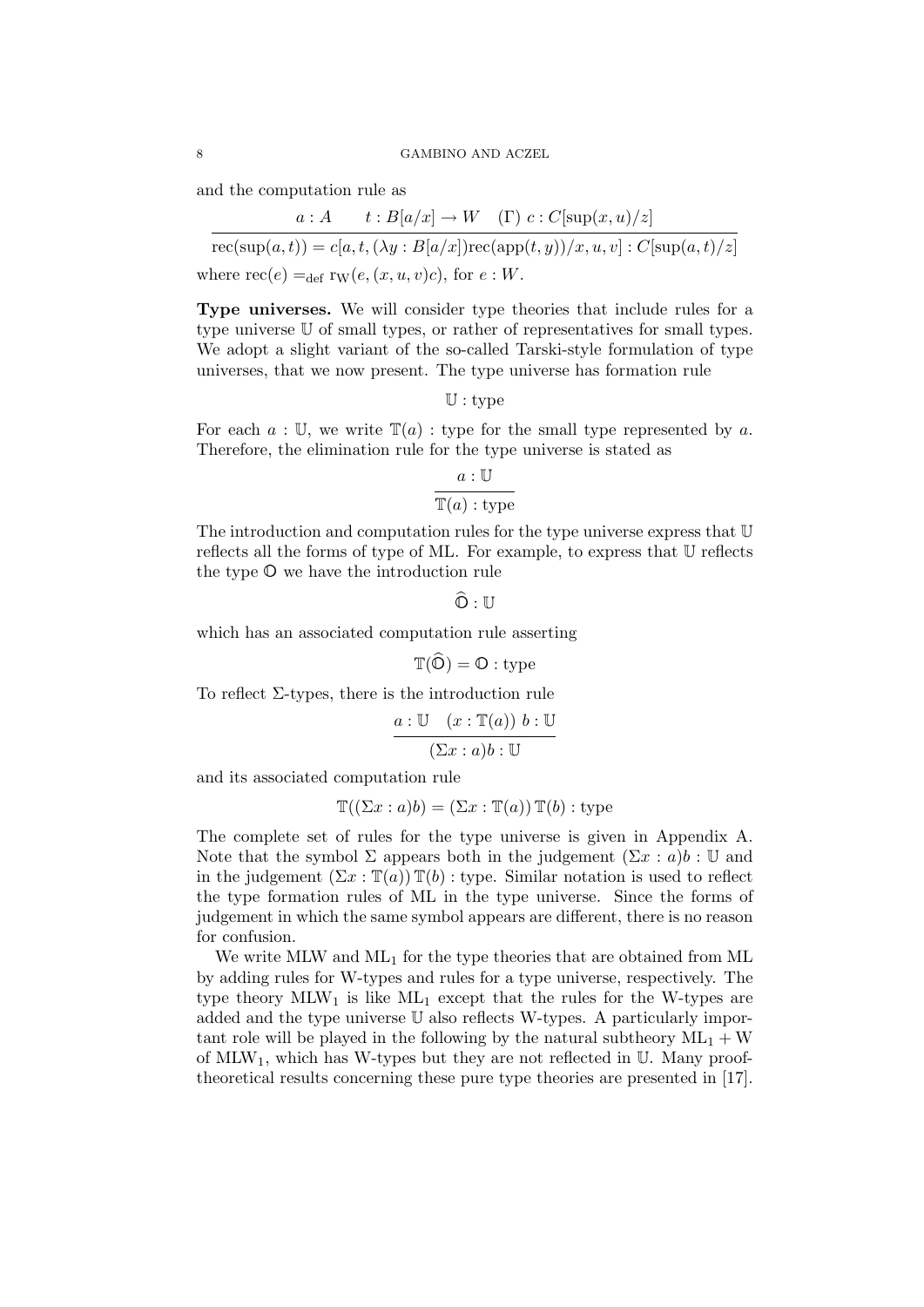and the computation rule as

$$\frac{a : A \qquad t : B[a/x] \to W \quad (\Gamma)\ c : C[\mathrm{sup}(x,u)/z]}{\mathrm{rec}(\mathrm{sup}(a,t)) = c[a, t, (\lambda y : B[a/x])\mathrm{rec}(\mathrm{app}(t,y))/x, u, v] : C[\mathrm{sup}(a,t)/z]}$$

where $\mathrm{rec}(e) =_{\mathrm{def}} \mathrm{r_W}(e, (x, u, v)c)$, for $e : W$.

**Type universes.** We will consider type theories that include rules for a type universe $\mathbb{U}$ of small types, or rather of representatives for small types. We adopt a slight variant of the so-called Tarski-style formulation of type universes, that we now present. The type universe has formation rule

$$\mathbb{U} : \text{type}$$

For each $a : \mathbb{U}$, we write $\mathbb{T}(a) : \text{type}$ for the small type represented by $a$. Therefore, the elimination rule for the type universe is stated as

$$\frac{a : \mathbb{U}}{\mathbb{T}(a) : \text{type}}$$

The introduction and computation rules for the type universe express that $\mathbb{U}$ reflects all the forms of type of ML. For example, to express that $\mathbb{U}$ reflects the type $\mathbb{O}$ we have the introduction rule

$$\widehat{\mathbb{O}} : \mathbb{U}$$

which has an associated computation rule asserting

$$\mathbb{T}(\widehat{\mathbb{O}}) = \mathbb{O} : \text{type}$$

To reflect $\Sigma$-types, there is the introduction rule

$$\frac{a : \mathbb{U} \quad (x : \mathbb{T}(a))\ b : \mathbb{U}}{(\Sigma x : a)b : \mathbb{U}}$$

and its associated computation rule

$$\mathbb{T}((\Sigma x : a)b) = (\Sigma x : \mathbb{T}(a))\,\mathbb{T}(b) : \text{type}$$

The complete set of rules for the type universe is given in Appendix A. Note that the symbol $\Sigma$ appears both in the judgement $(\Sigma x : a)b : \mathbb{U}$ and in the judgement $(\Sigma x : \mathbb{T}(a))\,\mathbb{T}(b) : \text{type}$. Similar notation is used to reflect the type formation rules of ML in the type universe. Since the forms of judgement in which the same symbol appears are different, there is no reason for confusion.

We write MLW and $\mathrm{ML}_1$ for the type theories that are obtained from ML by adding rules for W-types and rules for a type universe, respectively. The type theory $\mathrm{MLW}_1$ is like $\mathrm{ML}_1$ except that the rules for the W-types are added and the type universe $\mathbb{U}$ also reflects W-types. A particularly important role will be played in the following by the natural subtheory $\mathrm{ML}_1 + \mathrm{W}$ of $\mathrm{MLW}_1$, which has W-types but they are not reflected in $\mathbb{U}$. Many proof-theoretical results concerning these pure type theories are presented in [17].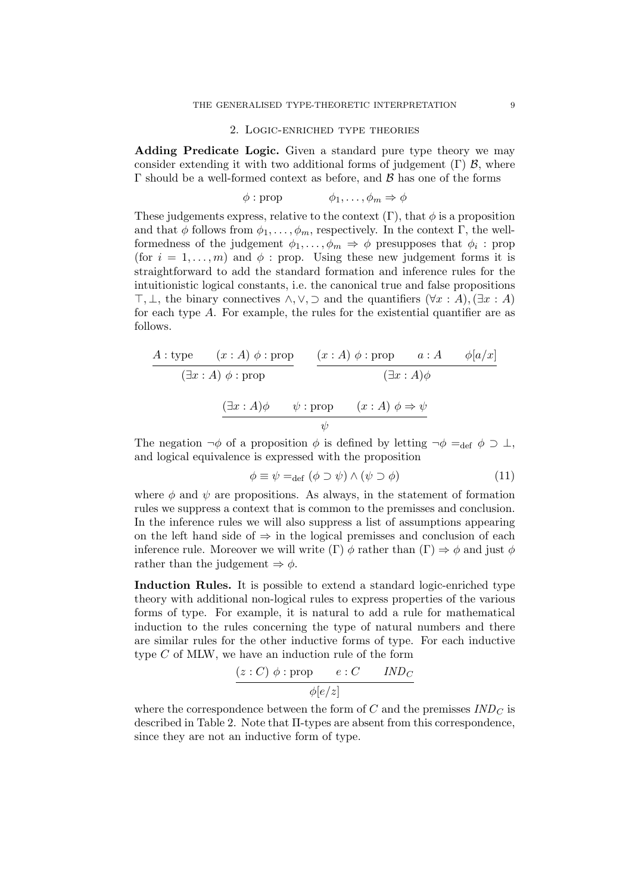## 2. Logic-enriched type theories

**Adding Predicate Logic.** Given a standard pure type theory we may consider extending it with two additional forms of judgement $(\Gamma)\ \mathcal{B}$, where $\Gamma$ should be a well-formed context as before, and $\mathcal{B}$ has one of the forms

$$\phi : \text{prop} \qquad\qquad \phi_1, \ldots, \phi_m \Rightarrow \phi$$

These judgements express, relative to the context $(\Gamma)$, that $\phi$ is a proposition and that $\phi$ follows from $\phi_1, \ldots, \phi_m$, respectively. In the context $\Gamma$, the well-formedness of the judgement $\phi_1, \ldots, \phi_m \Rightarrow \phi$ presupposes that $\phi_i$ : prop (for $i = 1, \ldots, m$) and $\phi$ : prop. Using these new judgement forms it is straightforward to add the standard formation and inference rules for the intuitionistic logical constants, i.e. the canonical true and false propositions $\top, \bot$, the binary connectives $\wedge, \vee, \supset$ and the quantifiers $(\forall x : A), (\exists x : A)$ for each type $A$. For example, the rules for the existential quantifier are as follows.

$$\frac{A : \text{type} \qquad (x : A)\ \phi : \text{prop}}{(\exists x : A)\ \phi : \text{prop}} \qquad \frac{(x : A)\ \phi : \text{prop} \qquad a : A \qquad \phi[a/x]}{(\exists x : A)\phi}$$

$$\frac{(\exists x : A)\phi \qquad \psi : \text{prop} \qquad (x : A)\ \phi \Rightarrow \psi}{\psi}$$

The negation $\neg\phi$ of a proposition $\phi$ is defined by letting $\neg\phi =_{\text{def}} \phi \supset \bot$, and logical equivalence is expressed with the proposition

$$\phi \equiv \psi =_{\text{def}} (\phi \supset \psi) \wedge (\psi \supset \phi) \tag{11}$$

where $\phi$ and $\psi$ are propositions. As always, in the statement of formation rules we suppress a context that is common to the premisses and conclusion. In the inference rules we will also suppress a list of assumptions appearing on the left hand side of $\Rightarrow$ in the logical premisses and conclusion of each inference rule. Moreover we will write $(\Gamma)\ \phi$ rather than $(\Gamma) \Rightarrow \phi$ and just $\phi$ rather than the judgement $\Rightarrow \phi$.

**Induction Rules.** It is possible to extend a standard logic-enriched type theory with additional non-logical rules to express properties of the various forms of type. For example, it is natural to add a rule for mathematical induction to the rules concerning the type of natural numbers and there are similar rules for the other inductive forms of type. For each inductive type $C$ of MLW, we have an induction rule of the form

$$\frac{(z : C)\ \phi : \text{prop} \qquad e : C \qquad IND_C}{\phi[e/z]}$$

where the correspondence between the form of $C$ and the premisses $IND_C$ is described in Table 2. Note that $\Pi$-types are absent from this correspondence, since they are not an inductive form of type.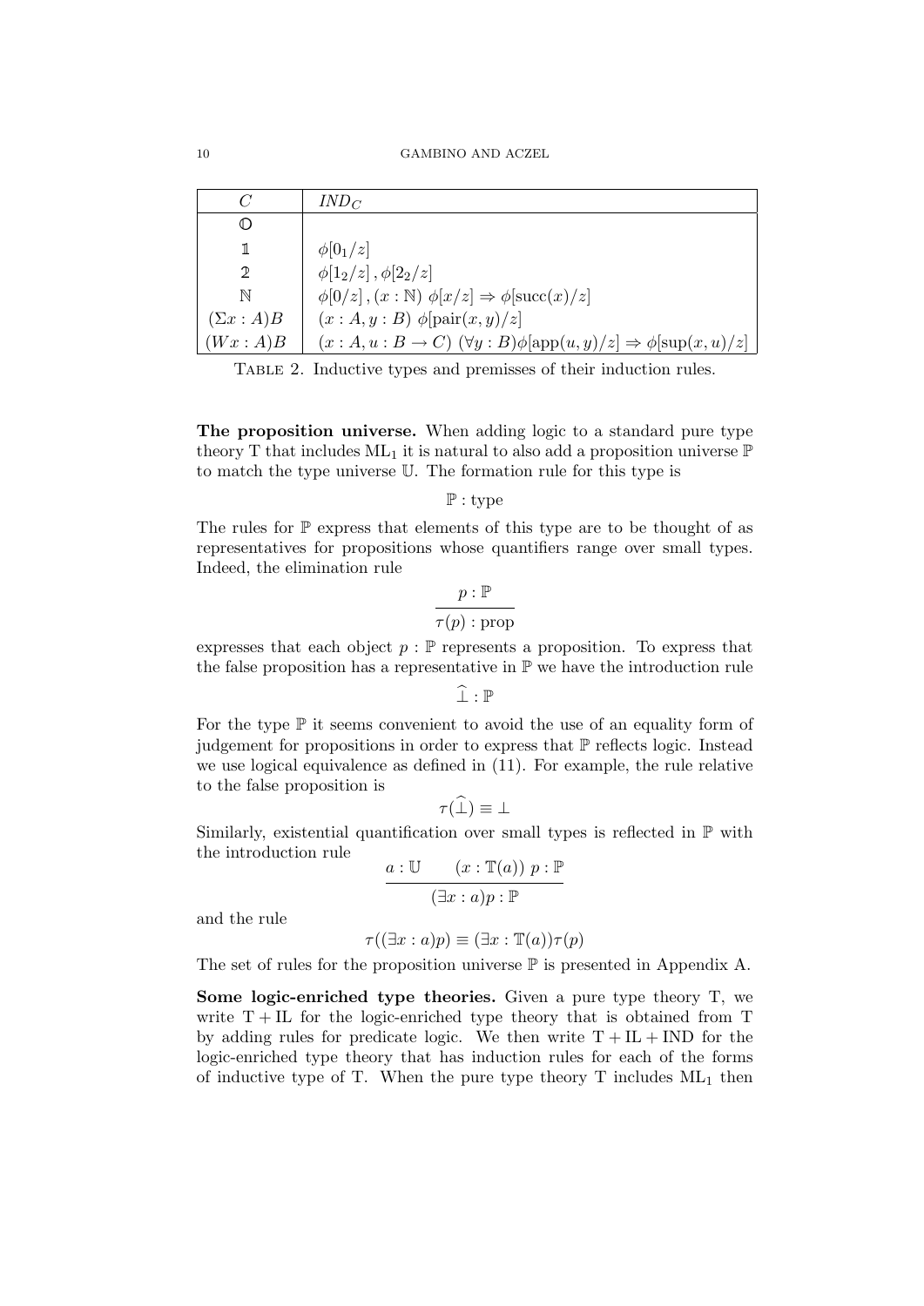| $C$ | $IND_C$ |
|---|---|
| $\mathbb{O}$ | |
| $\mathbb{1}$ | $\phi[0_1/z]$ |
| $\mathbb{2}$ | $\phi[1_2/z]\,,\phi[2_2/z]$ |
| $\mathbb{N}$ | $\phi[0/z]\,,(x:\mathbb{N})\ \phi[x/z] \Rightarrow \phi[\mathrm{succ}(x)/z]$ |
| $(\Sigma x : A)B$ | $(x : A, y : B)\ \phi[\mathrm{pair}(x, y)/z]$ |
| $(Wx : A)B$ | $(x : A, u : B \to C)\ (\forall y : B)\phi[\mathrm{app}(u, y)/z] \Rightarrow \phi[\sup(x, u)/z]$ |

Table 2. Inductive types and premisses of their induction rules.

**The proposition universe.** When adding logic to a standard pure type theory T that includes $\mathrm{ML}_1$ it is natural to also add a proposition universe $\mathbb{P}$ to match the type universe $\mathbb{U}$. The formation rule for this type is

$$\mathbb{P} : \mathrm{type}$$

The rules for $\mathbb{P}$ express that elements of this type are to be thought of as representatives for propositions whose quantifiers range over small types. Indeed, the elimination rule

$$\frac{p : \mathbb{P}}{\tau(p) : \mathrm{prop}}$$

expresses that each object $p : \mathbb{P}$ represents a proposition. To express that the false proposition has a representative in $\mathbb{P}$ we have the introduction rule

$$\widehat{\bot} : \mathbb{P}$$

For the type $\mathbb{P}$ it seems convenient to avoid the use of an equality form of judgement for propositions in order to express that $\mathbb{P}$ reflects logic. Instead we use logical equivalence as defined in (11). For example, the rule relative to the false proposition is

$$\tau(\widehat{\bot}) \equiv \bot$$

Similarly, existential quantification over small types is reflected in $\mathbb{P}$ with the introduction rule

$$\frac{a : \mathbb{U} \qquad (x : \mathbb{T}(a))\ p : \mathbb{P}}{(\exists x : a)p : \mathbb{P}}$$

and the rule

$$\tau((\exists x : a)p) \equiv (\exists x : \mathbb{T}(a))\tau(p)$$

The set of rules for the proposition universe $\mathbb{P}$ is presented in Appendix A.

**Some logic-enriched type theories.** Given a pure type theory T, we write $\mathrm{T} + \mathrm{IL}$ for the logic-enriched type theory that is obtained from T by adding rules for predicate logic. We then write $\mathrm{T} + \mathrm{IL} + \mathrm{IND}$ for the logic-enriched type theory that has induction rules for each of the forms of inductive type of T. When the pure type theory T includes $\mathrm{ML}_1$ then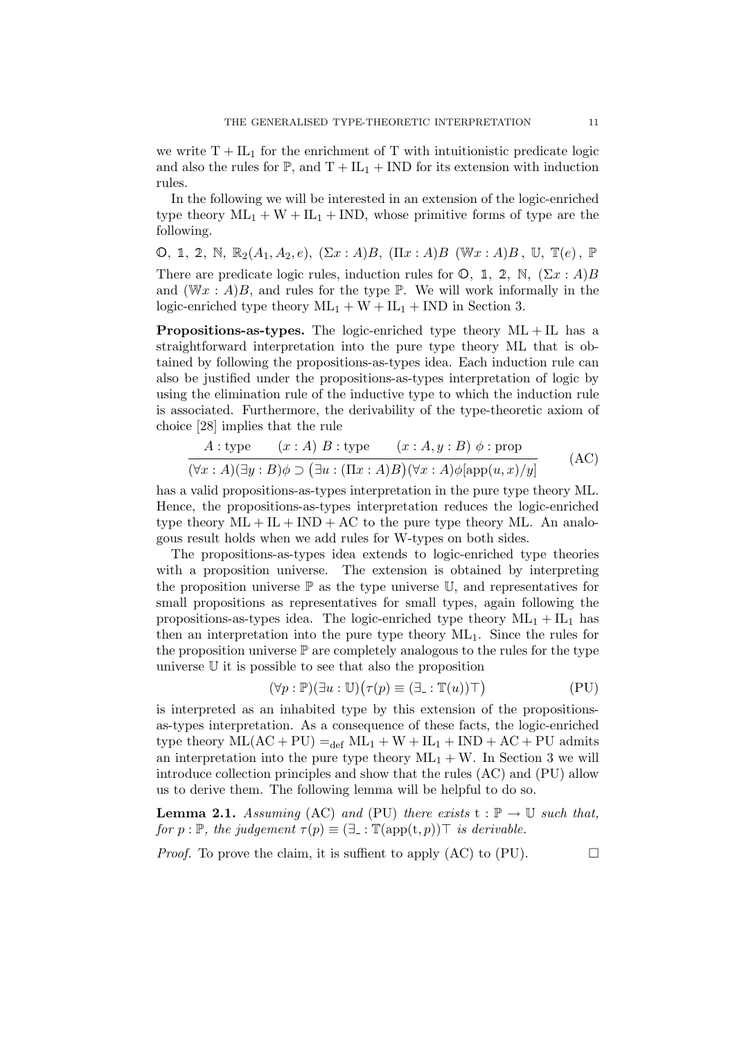we write $\mathrm{T} + \mathrm{IL}_1$ for the enrichment of T with intuitionistic predicate logic and also the rules for $\mathbb{P}$, and $\mathrm{T} + \mathrm{IL}_1 + \mathrm{IND}$ for its extension with induction rules.

In the following we will be interested in an extension of the logic-enriched type theory $\mathrm{ML}_1 + \mathrm{W} + \mathrm{IL}_1 + \mathrm{IND}$, whose primitive forms of type are the following.

$$\mathbb{O},\ \mathbb{1},\ \mathbb{2},\ \mathbb{N},\ \mathbb{R}_2(A_1, A_2, e),\ (\Sigma x : A)B,\ (\Pi x : A)B\ \ (\mathbb{W}x : A)B\,,\ \mathbb{U},\ \mathbb{T}(e)\,,\ \mathbb{P}$$

There are predicate logic rules, induction rules for $\mathbb{O}$, $\mathbb{1}$, $\mathbb{2}$, $\mathbb{N}$, $(\Sigma x : A)B$ and $(\mathbb{W}x : A)B$, and rules for the type $\mathbb{P}$. We will work informally in the logic-enriched type theory $\mathrm{ML}_1 + \mathrm{W} + \mathrm{IL}_1 + \mathrm{IND}$ in Section 3.

**Propositions-as-types.** The logic-enriched type theory $\mathrm{ML} + \mathrm{IL}$ has a straightforward interpretation into the pure type theory ML that is obtained by following the propositions-as-types idea. Each induction rule can also be justified under the propositions-as-types interpretation of logic by using the elimination rule of the inductive type to which the induction rule is associated. Furthermore, the derivability of the type-theoretic axiom of choice [28] implies that the rule

$$\frac{A : \text{type} \qquad (x : A)\ B : \text{type} \qquad (x : A, y : B)\ \phi : \text{prop}}{(\forall x : A)(\exists y : B)\phi \supset \big(\exists u : (\Pi x : A)B\big)(\forall x : A)\phi[\mathrm{app}(u, x)/y]} \tag{AC}$$

has a valid propositions-as-types interpretation in the pure type theory ML. Hence, the propositions-as-types interpretation reduces the logic-enriched type theory $\mathrm{ML} + \mathrm{IL} + \mathrm{IND} + \mathrm{AC}$ to the pure type theory ML. An analogous result holds when we add rules for W-types on both sides.

The propositions-as-types idea extends to logic-enriched type theories with a proposition universe. The extension is obtained by interpreting the proposition universe $\mathbb{P}$ as the type universe $\mathbb{U}$, and representatives for small propositions as representatives for small types, again following the propositions-as-types idea. The logic-enriched type theory $\mathrm{ML}_1 + \mathrm{IL}_1$ has then an interpretation into the pure type theory $\mathrm{ML}_1$. Since the rules for the proposition universe $\mathbb{P}$ are completely analogous to the rules for the type universe $\mathbb{U}$ it is possible to see that also the proposition

$$(\forall p : \mathbb{P})(\exists u : \mathbb{U})\big(\tau(p) \equiv (\exists_{\_} : \mathbb{T}(u))\top\big) \tag{PU}$$

is interpreted as an inhabited type by this extension of the propositions-as-types interpretation. As a consequence of these facts, the logic-enriched type theory $\mathrm{ML}(\mathrm{AC} + \mathrm{PU}) =_{\mathrm{def}} \mathrm{ML}_1 + \mathrm{W} + \mathrm{IL}_1 + \mathrm{IND} + \mathrm{AC} + \mathrm{PU}$ admits an interpretation into the pure type theory $\mathrm{ML}_1 + \mathrm{W}$. In Section 3 we will introduce collection principles and show that the rules (AC) and (PU) allow us to derive them. The following lemma will be helpful to do so.

**Lemma 2.1.** *Assuming* (AC) *and* (PU) *there exists* $\mathrm{t} : \mathbb{P} \to \mathbb{U}$ *such that, for* $p : \mathbb{P}$*, the judgement* $\tau(p) \equiv (\exists_{\_} : \mathbb{T}(\mathrm{app}(\mathrm{t}, p))\top$ *is derivable.*

*Proof.* To prove the claim, it is suffient to apply (AC) to (PU). $\square$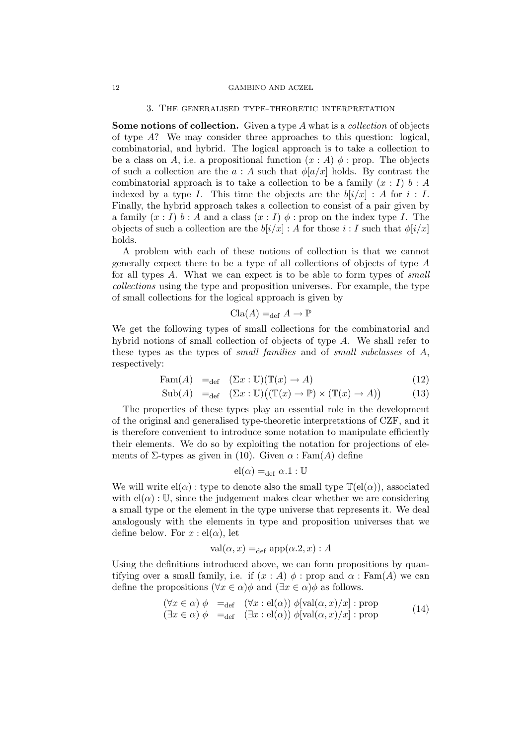## 3. The generalised type-theoretic interpretation

**Some notions of collection.** Given a type $A$ what is a *collection* of objects of type $A$? We may consider three approaches to this question: logical, combinatorial, and hybrid. The logical approach is to take a collection to be a class on $A$, i.e. a propositional function $(x : A)\ \phi : \mathrm{prop}$. The objects of such a collection are the $a : A$ such that $\phi[a/x]$ holds. By contrast the combinatorial approach is to take a collection to be a family $(x : I)\ b : A$ indexed by a type $I$. This time the objects are the $b[i/x] : A$ for $i : I$. Finally, the hybrid approach takes a collection to consist of a pair given by a family $(x : I)\ b : A$ and a class $(x : I)\ \phi : \mathrm{prop}$ on the index type $I$. The objects of such a collection are the $b[i/x] : A$ for those $i : I$ such that $\phi[i/x]$ holds.

A problem with each of these notions of collection is that we cannot generally expect there to be a type of all collections of objects of type $A$ for all types $A$. What we can expect is to be able to form types of *small collections* using the type and proposition universes. For example, the type of small collections for the logical approach is given by

$$\mathrm{Cla}(A) =_{\mathrm{def}} A \rightarrow \mathbb{P}$$

We get the following types of small collections for the combinatorial and hybrid notions of small collection of objects of type $A$. We shall refer to these types as the types of *small families* and of *small subclasses* of $A$, respectively:

$$\mathrm{Fam}(A) \quad =_{\mathrm{def}} \quad (\Sigma x : \mathbb{U})(\mathbb{T}(x) \rightarrow A) \tag{12}$$

$$\mathrm{Sub}(A) \quad =_{\mathrm{def}} \quad (\Sigma x : \mathbb{U})\big((\mathbb{T}(x) \rightarrow \mathbb{P}) \times (\mathbb{T}(x) \rightarrow A)\big) \tag{13}$$

The properties of these types play an essential role in the development of the original and generalised type-theoretic interpretations of CZF, and it is therefore convenient to introduce some notation to manipulate efficiently their elements. We do so by exploiting the notation for projections of elements of $\Sigma$-types as given in (10). Given $\alpha : \mathrm{Fam}(A)$ define

$$\mathrm{el}(\alpha) =_{\mathrm{def}} \alpha.1 : \mathbb{U}$$

We will write $\mathrm{el}(\alpha) : \mathrm{type}$ to denote also the small type $\mathbb{T}(\mathrm{el}(\alpha))$, associated with $\mathrm{el}(\alpha) : \mathbb{U}$, since the judgement makes clear whether we are considering a small type or the element in the type universe that represents it. We deal analogously with the elements in type and proposition universes that we define below. For $x : \mathrm{el}(\alpha)$, let

$$\mathrm{val}(\alpha, x) =_{\mathrm{def}} \mathrm{app}(\alpha.2, x) : A$$

Using the definitions introduced above, we can form propositions by quantifying over a small family, i.e. if $(x : A)\ \phi : \mathrm{prop}$ and $\alpha : \mathrm{Fam}(A)$ we can define the propositions $(\forall x \in \alpha)\phi$ and $(\exists x \in \alpha)\phi$ as follows.

$$\begin{array}{lcl} (\forall x \in \alpha)\ \phi & =_{\mathrm{def}} & (\forall x : \mathrm{el}(\alpha))\ \phi[\mathrm{val}(\alpha, x)/x] : \mathrm{prop} \\ (\exists x \in \alpha)\ \phi & =_{\mathrm{def}} & (\exists x : \mathrm{el}(\alpha))\ \phi[\mathrm{val}(\alpha, x)/x] : \mathrm{prop} \end{array} \tag{14}$$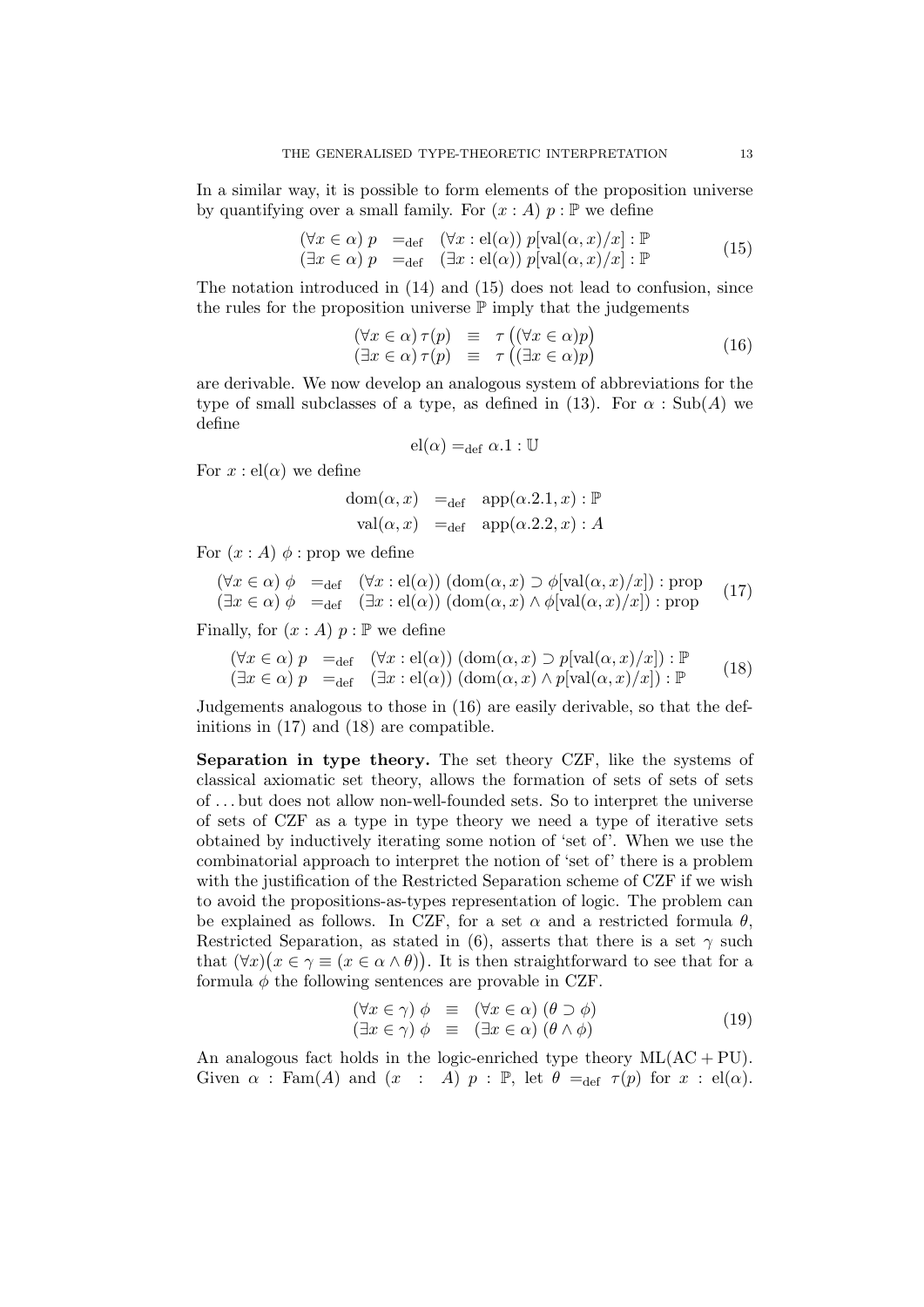In a similar way, it is possible to form elements of the proposition universe by quantifying over a small family. For $(x : A)\ p : \mathbb{P}$ we define

$$
\begin{array}{lcl}
(\forall x \in \alpha)\ p & =_{\text{def}} & (\forall x : \text{el}(\alpha))\ p[\text{val}(\alpha, x)/x] : \mathbb{P} \\
(\exists x \in \alpha)\ p & =_{\text{def}} & (\exists x : \text{el}(\alpha))\ p[\text{val}(\alpha, x)/x] : \mathbb{P}
\end{array}
\tag{15}
$$

The notation introduced in (14) and (15) does not lead to confusion, since the rules for the proposition universe $\mathbb{P}$ imply that the judgements

$$
\begin{array}{lcl}
(\forall x \in \alpha)\, \tau(p) & \equiv & \tau\big((\forall x \in \alpha) p\big) \\
(\exists x \in \alpha)\, \tau(p) & \equiv & \tau\big((\exists x \in \alpha) p\big)
\end{array}
\tag{16}
$$

are derivable. We now develop an analogous system of abbreviations for the type of small subclasses of a type, as defined in (13). For $\alpha : \text{Sub}(A)$ we define

$$
\text{el}(\alpha) =_{\text{def}} \alpha.1 : \mathbb{U}
$$

For $x : \text{el}(\alpha)$ we define

$$
\begin{array}{rcl}
\text{dom}(\alpha, x) & =_{\text{def}} & \text{app}(\alpha.2.1, x) : \mathbb{P} \\
\text{val}(\alpha, x) & =_{\text{def}} & \text{app}(\alpha.2.2, x) : A
\end{array}
$$

For $(x : A)\ \phi : \text{prop}$ we define

$$
\begin{array}{lcl}
(\forall x \in \alpha)\ \phi & =_{\text{def}} & (\forall x : \text{el}(\alpha))\ (\text{dom}(\alpha, x) \supset \phi[\text{val}(\alpha, x)/x]) : \text{prop} \\
(\exists x \in \alpha)\ \phi & =_{\text{def}} & (\exists x : \text{el}(\alpha))\ (\text{dom}(\alpha, x) \wedge \phi[\text{val}(\alpha, x)/x]) : \text{prop}
\end{array}
\tag{17}
$$

Finally, for $(x : A)\ p : \mathbb{P}$ we define

$$
\begin{array}{lcl}
(\forall x \in \alpha)\ p & =_{\text{def}} & (\forall x : \text{el}(\alpha))\ (\text{dom}(\alpha, x) \supset p[\text{val}(\alpha, x)/x]) : \mathbb{P} \\
(\exists x \in \alpha)\ p & =_{\text{def}} & (\exists x : \text{el}(\alpha))\ (\text{dom}(\alpha, x) \wedge p[\text{val}(\alpha, x)/x]) : \mathbb{P}
\end{array}
\tag{18}
$$

Judgements analogous to those in (16) are easily derivable, so that the definitions in (17) and (18) are compatible.

**Separation in type theory.** The set theory CZF, like the systems of classical axiomatic set theory, allows the formation of sets of sets of sets of ... but does not allow non-well-founded sets. So to interpret the universe of sets of CZF as a type in type theory we need a type of iterative sets obtained by inductively iterating some notion of 'set of'. When we use the combinatorial approach to interpret the notion of 'set of' there is a problem with the justification of the Restricted Separation scheme of CZF if we wish to avoid the propositions-as-types representation of logic. The problem can be explained as follows. In CZF, for a set $\alpha$ and a restricted formula $\theta$, Restricted Separation, as stated in (6), asserts that there is a set $\gamma$ such that $(\forall x)\big(x \in \gamma \equiv (x \in \alpha \wedge \theta)\big)$. It is then straightforward to see that for a formula $\phi$ the following sentences are provable in CZF.

$$
\begin{array}{lcl}
(\forall x \in \gamma)\ \phi & \equiv & (\forall x \in \alpha)\ (\theta \supset \phi) \\
(\exists x \in \gamma)\ \phi & \equiv & (\exists x \in \alpha)\ (\theta \wedge \phi)
\end{array}
\tag{19}
$$

An analogous fact holds in the logic-enriched type theory $\text{ML}(\text{AC} + \text{PU})$. Given $\alpha : \text{Fam}(A)$ and $(x : A)\ p : \mathbb{P}$, let $\theta =_{\text{def}} \tau(p)$ for $x : \text{el}(\alpha)$.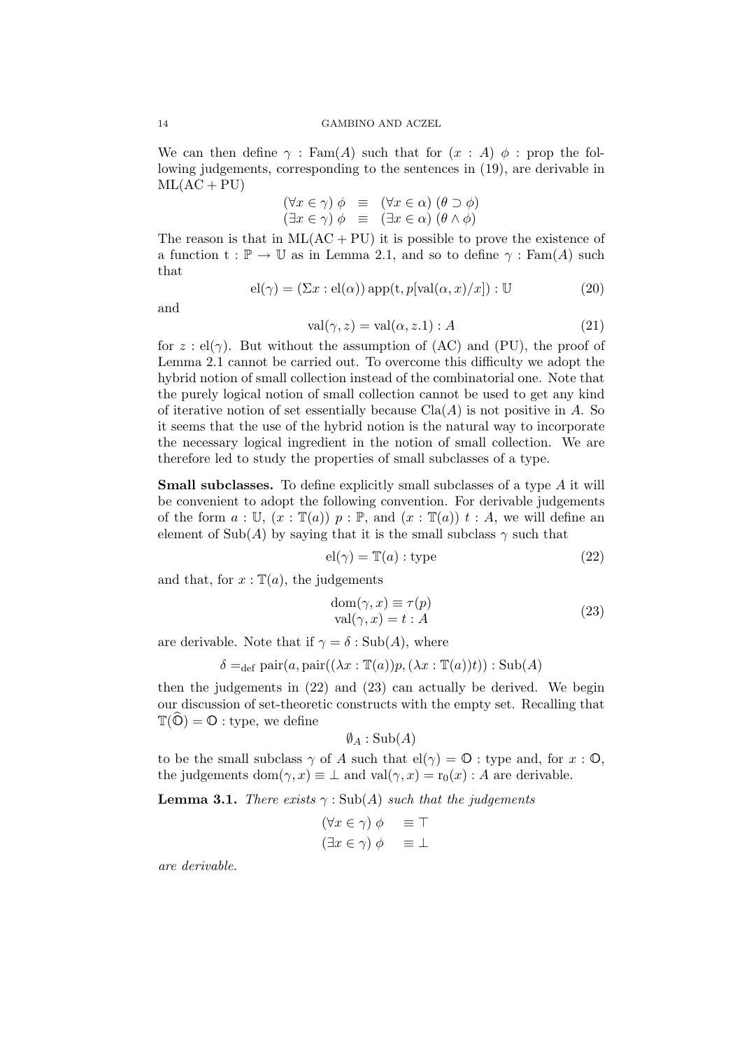We can then define $\gamma : \mathrm{Fam}(A)$ such that for $(x : A)\ \phi : \mathrm{prop}$ the following judgements, corresponding to the sentences in (19), are derivable in $\mathrm{ML}(\mathrm{AC} + \mathrm{PU})$

$$
\begin{array}{lcl}
(\forall x \in \gamma)\ \phi & \equiv & (\forall x \in \alpha)\ (\theta \supset \phi) \\
(\exists x \in \gamma)\ \phi & \equiv & (\exists x \in \alpha)\ (\theta \wedge \phi)
\end{array}
$$

The reason is that in $\mathrm{ML}(\mathrm{AC} + \mathrm{PU})$ it is possible to prove the existence of a function $\mathrm{t} : \mathbb{P} \to \mathbb{U}$ as in Lemma 2.1, and so to define $\gamma : \mathrm{Fam}(A)$ such that

$$
\mathrm{el}(\gamma) = (\Sigma x : \mathrm{el}(\alpha))\, \mathrm{app}(\mathrm{t}, p[\mathrm{val}(\alpha, x)/x]) : \mathbb{U} \tag{20}
$$

and

$$
\mathrm{val}(\gamma, z) = \mathrm{val}(\alpha, z.1) : A \tag{21}
$$

for $z : \mathrm{el}(\gamma)$. But without the assumption of (AC) and (PU), the proof of Lemma 2.1 cannot be carried out. To overcome this difficulty we adopt the hybrid notion of small collection instead of the combinatorial one. Note that the purely logical notion of small collection cannot be used to get any kind of iterative notion of set essentially because $\mathrm{Cla}(A)$ is not positive in $A$. So it seems that the use of the hybrid notion is the natural way to incorporate the necessary logical ingredient in the notion of small collection. We are therefore led to study the properties of small subclasses of a type.

**Small subclasses.** To define explicitly small subclasses of a type $A$ it will be convenient to adopt the following convention. For derivable judgements of the form $a : \mathbb{U}$, $(x : \mathbb{T}(a))\ p : \mathbb{P}$, and $(x : \mathbb{T}(a))\ t : A$, we will define an element of $\mathrm{Sub}(A)$ by saying that it is the small subclass $\gamma$ such that

$$
\mathrm{el}(\gamma) = \mathbb{T}(a) : \mathrm{type} \tag{22}
$$

and that, for $x : \mathbb{T}(a)$, the judgements

$$
\begin{array}{l}
\mathrm{dom}(\gamma, x) \equiv \tau(p) \\
\mathrm{val}(\gamma, x) = t : A
\end{array} \tag{23}
$$

are derivable. Note that if $\gamma = \delta : \mathrm{Sub}(A)$, where

$$
\delta =_{\mathrm{def}} \mathrm{pair}(a, \mathrm{pair}((\lambda x : \mathbb{T}(a))p, (\lambda x : \mathbb{T}(a))t)) : \mathrm{Sub}(A)
$$

then the judgements in (22) and (23) can actually be derived. We begin our discussion of set-theoretic constructs with the empty set. Recalling that $\mathbb{T}(\widehat{\mathbb{O}}) = \mathbb{O} : \mathrm{type}$, we define

$$
\emptyset_A : \mathrm{Sub}(A)
$$

to be the small subclass $\gamma$ of $A$ such that $\mathrm{el}(\gamma) = \mathbb{O} : \mathrm{type}$ and, for $x : \mathbb{O}$, the judgements $\mathrm{dom}(\gamma, x) \equiv \bot$ and $\mathrm{val}(\gamma, x) = \mathrm{r}_0(x) : A$ are derivable.

**Lemma 3.1.** *There exists $\gamma : \mathrm{Sub}(A)$ such that the judgements*

$$
\begin{array}{ll}
(\forall x \in \gamma)\ \phi & \equiv \top \\
(\exists x \in \gamma)\ \phi & \equiv \bot
\end{array}
$$

*are derivable.*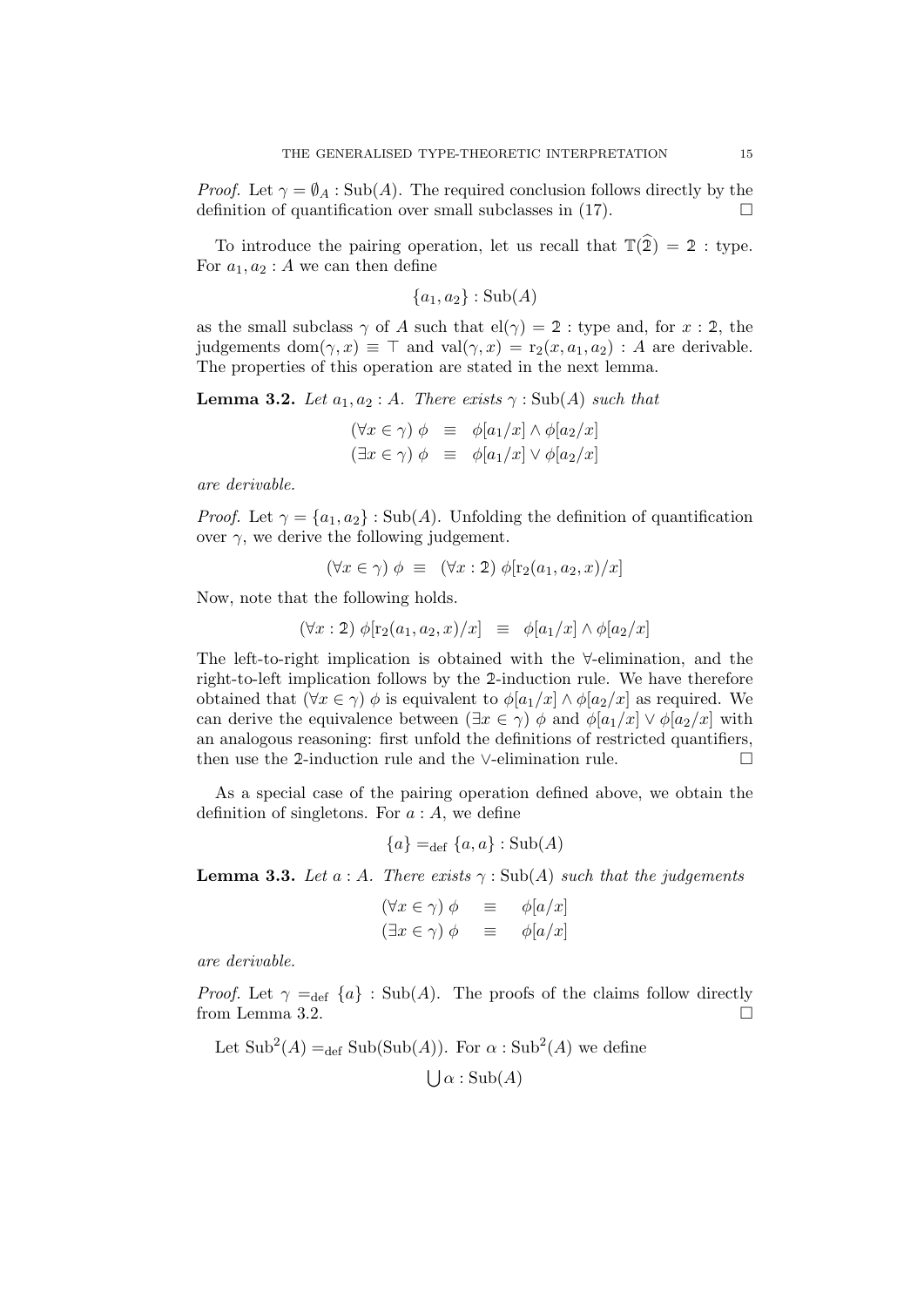*Proof.* Let $\gamma = \emptyset_A : \mathrm{Sub}(A)$. The required conclusion follows directly by the definition of quantification over small subclasses in (17). □

To introduce the pairing operation, let us recall that $\mathbb{T}(\widehat{\mathbb{2}}) = \mathbb{2}$ : type. For $a_1, a_2 : A$ we can then define

$$\{a_1, a_2\} : \mathrm{Sub}(A)$$

as the small subclass $\gamma$ of $A$ such that $\mathrm{el}(\gamma) = \mathbb{2}$ : type and, for $x : \mathbb{2}$, the judgements $\mathrm{dom}(\gamma, x) \equiv \top$ and $\mathrm{val}(\gamma, x) = \mathrm{r}_2(x, a_1, a_2) : A$ are derivable. The properties of this operation are stated in the next lemma.

**Lemma 3.2.** *Let $a_1, a_2 : A$. There exists $\gamma : \mathrm{Sub}(A)$ such that*

$$\begin{aligned} (\forall x \in \gamma)\ \phi \quad &\equiv \quad \phi[a_1/x] \wedge \phi[a_2/x] \\ (\exists x \in \gamma)\ \phi \quad &\equiv \quad \phi[a_1/x] \vee \phi[a_2/x] \end{aligned}$$

*are derivable.*

*Proof.* Let $\gamma = \{a_1, a_2\} : \mathrm{Sub}(A)$. Unfolding the definition of quantification over $\gamma$, we derive the following judgement.

$$(\forall x \in \gamma)\ \phi \ \equiv \ (\forall x : \mathbb{2})\ \phi[\mathrm{r}_2(a_1, a_2, x)/x]$$

Now, note that the following holds.

$$(\forall x : \mathbb{2})\ \phi[\mathrm{r}_2(a_1, a_2, x)/x] \quad \equiv \quad \phi[a_1/x] \wedge \phi[a_2/x]$$

The left-to-right implication is obtained with the $\forall$-elimination, and the right-to-left implication follows by the $\mathbb{2}$-induction rule. We have therefore obtained that $(\forall x \in \gamma)\ \phi$ is equivalent to $\phi[a_1/x] \wedge \phi[a_2/x]$ as required. We can derive the equivalence between $(\exists x \in \gamma)\ \phi$ and $\phi[a_1/x] \vee \phi[a_2/x]$ with an analogous reasoning: first unfold the definitions of restricted quantifiers, then use the $\mathbb{2}$-induction rule and the $\vee$-elimination rule. □

As a special case of the pairing operation defined above, we obtain the definition of singletons. For $a : A$, we define

$$\{a\} =_{\mathrm{def}} \{a, a\} : \mathrm{Sub}(A)$$

**Lemma 3.3.** *Let $a : A$. There exists $\gamma : \mathrm{Sub}(A)$ such that the judgements*

$$\begin{aligned} (\forall x \in \gamma)\ \phi \quad &\equiv \quad \phi[a/x] \\ (\exists x \in \gamma)\ \phi \quad &\equiv \quad \phi[a/x] \end{aligned}$$

*are derivable.*

*Proof.* Let $\gamma =_{\mathrm{def}} \{a\} : \mathrm{Sub}(A)$. The proofs of the claims follow directly from Lemma 3.2. □

Let $\mathrm{Sub}^2(A) =_{\mathrm{def}} \mathrm{Sub}(\mathrm{Sub}(A))$. For $\alpha : \mathrm{Sub}^2(A)$ we define

$$\bigcup \alpha : \mathrm{Sub}(A)$$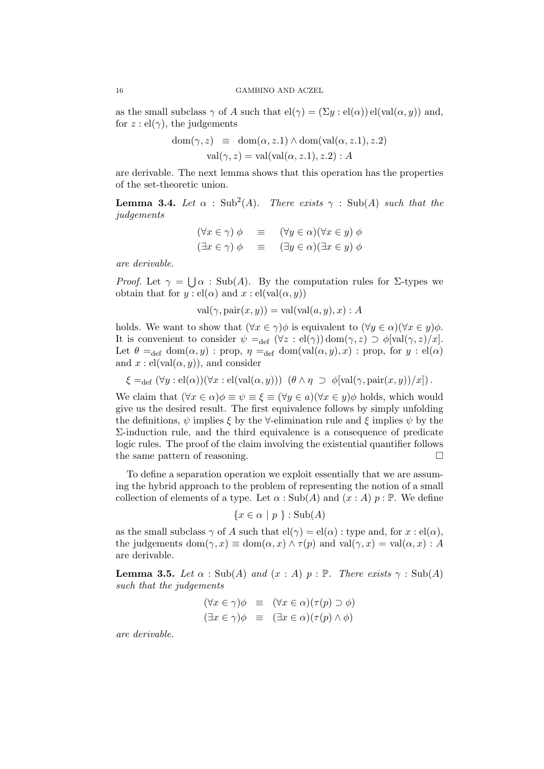as the small subclass $\gamma$ of $A$ such that $\mathrm{el}(\gamma) = (\Sigma y : \mathrm{el}(\alpha))\, \mathrm{el}(\mathrm{val}(\alpha, y))$ and, for $z : \mathrm{el}(\gamma)$, the judgements

$$\mathrm{dom}(\gamma, z) \;\; \equiv \;\; \mathrm{dom}(\alpha, z.1) \wedge \mathrm{dom}(\mathrm{val}(\alpha, z.1), z.2)$$
$$\mathrm{val}(\gamma, z) = \mathrm{val}(\mathrm{val}(\alpha, z.1), z.2) : A$$

are derivable. The next lemma shows that this operation has the properties of the set-theoretic union.

**Lemma 3.4.** *Let $\alpha : \mathrm{Sub}^2(A)$. There exists $\gamma : \mathrm{Sub}(A)$ such that the judgements*

$$(\forall x \in \gamma)\; \phi \quad \equiv \quad (\forall y \in \alpha)(\forall x \in y)\; \phi$$
$$(\exists x \in \gamma)\; \phi \quad \equiv \quad (\exists y \in \alpha)(\exists x \in y)\; \phi$$

*are derivable.*

*Proof.* Let $\gamma = \bigcup \alpha : \mathrm{Sub}(A)$. By the computation rules for $\Sigma$-types we obtain that for $y : \mathrm{el}(\alpha)$ and $x : \mathrm{el}(\mathrm{val}(\alpha, y))$

$$\mathrm{val}(\gamma, \mathrm{pair}(x, y)) = \mathrm{val}(\mathrm{val}(a, y), x) : A$$

holds. We want to show that $(\forall x \in \gamma)\phi$ is equivalent to $(\forall y \in \alpha)(\forall x \in y)\phi$. It is convenient to consider $\psi =_{\mathrm{def}} (\forall z : \mathrm{el}(\gamma))\, \mathrm{dom}(\gamma, z) \supset \phi[\mathrm{val}(\gamma, z)/x]$. Let $\theta =_{\mathrm{def}} \mathrm{dom}(\alpha, y) : \mathrm{prop}$, $\eta =_{\mathrm{def}} \mathrm{dom}(\mathrm{val}(\alpha, y), x) : \mathrm{prop}$, for $y : \mathrm{el}(\alpha)$ and $x : \mathrm{el}(\mathrm{val}(\alpha, y))$, and consider

$$\xi =_{\mathrm{def}} (\forall y : \mathrm{el}(\alpha))(\forall x : \mathrm{el}(\mathrm{val}(\alpha, y)))\;\; (\theta \wedge \eta \;\supset\; \phi[\mathrm{val}(\gamma, \mathrm{pair}(x, y))/x])\,.$$

We claim that $(\forall x \in \alpha)\phi \equiv \psi \equiv \xi \equiv (\forall y \in a)(\forall x \in y)\phi$ holds, which would give us the desired result. The first equivalence follows by simply unfolding the definitions, $\psi$ implies $\xi$ by the $\forall$-elimination rule and $\xi$ implies $\psi$ by the $\Sigma$-induction rule, and the third equivalence is a consequence of predicate logic rules. The proof of the claim involving the existential quantifier follows the same pattern of reasoning. $\square$

To define a separation operation we exploit essentially that we are assuming the hybrid approach to the problem of representing the notion of a small collection of elements of a type. Let $\alpha : \mathrm{Sub}(A)$ and $(x : A)\; p : \mathbb{P}$. We define

$$\{ x \in \alpha \mid p \;\} : \mathrm{Sub}(A)$$

as the small subclass $\gamma$ of $A$ such that $\mathrm{el}(\gamma) = \mathrm{el}(\alpha) : \mathrm{type}$ and, for $x : \mathrm{el}(\alpha)$, the judgements $\mathrm{dom}(\gamma, x) \equiv \mathrm{dom}(\alpha, x) \wedge \tau(p)$ and $\mathrm{val}(\gamma, x) = \mathrm{val}(\alpha, x) : A$ are derivable.

**Lemma 3.5.** *Let $\alpha : \mathrm{Sub}(A)$ and $(x : A)\; p : \mathbb{P}$. There exists $\gamma : \mathrm{Sub}(A)$ such that the judgements*

$$(\forall x \in \gamma)\phi \;\; \equiv \;\; (\forall x \in \alpha)(\tau(p) \supset \phi)$$
$$(\exists x \in \gamma)\phi \;\; \equiv \;\; (\exists x \in \alpha)(\tau(p) \wedge \phi)$$

*are derivable.*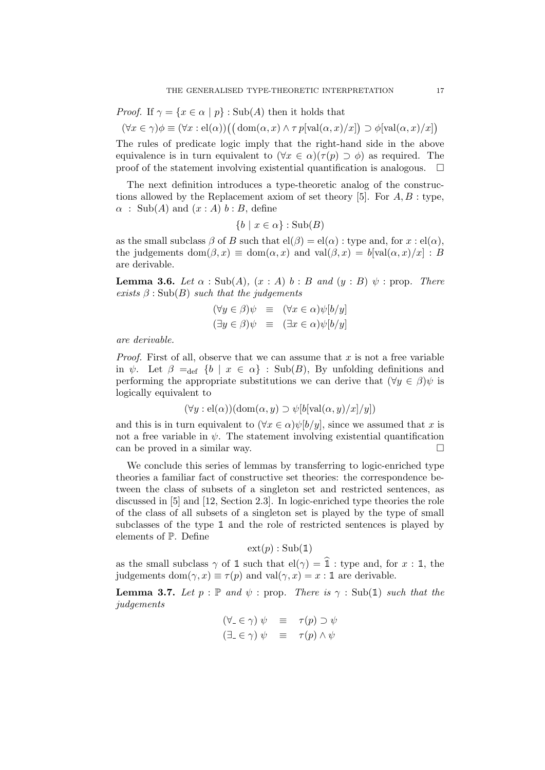*Proof.* If $\gamma = \{x \in \alpha \mid p\} : \mathrm{Sub}(A)$ then it holds that

$$(\forall x \in \gamma)\phi \equiv (\forall x : \mathrm{el}(\alpha))\big(\big(\mathrm{dom}(\alpha, x) \wedge \tau\, p[\mathrm{val}(\alpha, x)/x]\big) \supset \phi[\mathrm{val}(\alpha, x)/x]\big)$$

The rules of predicate logic imply that the right-hand side in the above equivalence is in turn equivalent to $(\forall x \in \alpha)(\tau(p) \supset \phi)$ as required. The proof of the statement involving existential quantification is analogous. $\square$

The next definition introduces a type-theoretic analog of the constructions allowed by the Replacement axiom of set theory [5]. For $A, B$ : type, $\alpha\ :\ \mathrm{Sub}(A)$ and $(x : A)\ b : B$, define

$$\{b \mid x \in \alpha\} : \mathrm{Sub}(B)$$

as the small subclass $\beta$ of $B$ such that $\mathrm{el}(\beta) = \mathrm{el}(\alpha)$ : type and, for $x : \mathrm{el}(\alpha)$, the judgements $\mathrm{dom}(\beta, x) \equiv \mathrm{dom}(\alpha, x)$ and $\mathrm{val}(\beta, x) = b[\mathrm{val}(\alpha, x)/x] : B$ are derivable.

**Lemma 3.6.** *Let $\alpha : \mathrm{Sub}(A)$, $(x : A)\ b : B$ and $(y : B)\ \psi$ : prop. There exists $\beta : \mathrm{Sub}(B)$ such that the judgements*

$$\begin{aligned}(\forall y \in \beta)\psi &\equiv (\forall x \in \alpha)\psi[b/y]\\ (\exists y \in \beta)\psi &\equiv (\exists x \in \alpha)\psi[b/y]\end{aligned}$$

*are derivable.*

*Proof.* First of all, observe that we can assume that $x$ is not a free variable in $\psi$. Let $\beta =_{\mathrm{def}} \{b \mid x \in \alpha\} : \mathrm{Sub}(B)$, By unfolding definitions and performing the appropriate substitutions we can derive that $(\forall y \in \beta)\psi$ is logically equivalent to

$$(\forall y : \mathrm{el}(\alpha))(\mathrm{dom}(\alpha, y) \supset \psi[b[\mathrm{val}(\alpha, y)/x]/y])$$

and this is in turn equivalent to $(\forall x \in \alpha)\psi[b/y]$, since we assumed that $x$ is not a free variable in $\psi$. The statement involving existential quantification can be proved in a similar way. $\square$

We conclude this series of lemmas by transferring to logic-enriched type theories a familiar fact of constructive set theories: the correspondence between the class of subsets of a singleton set and restricted sentences, as discussed in [5] and [12, Section 2.3]. In logic-enriched type theories the role of the class of all subsets of a singleton set is played by the type of small subclasses of the type $\mathbb{1}$ and the role of restricted sentences is played by elements of $\mathbb{P}$. Define

$$\mathrm{ext}(p) : \mathrm{Sub}(\mathbb{1})$$

as the small subclass $\gamma$ of $\mathbb{1}$ such that $\mathrm{el}(\gamma) = \widehat{\mathbb{1}}$ : type and, for $x : \mathbb{1}$, the judgements $\mathrm{dom}(\gamma, x) \equiv \tau(p)$ and $\mathrm{val}(\gamma, x) = x : \mathbb{1}$ are derivable.

**Lemma 3.7.** *Let $p : \mathbb{P}$ and $\psi$ : prop. There is $\gamma : \mathrm{Sub}(\mathbb{1})$ such that the judgements*

$$\begin{aligned}(\forall_{-} \in \gamma)\ \psi &\equiv \tau(p) \supset \psi\\ (\exists_{-} \in \gamma)\ \psi &\equiv \tau(p) \wedge \psi\end{aligned}$$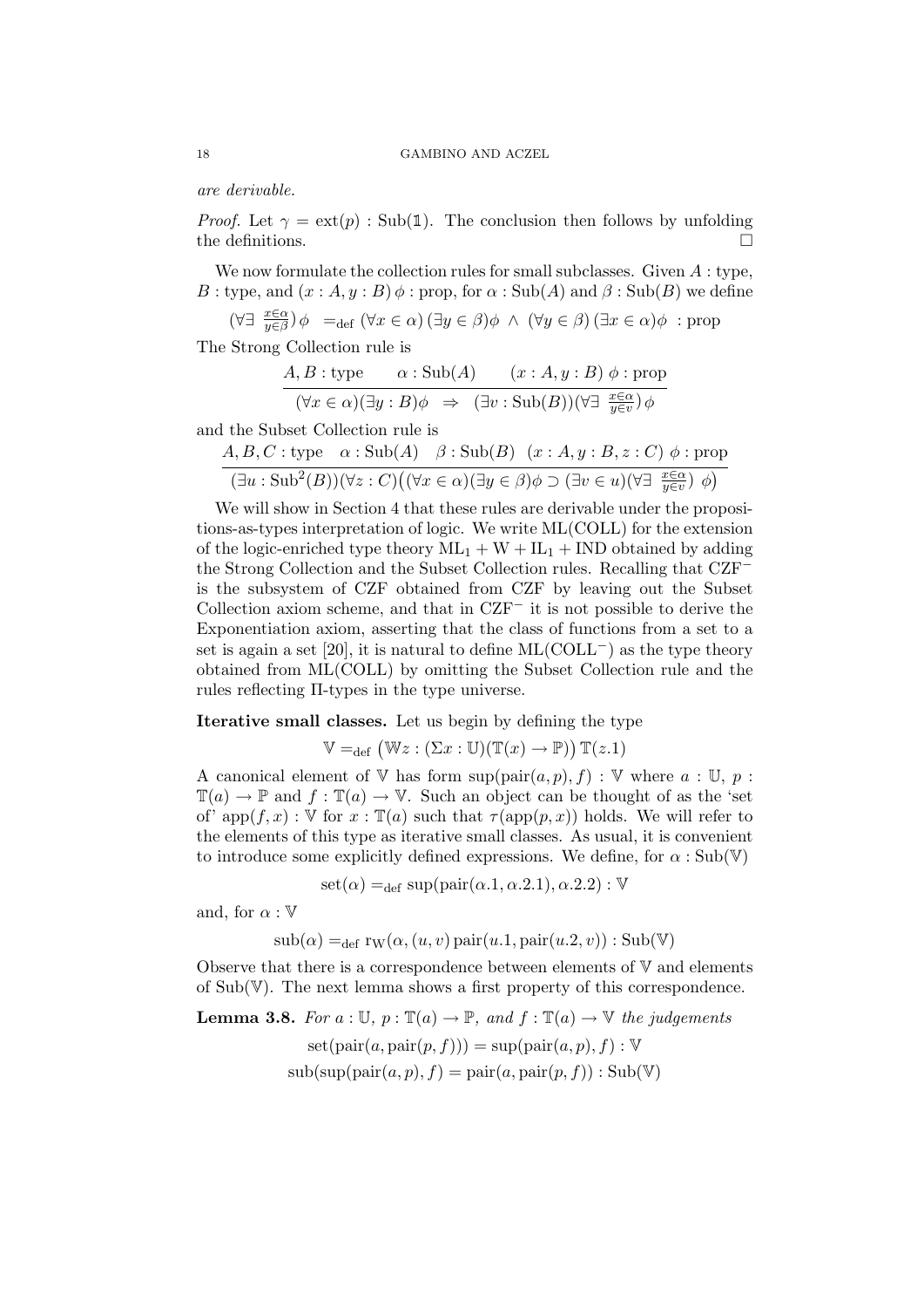*are derivable.*

*Proof.* Let $\gamma = \text{ext}(p) : \text{Sub}(\mathbb{1})$. The conclusion then follows by unfolding the definitions. □

We now formulate the collection rules for small subclasses. Given $A$ : type, $B$ : type, and $(x : A, y : B)\, \phi$ : prop, for $\alpha : \text{Sub}(A)$ and $\beta : \text{Sub}(B)$ we define

$$(\forall\exists\ \tfrac{x\in\alpha}{y\in\beta})\,\phi \ =_{\text{def}}\ (\forall x \in \alpha)\,(\exists y \in \beta)\phi \ \wedge\ (\forall y \in \beta)\,(\exists x \in \alpha)\phi \ : \text{prop}$$

The Strong Collection rule is

$$\frac{A, B : \text{type} \qquad \alpha : \text{Sub}(A) \qquad (x : A, y : B)\ \phi : \text{prop}}{(\forall x \in \alpha)(\exists y : B)\phi \ \Rightarrow\ (\exists v : \text{Sub}(B))(\forall\exists\ \tfrac{x\in\alpha}{y\in v})\,\phi}$$

and the Subset Collection rule is

$$\frac{A, B, C : \text{type} \quad \alpha : \text{Sub}(A) \quad \beta : \text{Sub}(B) \quad (x : A, y : B, z : C)\ \phi : \text{prop}}{(\exists u : \text{Sub}^2(B))(\forall z : C)\big((\forall x \in \alpha)(\exists y \in \beta)\phi \supset (\exists v \in u)(\forall\exists\ \tfrac{x\in\alpha}{y\in v})\ \phi\big)}$$

We will show in Section 4 that these rules are derivable under the propositions-as-types interpretation of logic. We write ML(COLL) for the extension of the logic-enriched type theory $\text{ML}_1 + \text{W} + \text{IL}_1 + \text{IND}$ obtained by adding the Strong Collection and the Subset Collection rules. Recalling that $\text{CZF}^-$ is the subsystem of CZF obtained from CZF by leaving out the Subset Collection axiom scheme, and that in $\text{CZF}^-$ it is not possible to derive the Exponentiation axiom, asserting that the class of functions from a set to a set is again a set [20], it is natural to define $\text{ML}(\text{COLL}^-)$ as the type theory obtained from ML(COLL) by omitting the Subset Collection rule and the rules reflecting Π-types in the type universe.

**Iterative small classes.** Let us begin by defining the type

$$\mathbb{V} =_{\text{def}} \big(\mathbb{W}z : (\Sigma x : \mathbb{U})(\mathbb{T}(x) \to \mathbb{P})\big)\,\mathbb{T}(z.1)$$

A canonical element of $\mathbb{V}$ has form $\text{sup}(\text{pair}(a, p), f) : \mathbb{V}$ where $a : \mathbb{U}$, $p : \mathbb{T}(a) \to \mathbb{P}$ and $f : \mathbb{T}(a) \to \mathbb{V}$. Such an object can be thought of as the 'set of' $\text{app}(f, x) : \mathbb{V}$ for $x : \mathbb{T}(a)$ such that $\tau(\text{app}(p, x))$ holds. We will refer to the elements of this type as iterative small classes. As usual, it is convenient to introduce some explicitly defined expressions. We define, for $\alpha : \text{Sub}(\mathbb{V})$

$$\text{set}(\alpha) =_{\text{def}} \text{sup}(\text{pair}(\alpha.1, \alpha.2.1), \alpha.2.2) : \mathbb{V}$$

and, for $\alpha : \mathbb{V}$

$$\text{sub}(\alpha) =_{\text{def}} \text{r}_{\text{W}}(\alpha, (u, v)\, \text{pair}(u.1, \text{pair}(u.2, v)) : \text{Sub}(\mathbb{V})$$

Observe that there is a correspondence between elements of $\mathbb{V}$ and elements of $\text{Sub}(\mathbb{V})$. The next lemma shows a first property of this correspondence.

**Lemma 3.8.** *For $a : \mathbb{U}$, $p : \mathbb{T}(a) \to \mathbb{P}$, and $f : \mathbb{T}(a) \to \mathbb{V}$ the judgements*

$$\text{set}(\text{pair}(a, \text{pair}(p, f))) = \text{sup}(\text{pair}(a, p), f) : \mathbb{V}$$
$$\text{sub}(\text{sup}(\text{pair}(a, p), f) = \text{pair}(a, \text{pair}(p, f)) : \text{Sub}(\mathbb{V})$$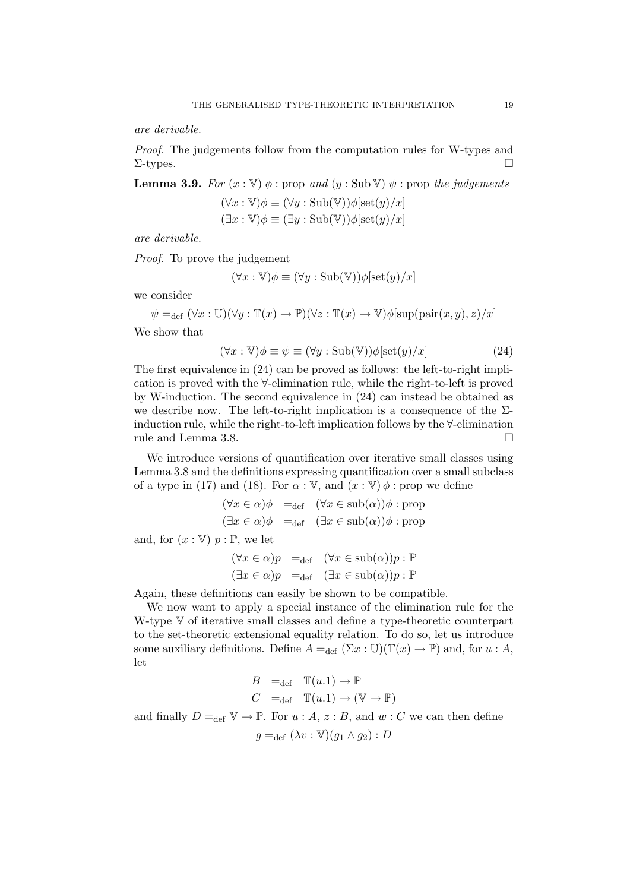*are derivable.*

*Proof.* The judgements follow from the computation rules for W-types and $\Sigma$-types. $\square$

**Lemma 3.9.** *For* $(x : \mathbb{V})\ \phi : \text{prop}$ *and* $(y : \text{Sub}\,\mathbb{V})\ \psi : \text{prop}$ *the judgements*

$$(\forall x : \mathbb{V})\phi \equiv (\forall y : \text{Sub}(\mathbb{V}))\phi[\text{set}(y)/x]$$
$$(\exists x : \mathbb{V})\phi \equiv (\exists y : \text{Sub}(\mathbb{V}))\phi[\text{set}(y)/x]$$

*are derivable.*

*Proof.* To prove the judgement

$$(\forall x : \mathbb{V})\phi \equiv (\forall y : \text{Sub}(\mathbb{V}))\phi[\text{set}(y)/x]$$

we consider

$$\psi =_{\text{def}} (\forall x : \mathbb{U})(\forall y : \mathbb{T}(x) \to \mathbb{P})(\forall z : \mathbb{T}(x) \to \mathbb{V})\phi[\text{sup}(\text{pair}(x, y), z)/x]$$

We show that

$$(\forall x : \mathbb{V})\phi \equiv \psi \equiv (\forall y : \text{Sub}(\mathbb{V}))\phi[\text{set}(y)/x] \tag{24}$$

The first equivalence in (24) can be proved as follows: the left-to-right implication is proved with the $\forall$-elimination rule, while the right-to-left is proved by W-induction. The second equivalence in (24) can instead be obtained as we describe now. The left-to-right implication is a consequence of the $\Sigma$-induction rule, while the right-to-left implication follows by the $\forall$-elimination rule and Lemma 3.8. $\square$

We introduce versions of quantification over iterative small classes using Lemma 3.8 and the definitions expressing quantification over a small subclass of a type in (17) and (18). For $\alpha : \mathbb{V}$, and $(x : \mathbb{V})\ \phi : \text{prop}$ we define

$$(\forall x \in \alpha)\phi \quad =_{\text{def}} \quad (\forall x \in \text{sub}(\alpha))\phi : \text{prop}$$
$$(\exists x \in \alpha)\phi \quad =_{\text{def}} \quad (\exists x \in \text{sub}(\alpha))\phi : \text{prop}$$

and, for $(x : \mathbb{V})\ p : \mathbb{P}$, we let

$$(\forall x \in \alpha)p \quad =_{\text{def}} \quad (\forall x \in \text{sub}(\alpha))p : \mathbb{P}$$
$$(\exists x \in \alpha)p \quad =_{\text{def}} \quad (\exists x \in \text{sub}(\alpha))p : \mathbb{P}$$

Again, these definitions can easily be shown to be compatible.

We now want to apply a special instance of the elimination rule for the W-type $\mathbb{V}$ of iterative small classes and define a type-theoretic counterpart to the set-theoretic extensional equality relation. To do so, let us introduce some auxiliary definitions. Define $A =_{\text{def}} (\Sigma x : \mathbb{U})(\mathbb{T}(x) \to \mathbb{P})$ and, for $u : A$, let

$$B \quad =_{\text{def}} \quad \mathbb{T}(u.1) \to \mathbb{P}$$
$$C \quad =_{\text{def}} \quad \mathbb{T}(u.1) \to (\mathbb{V} \to \mathbb{P})$$

and finally $D =_{\text{def}} \mathbb{V} \to \mathbb{P}$. For $u : A$, $z : B$, and $w : C$ we can then define

$$g =_{\text{def}} (\lambda v : \mathbb{V})(g_1 \wedge g_2) : D$$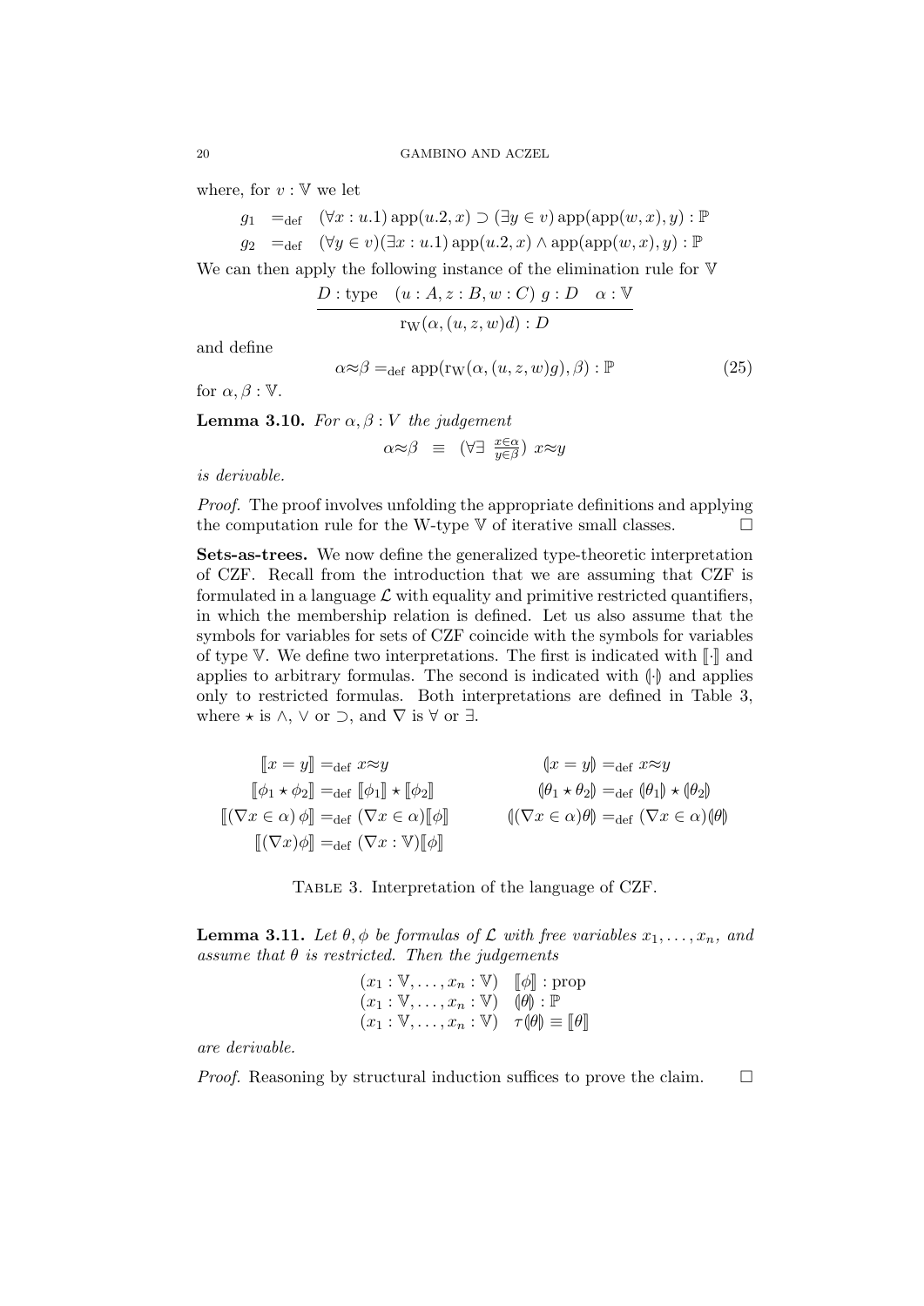where, for $v : \mathbb{V}$ we let

$$g_1 \;=_{\text{def}}\; (\forall x : u.1)\, \text{app}(u.2, x) \supset (\exists y \in v)\, \text{app}(\text{app}(w, x), y) : \mathbb{P}$$

$$g_2 \;=_{\text{def}}\; (\forall y \in v)(\exists x : u.1)\, \text{app}(u.2, x) \wedge \text{app}(\text{app}(w, x), y) : \mathbb{P}$$

We can then apply the following instance of the elimination rule for $\mathbb{V}$

$$\frac{D : \text{type} \quad (u : A, z : B, w : C)\ g : D \quad \alpha : \mathbb{V}}{\text{r}_{\text{W}}(\alpha, (u, z, w)d) : D}$$

and define

$$\alpha \approx \beta =_{\text{def}} \text{app}(\text{r}_{\text{W}}(\alpha, (u, z, w)g), \beta) : \mathbb{P} \tag{25}$$

for $\alpha, \beta : \mathbb{V}$.

**Lemma 3.10.** *For $\alpha, \beta : V$ the judgement*

$$\alpha \approx \beta \quad \equiv \quad (\forall \exists \ {\textstyle\frac{x \in \alpha}{y \in \beta}})\ x \approx y$$

*is derivable.*

*Proof.* The proof involves unfolding the appropriate definitions and applying the computation rule for the W-type $\mathbb{V}$ of iterative small classes. □

**Sets-as-trees.** We now define the generalized type-theoretic interpretation of CZF. Recall from the introduction that we are assuming that CZF is formulated in a language $\mathcal{L}$ with equality and primitive restricted quantifiers, in which the membership relation is defined. Let us also assume that the symbols for variables for sets of CZF coincide with the symbols for variables of type $\mathbb{V}$. We define two interpretations. The first is indicated with $[\![\cdot]\!]$ and applies to arbitrary formulas. The second is indicated with $(\!|\cdot|\!)$ and applies only to restricted formulas. Both interpretations are defined in Table 3, where $\star$ is $\wedge$, $\vee$ or $\supset$, and $\nabla$ is $\forall$ or $\exists$.

| | |
|---|---|
| $[\![x = y]\!] =_{\text{def}} x \approx y$ | $(\!|x = y|\!) =_{\text{def}} x \approx y$ |
| $[\![\phi_1 \star \phi_2]\!] =_{\text{def}} [\![\phi_1]\!] \star [\![\phi_2]\!]$ | $(\!|\theta_1 \star \theta_2|\!) =_{\text{def}} (\!|\theta_1|\!) \star (\!|\theta_2|\!)$ |
| $[\![(\nabla x \in \alpha)\, \phi]\!] =_{\text{def}} (\nabla x \in \alpha)[\![\phi]\!]$ | $(\!|(\nabla x \in \alpha)\theta|\!) =_{\text{def}} (\nabla x \in \alpha)(\!|\theta|\!)$ |
| $[\![(\nabla x)\phi]\!] =_{\text{def}} (\nabla x : \mathbb{V})[\![\phi]\!]$ | |

TABLE 3. Interpretation of the language of CZF.

**Lemma 3.11.** *Let $\theta, \phi$ be formulas of $\mathcal{L}$ with free variables $x_1, \ldots, x_n$, and assume that $\theta$ is restricted. Then the judgements*

$$(x_1 : \mathbb{V}, \ldots, x_n : \mathbb{V}) \quad [\![\phi]\!] : \text{prop}$$

$$(x_1 : \mathbb{V}, \ldots, x_n : \mathbb{V}) \quad (\!|\theta|\!) : \mathbb{P}$$

$$(x_1 : \mathbb{V}, \ldots, x_n : \mathbb{V}) \quad \tau(\!|\theta|\!) \equiv [\![\theta]\!]$$

*are derivable.*

*Proof.* Reasoning by structural induction suffices to prove the claim. □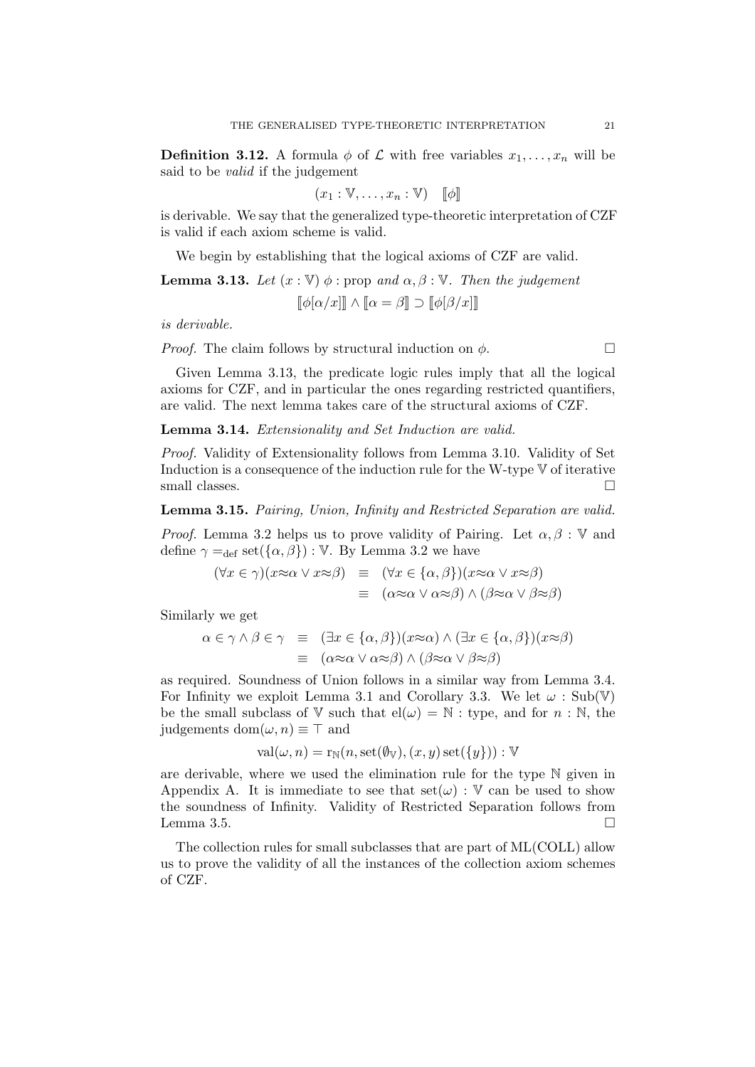**Definition 3.12.** A formula $\phi$ of $\mathcal{L}$ with free variables $x_1, \ldots, x_n$ will be said to be *valid* if the judgement

$$(x_1 : \mathbb{V}, \ldots, x_n : \mathbb{V}) \quad [\![\phi]\!]$$

is derivable. We say that the generalized type-theoretic interpretation of CZF is valid if each axiom scheme is valid.

We begin by establishing that the logical axioms of CZF are valid.

**Lemma 3.13.** *Let* $(x : \mathbb{V})\ \phi : \text{prop}$ *and* $\alpha, \beta : \mathbb{V}$*. Then the judgement*

$$[\![\phi[\alpha/x]]\!] \wedge [\![\alpha = \beta]\!] \supset [\![\phi[\beta/x]]\!]$$

*is derivable.*

*Proof.* The claim follows by structural induction on $\phi$. □

Given Lemma 3.13, the predicate logic rules imply that all the logical axioms for CZF, and in particular the ones regarding restricted quantifiers, are valid. The next lemma takes care of the structural axioms of CZF.

**Lemma 3.14.** *Extensionality and Set Induction are valid.*

*Proof.* Validity of Extensionality follows from Lemma 3.10. Validity of Set Induction is a consequence of the induction rule for the W-type $\mathbb{V}$ of iterative small classes. □

**Lemma 3.15.** *Pairing, Union, Infinity and Restricted Separation are valid.*

*Proof.* Lemma 3.2 helps us to prove validity of Pairing. Let $\alpha, \beta : \mathbb{V}$ and define $\gamma =_{\text{def}} \text{set}(\{\alpha, \beta\}) : \mathbb{V}$. By Lemma 3.2 we have

$$\begin{aligned}
(\forall x \in \gamma)(x \approx \alpha \vee x \approx \beta) &\equiv (\forall x \in \{\alpha, \beta\})(x \approx \alpha \vee x \approx \beta) \\
&\equiv (\alpha \approx \alpha \vee \alpha \approx \beta) \wedge (\beta \approx \alpha \vee \beta \approx \beta)
\end{aligned}$$

Similarly we get

$$\begin{aligned}
\alpha \in \gamma \wedge \beta \in \gamma &\equiv (\exists x \in \{\alpha, \beta\})(x \approx \alpha) \wedge (\exists x \in \{\alpha, \beta\})(x \approx \beta) \\
&\equiv (\alpha \approx \alpha \vee \alpha \approx \beta) \wedge (\beta \approx \alpha \vee \beta \approx \beta)
\end{aligned}$$

as required. Soundness of Union follows in a similar way from Lemma 3.4. For Infinity we exploit Lemma 3.1 and Corollary 3.3. We let $\omega : \text{Sub}(\mathbb{V})$ be the small subclass of $\mathbb{V}$ such that $\text{el}(\omega) = \mathbb{N} : \text{type}$, and for $n : \mathbb{N}$, the judgements $\text{dom}(\omega, n) \equiv \top$ and

$$\text{val}(\omega, n) = \text{r}_{\mathbb{N}}(n, \text{set}(\emptyset_{\mathbb{V}}), (x, y)\,\text{set}(\{y\})) : \mathbb{V}$$

are derivable, where we used the elimination rule for the type $\mathbb{N}$ given in Appendix A. It is immediate to see that $\text{set}(\omega) : \mathbb{V}$ can be used to show the soundness of Infinity. Validity of Restricted Separation follows from Lemma 3.5. □

The collection rules for small subclasses that are part of ML(COLL) allow us to prove the validity of all the instances of the collection axiom schemes of CZF.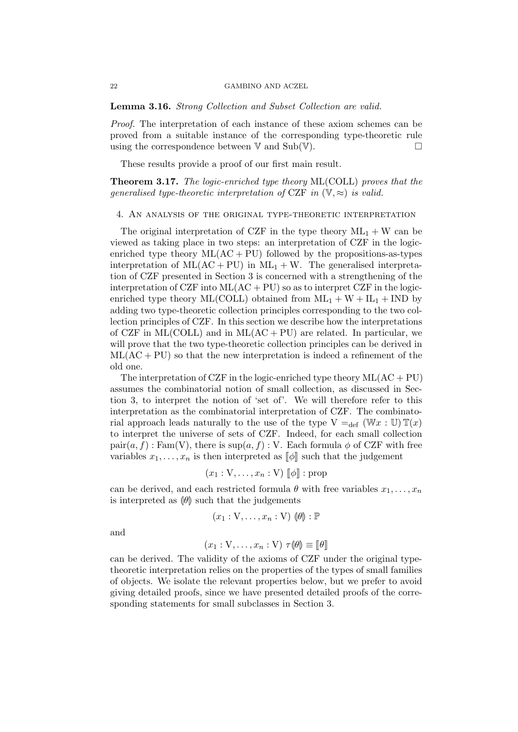**Lemma 3.16.** *Strong Collection and Subset Collection are valid.*

*Proof.* The interpretation of each instance of these axiom schemes can be proved from a suitable instance of the corresponding type-theoretic rule using the correspondence between $\mathbb{V}$ and $\mathrm{Sub}(\mathbb{V})$. $\square$

These results provide a proof of our first main result.

**Theorem 3.17.** *The logic-enriched type theory* $\mathrm{ML(COLL)}$ *proves that the generalised type-theoretic interpretation of* CZF *in* $(\mathbb{V}, \approx)$ *is valid.*

## 4. An analysis of the original type-theoretic interpretation

The original interpretation of CZF in the type theory $\mathrm{ML}_1 + \mathrm{W}$ can be viewed as taking place in two steps: an interpretation of CZF in the logic-enriched type theory $\mathrm{ML(AC + PU)}$ followed by the propositions-as-types interpretation of $\mathrm{ML(AC + PU)}$ in $\mathrm{ML}_1 + \mathrm{W}$. The generalised interpretation of CZF presented in Section 3 is concerned with a strengthening of the interpretation of CZF into $\mathrm{ML(AC + PU)}$ so as to interpret CZF in the logic-enriched type theory $\mathrm{ML(COLL)}$ obtained from $\mathrm{ML}_1 + \mathrm{W} + \mathrm{IL}_1 + \mathrm{IND}$ by adding two type-theoretic collection principles corresponding to the two collection principles of CZF. In this section we describe how the interpretations of CZF in $\mathrm{ML(COLL)}$ and in $\mathrm{ML(AC + PU)}$ are related. In particular, we will prove that the two type-theoretic collection principles can be derived in $\mathrm{ML(AC + PU)}$ so that the new interpretation is indeed a refinement of the old one.

The interpretation of CZF in the logic-enriched type theory $\mathrm{ML(AC + PU)}$ assumes the combinatorial notion of small collection, as discussed in Section 3, to interpret the notion of 'set of'. We will therefore refer to this interpretation as the combinatorial interpretation of CZF. The combinatorial approach leads naturally to the use of the type $\mathrm{V} =_{\mathrm{def}} (\mathbb{W}x : \mathbb{U})\, \mathbb{T}(x)$ to interpret the universe of sets of CZF. Indeed, for each small collection $\mathrm{pair}(a, f) : \mathrm{Fam}(\mathrm{V})$, there is $\sup(a, f) : \mathrm{V}$. Each formula $\phi$ of CZF with free variables $x_1, \ldots, x_n$ is then interpreted as $[\![\phi]\!]$ such that the judgement

$$(x_1 : \mathrm{V}, \ldots, x_n : \mathrm{V})\ [\![\phi]\!] : \mathrm{prop}$$

can be derived, and each restricted formula $\theta$ with free variables $x_1, \ldots, x_n$ is interpreted as $(\!|\theta|\!)$ such that the judgements

$$(x_1 : \mathrm{V}, \ldots, x_n : \mathrm{V})\ (\!|\theta|\!) : \mathbb{P}$$

and

$$(x_1 : \mathrm{V}, \ldots, x_n : \mathrm{V})\ \tau(\!|\theta|\!) \equiv [\![\theta]\!]$$

can be derived. The validity of the axioms of CZF under the original type-theoretic interpretation relies on the properties of the types of small families of objects. We isolate the relevant properties below, but we prefer to avoid giving detailed proofs, since we have presented detailed proofs of the corresponding statements for small subclasses in Section 3.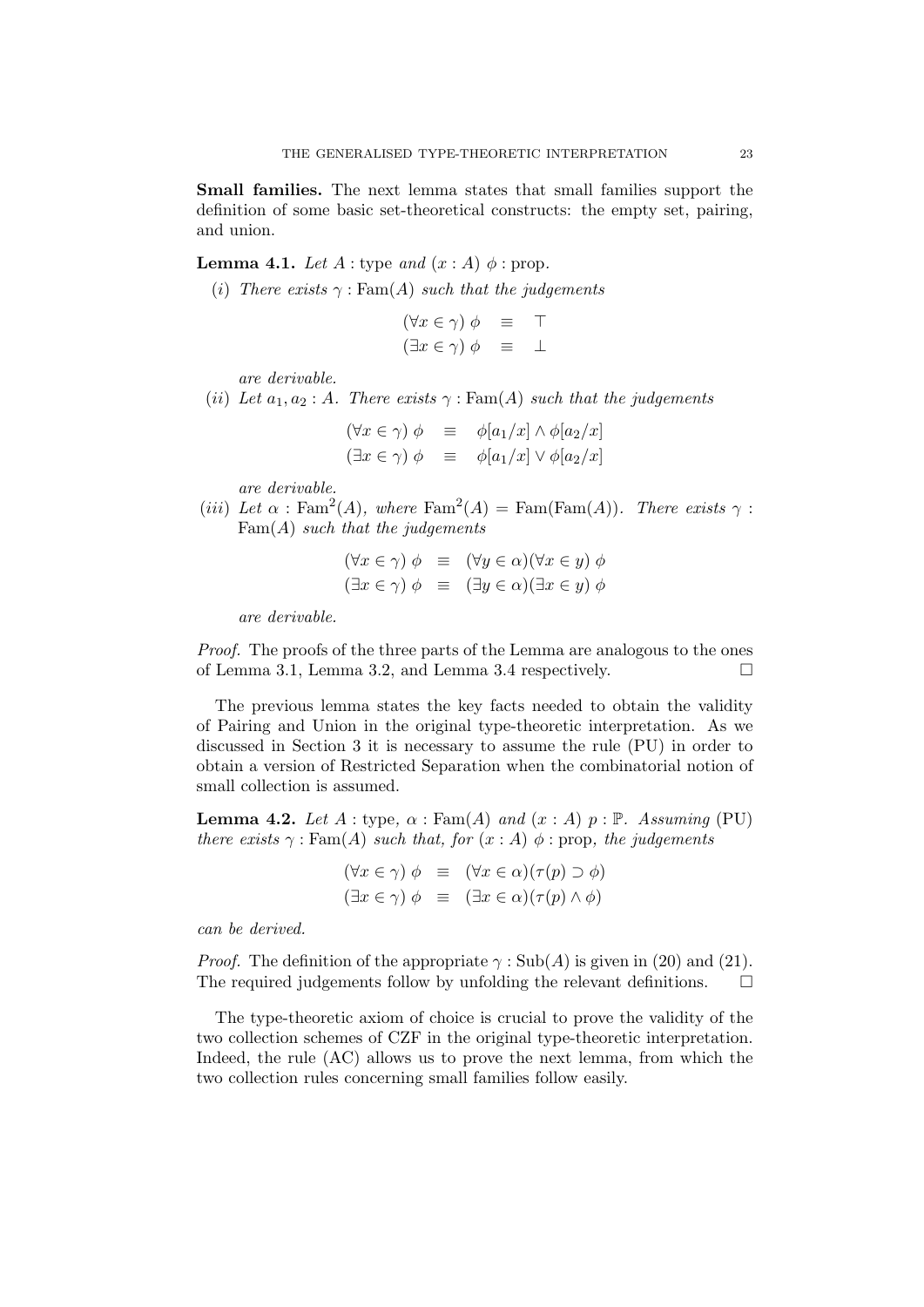**Small families.** The next lemma states that small families support the definition of some basic set-theoretical constructs: the empty set, pairing, and union.

**Lemma 4.1.** *Let* $A : \text{type}$ *and* $(x : A)\ \phi : \text{prop}$.

(*i*) *There exists* $\gamma : \text{Fam}(A)$ *such that the judgements*

$$
\begin{array}{rcl}
(\forall x \in \gamma)\ \phi & \equiv & \top \\
(\exists x \in \gamma)\ \phi & \equiv & \bot
\end{array}
$$

*are derivable.*

(*ii*) *Let* $a_1, a_2 : A$. *There exists* $\gamma : \text{Fam}(A)$ *such that the judgements*

$$
\begin{array}{rcl}
(\forall x \in \gamma)\ \phi & \equiv & \phi[a_1/x] \wedge \phi[a_2/x] \\
(\exists x \in \gamma)\ \phi & \equiv & \phi[a_1/x] \vee \phi[a_2/x]
\end{array}
$$

*are derivable.*

(*iii*) *Let* $\alpha : \text{Fam}^2(A)$, *where* $\text{Fam}^2(A) = \text{Fam}(\text{Fam}(A))$. *There exists* $\gamma : \text{Fam}(A)$ *such that the judgements*

$$
\begin{array}{rcl}
(\forall x \in \gamma)\ \phi & \equiv & (\forall y \in \alpha)(\forall x \in y)\ \phi \\
(\exists x \in \gamma)\ \phi & \equiv & (\exists y \in \alpha)(\exists x \in y)\ \phi
\end{array}
$$

*are derivable.*

*Proof.* The proofs of the three parts of the Lemma are analogous to the ones of Lemma 3.1, Lemma 3.2, and Lemma 3.4 respectively. □

The previous lemma states the key facts needed to obtain the validity of Pairing and Union in the original type-theoretic interpretation. As we discussed in Section 3 it is necessary to assume the rule (PU) in order to obtain a version of Restricted Separation when the combinatorial notion of small collection is assumed.

**Lemma 4.2.** *Let* $A : \text{type}$, $\alpha : \text{Fam}(A)$ *and* $(x : A)\ p : \mathbb{P}$. *Assuming* (PU) *there exists* $\gamma : \text{Fam}(A)$ *such that, for* $(x : A)\ \phi : \text{prop}$, *the judgements*

$$
\begin{array}{rcl}
(\forall x \in \gamma)\ \phi & \equiv & (\forall x \in \alpha)(\tau(p) \supset \phi) \\
(\exists x \in \gamma)\ \phi & \equiv & (\exists x \in \alpha)(\tau(p) \wedge \phi)
\end{array}
$$

*can be derived.*

*Proof.* The definition of the appropriate $\gamma : \text{Sub}(A)$ is given in (20) and (21). The required judgements follow by unfolding the relevant definitions. □

The type-theoretic axiom of choice is crucial to prove the validity of the two collection schemes of CZF in the original type-theoretic interpretation. Indeed, the rule (AC) allows us to prove the next lemma, from which the two collection rules concerning small families follow easily.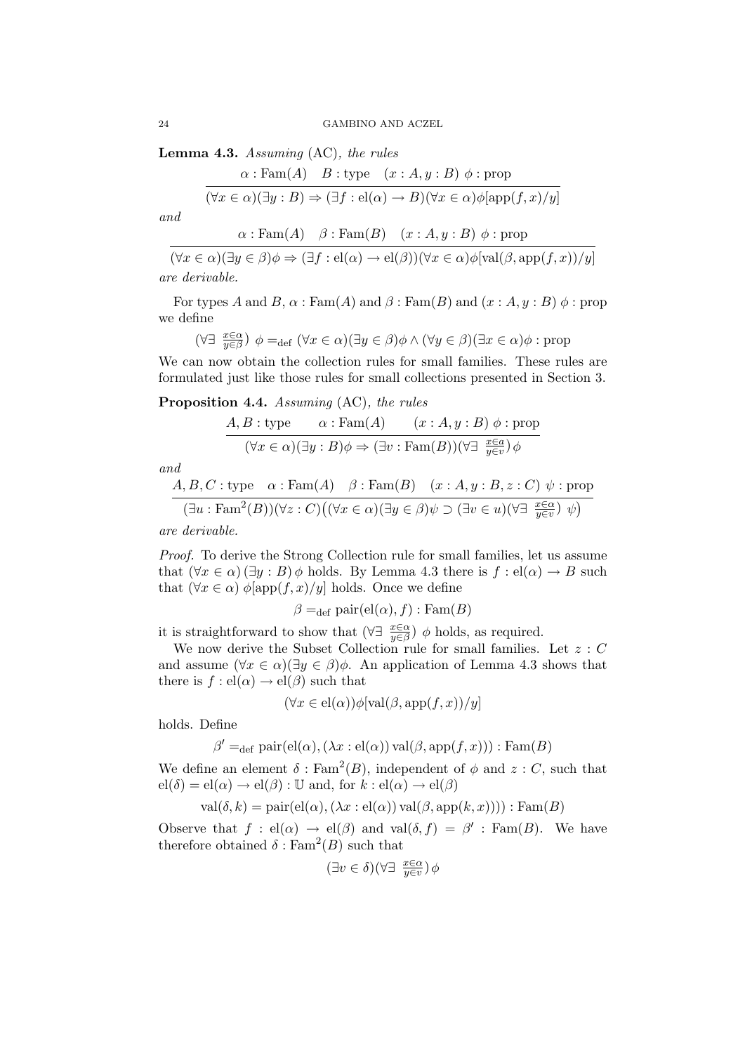**Lemma 4.3.** *Assuming* (AC)*, the rules*

$$\frac{\alpha : \mathrm{Fam}(A) \quad B : \mathrm{type} \quad (x : A, y : B)\ \phi : \mathrm{prop}}{(\forall x \in \alpha)(\exists y : B) \Rightarrow (\exists f : \mathrm{el}(\alpha) \to B)(\forall x \in \alpha)\phi[\mathrm{app}(f, x)/y]}$$

*and*

$$\frac{\alpha : \mathrm{Fam}(A) \quad \beta : \mathrm{Fam}(B) \quad (x : A, y : B)\ \phi : \mathrm{prop}}{(\forall x \in \alpha)(\exists y \in \beta)\phi \Rightarrow (\exists f : \mathrm{el}(\alpha) \to \mathrm{el}(\beta))(\forall x \in \alpha)\phi[\mathrm{val}(\beta, \mathrm{app}(f, x))/y]}$$

*are derivable.*

For types $A$ and $B$, $\alpha : \mathrm{Fam}(A)$ and $\beta : \mathrm{Fam}(B)$ and $(x : A, y : B)\ \phi : \mathrm{prop}$ we define

$$(\forall\exists\ {\textstyle\frac{x\in\alpha}{y\in\beta}})\ \phi =_{\mathrm{def}} (\forall x \in \alpha)(\exists y \in \beta)\phi \wedge (\forall y \in \beta)(\exists x \in \alpha)\phi : \mathrm{prop}$$

We can now obtain the collection rules for small families. These rules are formulated just like those rules for small collections presented in Section 3.

**Proposition 4.4.** *Assuming* (AC)*, the rules*

$$\frac{A, B : \mathrm{type} \qquad \alpha : \mathrm{Fam}(A) \qquad (x : A, y : B)\ \phi : \mathrm{prop}}{(\forall x \in \alpha)(\exists y : B)\phi \Rightarrow (\exists v : \mathrm{Fam}(B))(\forall\exists\ {\textstyle\frac{x\in a}{y\in v}})\,\phi}$$

*and*

$$\frac{A, B, C : \mathrm{type} \quad \alpha : \mathrm{Fam}(A) \quad \beta : \mathrm{Fam}(B) \quad (x : A, y : B, z : C)\ \psi : \mathrm{prop}}{(\exists u : \mathrm{Fam}^2(B))(\forall z : C)\big((\forall x \in \alpha)(\exists y \in \beta)\psi \supset (\exists v \in u)(\forall\exists\ {\textstyle\frac{x\in\alpha}{y\in v}})\ \psi\big)}$$

*are derivable.*

*Proof.* To derive the Strong Collection rule for small families, let us assume that $(\forall x \in \alpha)\,(\exists y : B)\,\phi$ holds. By Lemma 4.3 there is $f : \mathrm{el}(\alpha) \to B$ such that $(\forall x \in \alpha)\ \phi[\mathrm{app}(f, x)/y]$ holds. Once we define

$$\beta =_{\mathrm{def}} \mathrm{pair}(\mathrm{el}(\alpha), f) : \mathrm{Fam}(B)$$

it is straightforward to show that $(\forall\exists\ {\textstyle\frac{x\in\alpha}{y\in\beta}})\ \phi$ holds, as required.

We now derive the Subset Collection rule for small families. Let $z : C$ and assume $(\forall x \in \alpha)(\exists y \in \beta)\phi$. An application of Lemma 4.3 shows that there is $f : \mathrm{el}(\alpha) \to \mathrm{el}(\beta)$ such that

$$(\forall x \in \mathrm{el}(\alpha))\phi[\mathrm{val}(\beta, \mathrm{app}(f, x))/y]$$

holds. Define

$$\beta' =_{\mathrm{def}} \mathrm{pair}(\mathrm{el}(\alpha), (\lambda x : \mathrm{el}(\alpha))\,\mathrm{val}(\beta, \mathrm{app}(f, x))) : \mathrm{Fam}(B)$$

We define an element $\delta : \mathrm{Fam}^2(B)$, independent of $\phi$ and $z : C$, such that $\mathrm{el}(\delta) = \mathrm{el}(\alpha) \to \mathrm{el}(\beta) : \mathbb{U}$ and, for $k : \mathrm{el}(\alpha) \to \mathrm{el}(\beta)$

$$\mathrm{val}(\delta, k) = \mathrm{pair}(\mathrm{el}(\alpha), (\lambda x : \mathrm{el}(\alpha))\,\mathrm{val}(\beta, \mathrm{app}(k, x)))) : \mathrm{Fam}(B)$$

Observe that $f : \mathrm{el}(\alpha) \to \mathrm{el}(\beta)$ and $\mathrm{val}(\delta, f) = \beta' : \mathrm{Fam}(B)$. We have therefore obtained $\delta : \mathrm{Fam}^2(B)$ such that

$$(\exists v \in \delta)(\forall\exists\ {\textstyle\frac{x\in\alpha}{y\in v}})\,\phi$$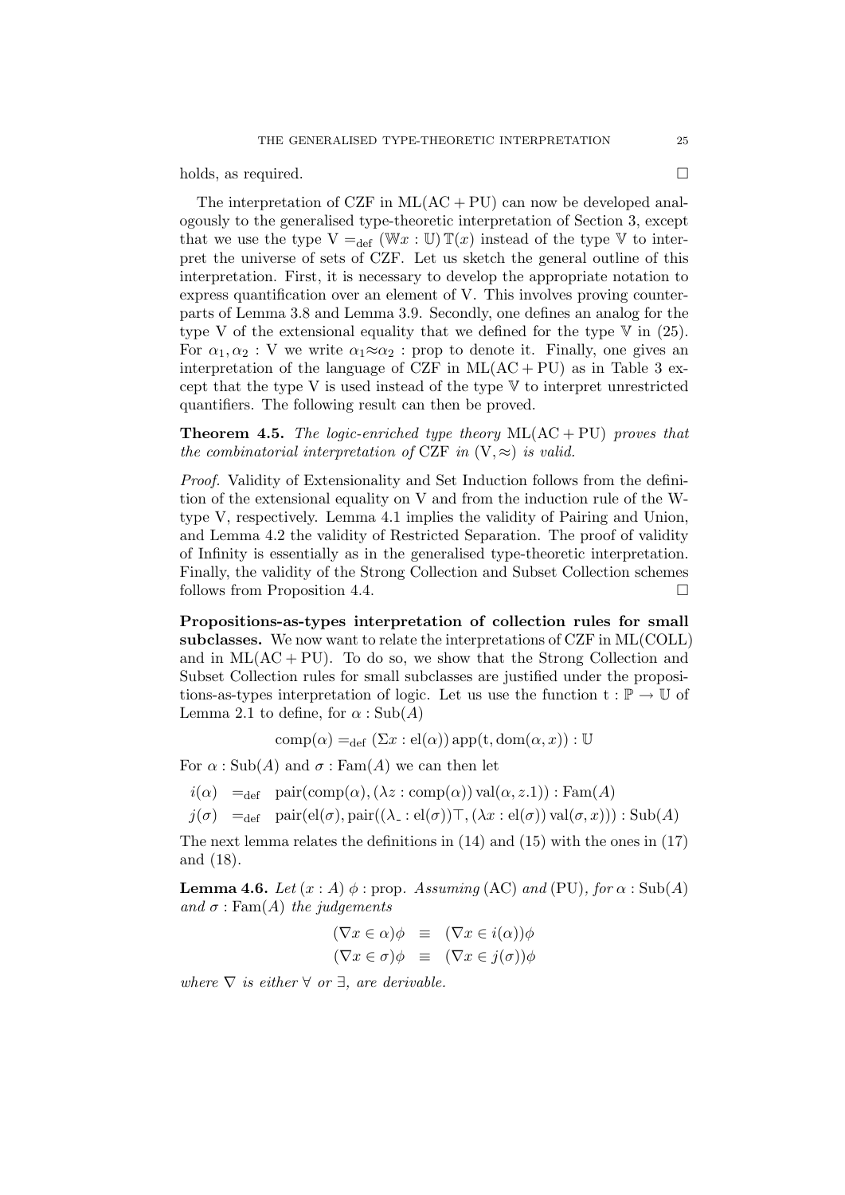holds, as required. □

The interpretation of CZF in $\mathrm{ML}(\mathrm{AC} + \mathrm{PU})$ can now be developed analogously to the generalised type-theoretic interpretation of Section 3, except that we use the type $\mathrm{V} =_{\mathrm{def}} (\mathbb{W}x : \mathbb{U})\, \mathbb{T}(x)$ instead of the type $\mathbb{V}$ to interpret the universe of sets of CZF. Let us sketch the general outline of this interpretation. First, it is necessary to develop the appropriate notation to express quantification over an element of V. This involves proving counterparts of Lemma 3.8 and Lemma 3.9. Secondly, one defines an analog for the type V of the extensional equality that we defined for the type $\mathbb{V}$ in (25). For $\alpha_1, \alpha_2 : \mathrm{V}$ we write $\alpha_1 \approx \alpha_2 : \mathrm{prop}$ to denote it. Finally, one gives an interpretation of the language of CZF in $\mathrm{ML}(\mathrm{AC} + \mathrm{PU})$ as in Table 3 except that the type V is used instead of the type $\mathbb{V}$ to interpret unrestricted quantifiers. The following result can then be proved.

**Theorem 4.5.** *The logic-enriched type theory* $\mathrm{ML}(\mathrm{AC} + \mathrm{PU})$ *proves that the combinatorial interpretation of* CZF *in* $(\mathrm{V}, \approx)$ *is valid.*

*Proof.* Validity of Extensionality and Set Induction follows from the definition of the extensional equality on V and from the induction rule of the W-type V, respectively. Lemma 4.1 implies the validity of Pairing and Union, and Lemma 4.2 the validity of Restricted Separation. The proof of validity of Infinity is essentially as in the generalised type-theoretic interpretation. Finally, the validity of the Strong Collection and Subset Collection schemes follows from Proposition 4.4. □

**Propositions-as-types interpretation of collection rules for small subclasses.** We now want to relate the interpretations of CZF in $\mathrm{ML}(\mathrm{COLL})$ and in $\mathrm{ML}(\mathrm{AC} + \mathrm{PU})$. To do so, we show that the Strong Collection and Subset Collection rules for small subclasses are justified under the propositions-as-types interpretation of logic. Let us use the function $\mathrm{t} : \mathbb{P} \to \mathbb{U}$ of Lemma 2.1 to define, for $\alpha : \mathrm{Sub}(A)$

$$\mathrm{comp}(\alpha) =_{\mathrm{def}} (\Sigma x : \mathrm{el}(\alpha))\, \mathrm{app}(\mathrm{t}, \mathrm{dom}(\alpha, x)) : \mathbb{U}$$

For $\alpha : \mathrm{Sub}(A)$ and $\sigma : \mathrm{Fam}(A)$ we can then let

$$i(\alpha) \;\; =_{\mathrm{def}} \;\; \mathrm{pair}(\mathrm{comp}(\alpha), (\lambda z : \mathrm{comp}(\alpha))\, \mathrm{val}(\alpha, z.1)) : \mathrm{Fam}(A)$$

$$j(\sigma) \;\; =_{\mathrm{def}} \;\; \mathrm{pair}(\mathrm{el}(\sigma), \mathrm{pair}((\lambda\_ : \mathrm{el}(\sigma))\top, (\lambda x : \mathrm{el}(\sigma))\, \mathrm{val}(\sigma, x))) : \mathrm{Sub}(A)$$

The next lemma relates the definitions in (14) and (15) with the ones in (17) and (18).

**Lemma 4.6.** *Let* $(x : A)\; \phi : \mathrm{prop}$*. Assuming* (AC) *and* (PU)*, for* $\alpha : \mathrm{Sub}(A)$ *and* $\sigma : \mathrm{Fam}(A)$ *the judgements*

$$(\nabla x \in \alpha)\phi \;\; \equiv \;\; (\nabla x \in i(\alpha))\phi$$

$$(\nabla x \in \sigma)\phi \;\; \equiv \;\; (\nabla x \in j(\sigma))\phi$$

*where* $\nabla$ *is either* $\forall$ *or* $\exists$*, are derivable.*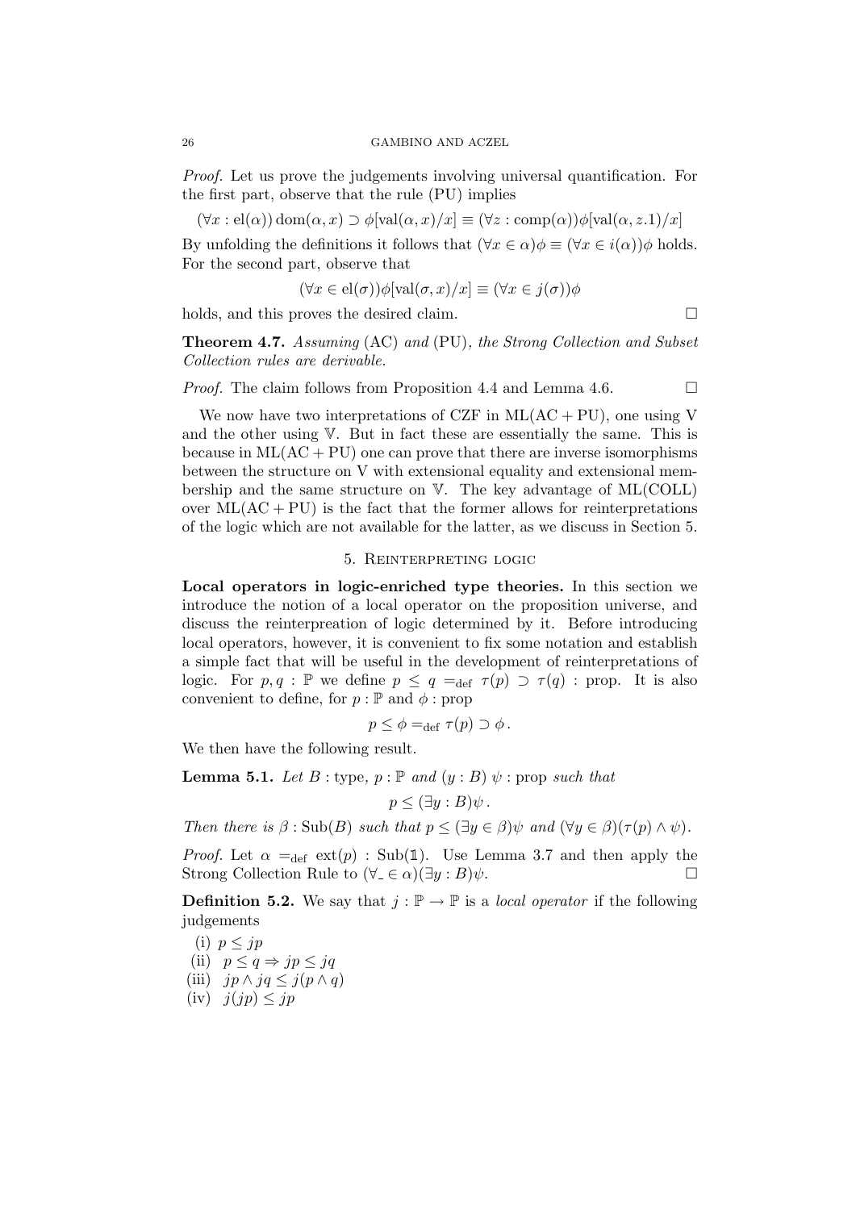*Proof.* Let us prove the judgements involving universal quantification. For the first part, observe that the rule (PU) implies

$$(\forall x : \mathrm{el}(\alpha))\, \mathrm{dom}(\alpha, x) \supset \phi[\mathrm{val}(\alpha, x)/x] \equiv (\forall z : \mathrm{comp}(\alpha))\phi[\mathrm{val}(\alpha, z.1)/x]$$

By unfolding the definitions it follows that $(\forall x \in \alpha)\phi \equiv (\forall x \in i(\alpha))\phi$ holds. For the second part, observe that

$$(\forall x \in \mathrm{el}(\sigma))\phi[\mathrm{val}(\sigma, x)/x] \equiv (\forall x \in j(\sigma))\phi$$

holds, and this proves the desired claim. □

**Theorem 4.7.** *Assuming* (AC) *and* (PU)*, the Strong Collection and Subset Collection rules are derivable.*

*Proof.* The claim follows from Proposition 4.4 and Lemma 4.6. □

We now have two interpretations of CZF in ML(AC + PU), one using V and the other using $\mathbb{V}$. But in fact these are essentially the same. This is because in ML(AC + PU) one can prove that there are inverse isomorphisms between the structure on V with extensional equality and extensional membership and the same structure on $\mathbb{V}$. The key advantage of ML(COLL) over ML(AC + PU) is the fact that the former allows for reinterpretations of the logic which are not available for the latter, as we discuss in Section 5.

## 5. Reinterpreting logic

**Local operators in logic-enriched type theories.** In this section we introduce the notion of a local operator on the proposition universe, and discuss the reinterpreation of logic determined by it. Before introducing local operators, however, it is convenient to fix some notation and establish a simple fact that will be useful in the development of reinterpretations of logic. For $p, q : \mathbb{P}$ we define $p \leq q =_{\mathrm{def}} \tau(p) \supset \tau(q)$ : prop. It is also convenient to define, for $p : \mathbb{P}$ and $\phi$ : prop

$$p \leq \phi =_{\mathrm{def}} \tau(p) \supset \phi\,.$$

We then have the following result.

**Lemma 5.1.** *Let $B$ : type, $p : \mathbb{P}$ and $(y : B)\ \psi$ : prop such that*

$$p \leq (\exists y : B)\psi\,.$$

*Then there is $\beta : \mathrm{Sub}(B)$ such that $p \leq (\exists y \in \beta)\psi$ and $(\forall y \in \beta)(\tau(p) \wedge \psi)$.*

*Proof.* Let $\alpha =_{\mathrm{def}} \mathrm{ext}(p) : \mathrm{Sub}(\mathbb{1})$. Use Lemma 3.7 and then apply the Strong Collection Rule to $(\forall_{\_} \in \alpha)(\exists y : B)\psi$. □

**Definition 5.2.** We say that $j : \mathbb{P} \to \mathbb{P}$ is a *local operator* if the following judgements

(i) $p \leq jp$
(ii) $p \leq q \Rightarrow jp \leq jq$
(iii) $jp \wedge jq \leq j(p \wedge q)$
(iv) $j(jp) \leq jp$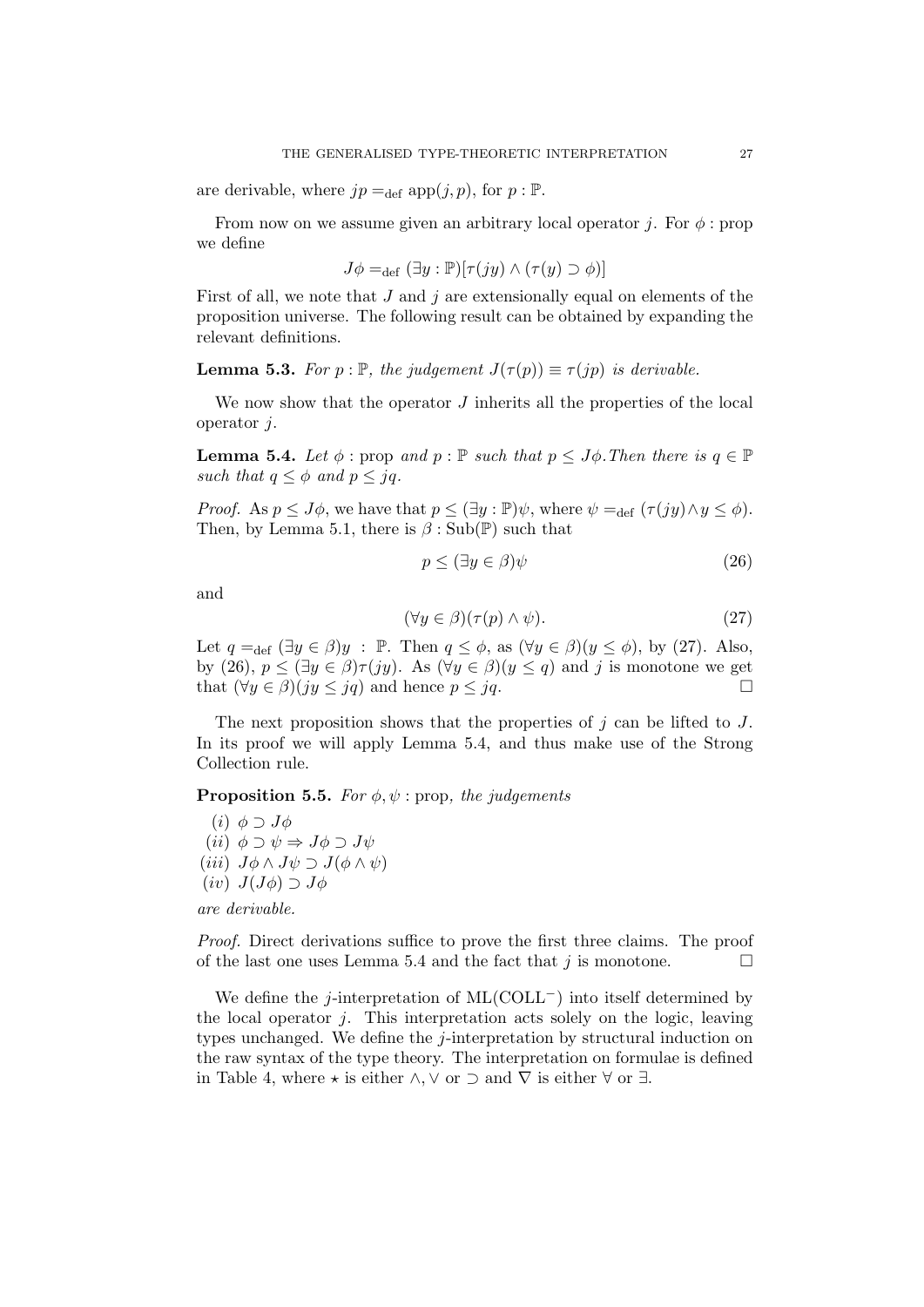are derivable, where $jp =_{\text{def}} \text{app}(j, p)$, for $p : \mathbb{P}$.

From now on we assume given an arbitrary local operator $j$. For $\phi$ : prop we define

$$J\phi =_{\text{def}} (\exists y : \mathbb{P})[\tau(jy) \wedge (\tau(y) \supset \phi)]$$

First of all, we note that $J$ and $j$ are extensionally equal on elements of the proposition universe. The following result can be obtained by expanding the relevant definitions.

**Lemma 5.3.** *For $p : \mathbb{P}$, the judgement $J(\tau(p)) \equiv \tau(jp)$ is derivable.*

We now show that the operator $J$ inherits all the properties of the local operator $j$.

**Lemma 5.4.** *Let $\phi$ : prop and $p : \mathbb{P}$ such that $p \leq J\phi$. Then there is $q \in \mathbb{P}$ such that $q \leq \phi$ and $p \leq jq$.*

*Proof.* As $p \leq J\phi$, we have that $p \leq (\exists y : \mathbb{P})\psi$, where $\psi =_{\text{def}} (\tau(jy) \wedge y \leq \phi)$. Then, by Lemma 5.1, there is $\beta : \text{Sub}(\mathbb{P})$ such that

$$p \leq (\exists y \in \beta)\psi \tag{26}$$

and

$$(\forall y \in \beta)(\tau(p) \wedge \psi). \tag{27}$$

Let $q =_{\text{def}} (\exists y \in \beta)y \ : \ \mathbb{P}$. Then $q \leq \phi$, as $(\forall y \in \beta)(y \leq \phi)$, by (27). Also, by (26), $p \leq (\exists y \in \beta)\tau(jy)$. As $(\forall y \in \beta)(y \leq q)$ and $j$ is monotone we get that $(\forall y \in \beta)(jy \leq jq)$ and hence $p \leq jq$. □

The next proposition shows that the properties of $j$ can be lifted to $J$. In its proof we will apply Lemma 5.4, and thus make use of the Strong Collection rule.

**Proposition 5.5.** *For $\phi, \psi$ : prop, the judgements*

*(i)* $\phi \supset J\phi$
*(ii)* $\phi \supset \psi \Rightarrow J\phi \supset J\psi$
*(iii)* $J\phi \wedge J\psi \supset J(\phi \wedge \psi)$
*(iv)* $J(J\phi) \supset J\phi$

*are derivable.*

*Proof.* Direct derivations suffice to prove the first three claims. The proof of the last one uses Lemma 5.4 and the fact that $j$ is monotone. □

We define the $j$-interpretation of $\text{ML}(\text{COLL}^-)$ into itself determined by the local operator $j$. This interpretation acts solely on the logic, leaving types unchanged. We define the $j$-interpretation by structural induction on the raw syntax of the type theory. The interpretation on formulae is defined in Table 4, where $\star$ is either $\wedge, \vee$ or $\supset$ and $\nabla$ is either $\forall$ or $\exists$.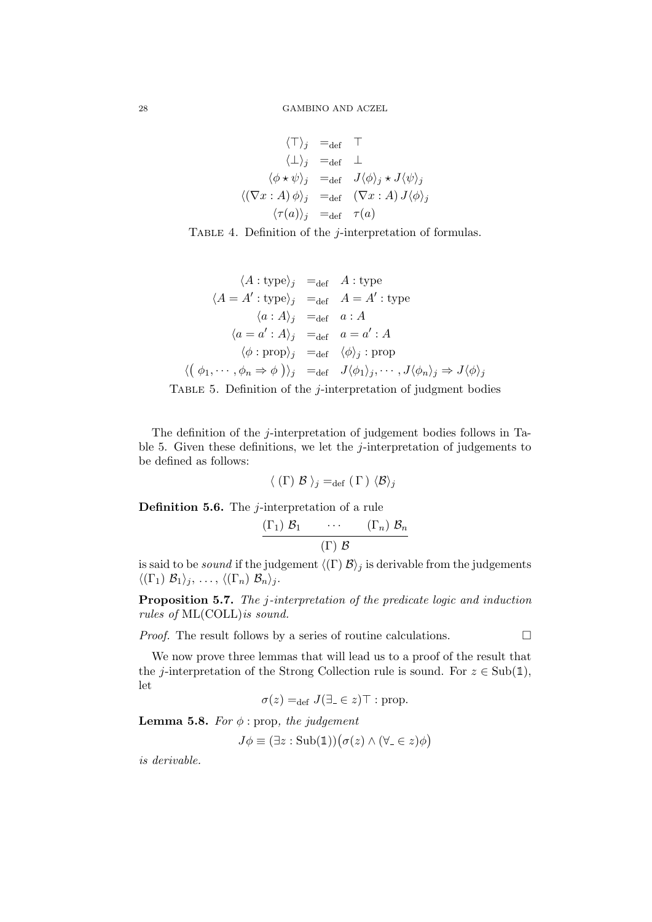$$
\begin{array}{rcl}
\langle \top \rangle_j & =_{\text{def}} & \top \\
\langle \bot \rangle_j & =_{\text{def}} & \bot \\
\langle \phi \star \psi \rangle_j & =_{\text{def}} & J\langle \phi \rangle_j \star J\langle \psi \rangle_j \\
\langle (\nabla x : A)\, \phi \rangle_j & =_{\text{def}} & (\nabla x : A)\, J\langle \phi \rangle_j \\
\langle \tau(a) \rangle_j & =_{\text{def}} & \tau(a)
\end{array}
$$

Table 4. Definition of the $j$-interpretation of formulas.

$$
\begin{array}{rcl}
\langle A : \text{type} \rangle_j & =_{\text{def}} & A : \text{type} \\
\langle A = A' : \text{type} \rangle_j & =_{\text{def}} & A = A' : \text{type} \\
\langle a : A \rangle_j & =_{\text{def}} & a : A \\
\langle a = a' : A \rangle_j & =_{\text{def}} & a = a' : A \\
\langle \phi : \text{prop} \rangle_j & =_{\text{def}} & \langle \phi \rangle_j : \text{prop} \\
\langle \big( \phi_1, \cdots, \phi_n \Rightarrow \phi \big) \rangle_j & =_{\text{def}} & J\langle \phi_1 \rangle_j, \cdots, J\langle \phi_n \rangle_j \Rightarrow J\langle \phi \rangle_j
\end{array}
$$

Table 5. Definition of the $j$-interpretation of judgment bodies

The definition of the $j$-interpretation of judgement bodies follows in Table 5. Given these definitions, we let the $j$-interpretation of judgements to be defined as follows:

$$
\langle\ (\Gamma)\ \mathcal{B}\ \rangle_j =_{\text{def}} (\ \Gamma\ )\ \langle \mathcal{B} \rangle_j
$$

**Definition 5.6.** The $j$-interpretation of a rule

$$
\frac{(\Gamma_1)\ \mathcal{B}_1 \qquad \cdots \qquad (\Gamma_n)\ \mathcal{B}_n}{(\Gamma)\ \mathcal{B}}
$$

is said to be *sound* if the judgement $\langle (\Gamma)\ \mathcal{B} \rangle_j$ is derivable from the judgements $\langle (\Gamma_1)\ \mathcal{B}_1 \rangle_j, \ldots, \langle (\Gamma_n)\ \mathcal{B}_n \rangle_j$.

**Proposition 5.7.** *The $j$-interpretation of the predicate logic and induction rules of* ML(COLL)*is sound.*

*Proof.* The result follows by a series of routine calculations. □

We now prove three lemmas that will lead us to a proof of the result that the $j$-interpretation of the Strong Collection rule is sound. For $z \in \text{Sub}(\mathbb{1})$, let

$$
\sigma(z) =_{\text{def}} J(\exists_{\_} \in z)\top : \text{prop}.
$$

**Lemma 5.8.** *For $\phi$ : prop, the judgement*

$$
J\phi \equiv (\exists z : \text{Sub}(\mathbb{1}))\big(\sigma(z) \wedge (\forall_{\_} \in z)\phi\big)
$$

*is derivable.*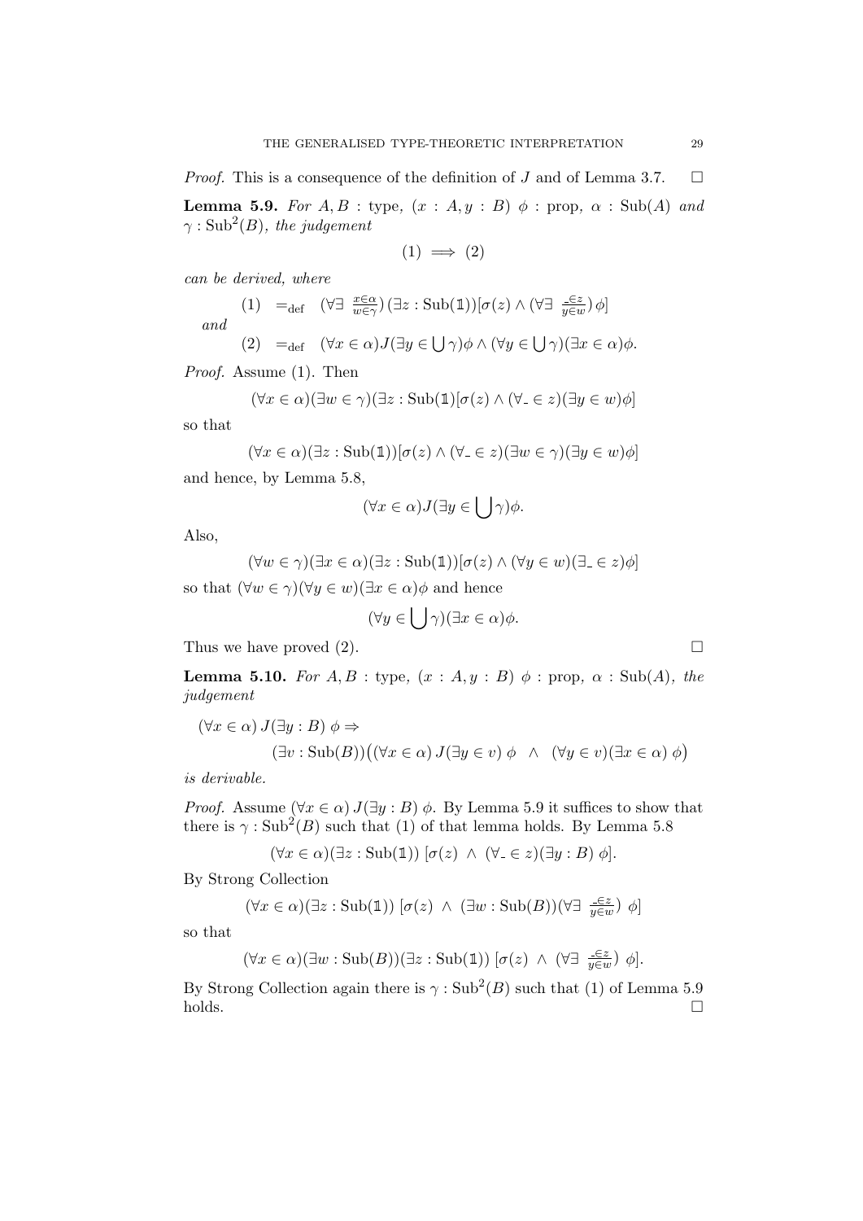*Proof.* This is a consequence of the definition of $J$ and of Lemma 3.7. $\square$

**Lemma 5.9.** *For $A, B$ : type, $(x : A, y : B)\ \phi$ : prop, $\alpha : \mathrm{Sub}(A)$ and $\gamma : \mathrm{Sub}^2(B)$, the judgement*

$$(1) \implies (2)$$

*can be derived, where*

$$(1) \quad =_{\mathrm{def}} \quad (\forall\exists\ \tfrac{x\in\alpha}{w\in\gamma})\,(\exists z : \mathrm{Sub}(\mathbb{1}))[\sigma(z) \wedge (\forall\exists\ \tfrac{\_\in z}{y\in w})\,\phi]$$

*and*

$$(2) \quad =_{\mathrm{def}} \quad (\forall x \in \alpha)J(\exists y \in \bigcup\gamma)\phi \wedge (\forall y \in \bigcup\gamma)(\exists x \in \alpha)\phi.$$

*Proof.* Assume (1). Then

$$(\forall x \in \alpha)(\exists w \in \gamma)(\exists z : \mathrm{Sub}(\mathbb{1})[\sigma(z) \wedge (\forall \_ \in z)(\exists y \in w)\phi]$$

so that

$$(\forall x \in \alpha)(\exists z : \mathrm{Sub}(\mathbb{1}))[\sigma(z) \wedge (\forall \_ \in z)(\exists w \in \gamma)(\exists y \in w)\phi]$$

and hence, by Lemma 5.8,

$$(\forall x \in \alpha)J(\exists y \in \bigcup\gamma)\phi.$$

Also,

$$(\forall w \in \gamma)(\exists x \in \alpha)(\exists z : \mathrm{Sub}(\mathbb{1}))[\sigma(z) \wedge (\forall y \in w)(\exists \_ \in z)\phi]$$

so that $(\forall w \in \gamma)(\forall y \in w)(\exists x \in \alpha)\phi$ and hence

$$(\forall y \in \bigcup\gamma)(\exists x \in \alpha)\phi.$$

Thus we have proved (2). $\square$

**Lemma 5.10.** *For $A, B$ : type, $(x : A, y : B)\ \phi$ : prop, $\alpha : \mathrm{Sub}(A)$, the judgement*

$$(\forall x \in \alpha)\,J(\exists y : B)\,\phi \Rightarrow$$
$$(\exists v : \mathrm{Sub}(B))\big((\forall x \in \alpha)\,J(\exists y \in v)\,\phi \quad\wedge\quad (\forall y \in v)(\exists x \in \alpha)\,\phi\big)$$

*is derivable.*

*Proof.* Assume $(\forall x \in \alpha)\,J(\exists y : B)\,\phi$. By Lemma 5.9 it suffices to show that there is $\gamma : \mathrm{Sub}^2(B)$ such that (1) of that lemma holds. By Lemma 5.8

$$(\forall x \in \alpha)(\exists z : \mathrm{Sub}(\mathbb{1}))\ [\sigma(z)\ \wedge\ (\forall \_ \in z)(\exists y : B)\ \phi].$$

By Strong Collection

$$(\forall x \in \alpha)(\exists z : \mathrm{Sub}(\mathbb{1}))\ [\sigma(z)\ \wedge\ (\exists w : \mathrm{Sub}(B))(\forall\exists\ \tfrac{\_\in z}{y\in w})\ \phi]$$

so that

$$(\forall x \in \alpha)(\exists w : \mathrm{Sub}(B))(\exists z : \mathrm{Sub}(\mathbb{1}))\ [\sigma(z)\ \wedge\ (\forall\exists\ \tfrac{\_\in z}{y\in w})\ \phi].$$

By Strong Collection again there is $\gamma : \mathrm{Sub}^2(B)$ such that (1) of Lemma 5.9 holds. $\square$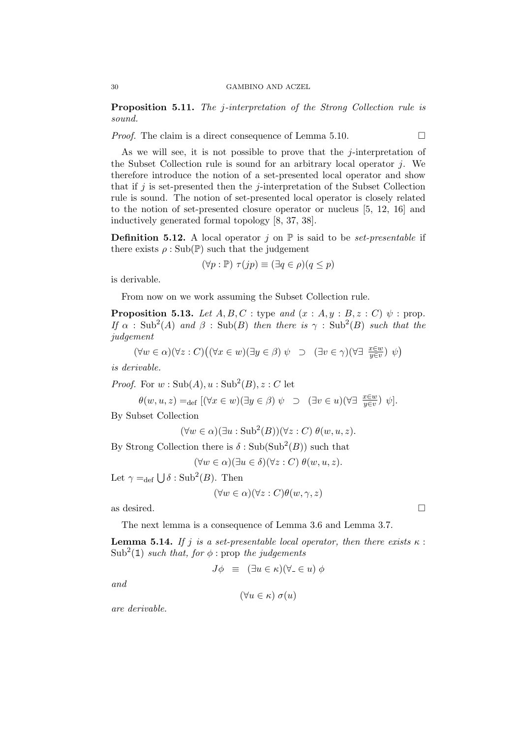**Proposition 5.11.** *The $j$-interpretation of the Strong Collection rule is sound.*

*Proof.* The claim is a direct consequence of Lemma 5.10. $\square$

As we will see, it is not possible to prove that the $j$-interpretation of the Subset Collection rule is sound for an arbitrary local operator $j$. We therefore introduce the notion of a set-presented local operator and show that if $j$ is set-presented then the $j$-interpretation of the Subset Collection rule is sound. The notion of set-presented local operator is closely related to the notion of set-presented closure operator or nucleus [5, 12, 16] and inductively generated formal topology [8, 37, 38].

**Definition 5.12.** A local operator $j$ on $\mathbb{P}$ is said to be *set-presentable* if there exists $\rho : \mathrm{Sub}(\mathbb{P})$ such that the judgement

$$(\forall p : \mathbb{P})\ \tau(jp) \equiv (\exists q \in \rho)(q \leq p)$$

is derivable.

From now on we work assuming the Subset Collection rule.

**Proposition 5.13.** *Let $A, B, C$ : type and $(x : A, y : B, z : C)\ \psi$ : prop. If $\alpha : \mathrm{Sub}^2(A)$ and $\beta : \mathrm{Sub}(B)$ then there is $\gamma : \mathrm{Sub}^2(B)$ such that the judgement*

$$(\forall w \in \alpha)(\forall z : C)\big((\forall x \in w)(\exists y \in \beta)\ \psi \ \supset \ (\exists v \in \gamma)(\forall\exists\ \tfrac{x \in w}{y \in v})\ \psi\big)$$

*is derivable.*

*Proof.* For $w : \mathrm{Sub}(A), u : \mathrm{Sub}^2(B), z : C$ let

$$\theta(w, u, z) =_{\mathrm{def}} [(\forall x \in w)(\exists y \in \beta)\ \psi \ \supset \ (\exists v \in u)(\forall\exists\ \tfrac{x \in w}{y \in v})\ \psi].$$

By Subset Collection

$$(\forall w \in \alpha)(\exists u : \mathrm{Sub}^2(B))(\forall z : C)\ \theta(w, u, z).$$

By Strong Collection there is $\delta : \mathrm{Sub}(\mathrm{Sub}^2(B))$ such that

$$(\forall w \in \alpha)(\exists u \in \delta)(\forall z : C)\ \theta(w, u, z).$$

Let $\gamma =_{\mathrm{def}} \bigcup \delta : \mathrm{Sub}^2(B)$. Then

$$(\forall w \in \alpha)(\forall z : C)\theta(w, \gamma, z)$$

as desired. $\square$

The next lemma is a consequence of Lemma 3.6 and Lemma 3.7.

**Lemma 5.14.** *If $j$ is a set-presentable local operator, then there exists $\kappa : \mathrm{Sub}^2(\mathbb{1})$ such that, for $\phi$ : prop the judgements*

$$J\phi \ \equiv \ (\exists u \in \kappa)(\forall_{\_} \in u)\ \phi$$

*and*

$$(\forall u \in \kappa)\ \sigma(u)$$

*are derivable.*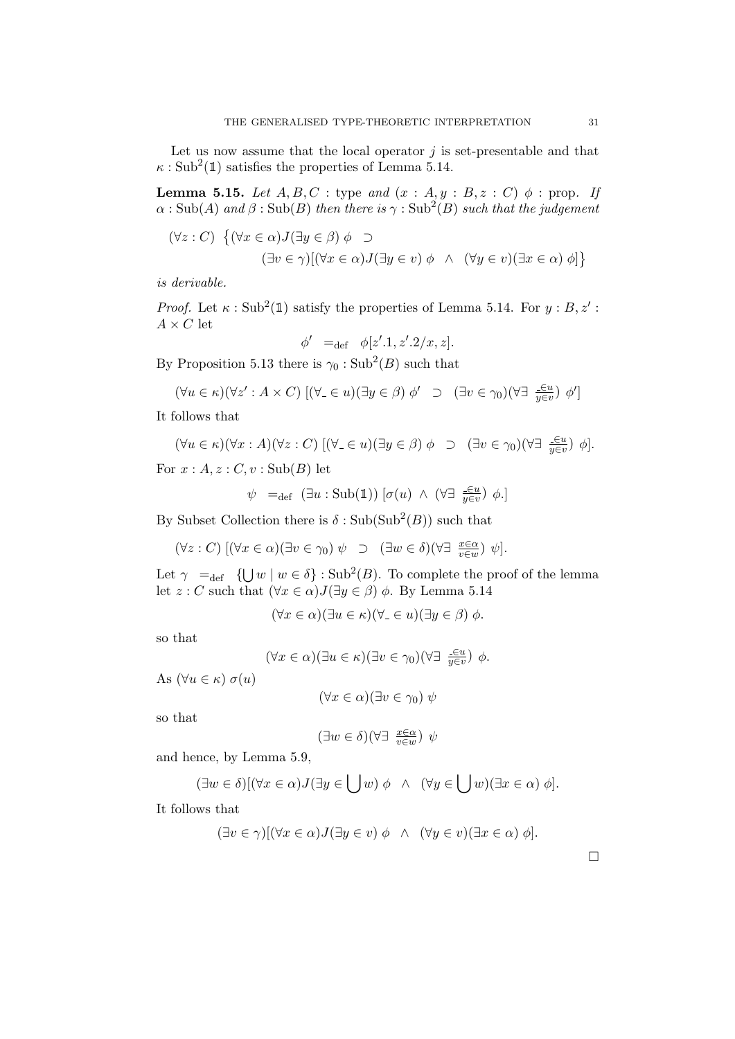Let us now assume that the local operator $j$ is set-presentable and that $\kappa : \mathrm{Sub}^2(\mathbb{1})$ satisfies the properties of Lemma 5.14.

**Lemma 5.15.** *Let $A, B, C$ : type and $(x : A, y : B, z : C)\ \phi$ : prop. If $\alpha : \mathrm{Sub}(A)$ and $\beta : \mathrm{Sub}(B)$ then there is $\gamma : \mathrm{Sub}^2(B)$ such that the judgement*

$$(\forall z : C)\ \big\{(\forall x \in \alpha) J (\exists y \in \beta)\ \phi \ \supset$$
$$(\exists v \in \gamma)[(\forall x \in \alpha) J (\exists y \in v)\ \phi \ \wedge\ (\forall y \in v)(\exists x \in \alpha)\ \phi]\big\}$$

*is derivable.*

*Proof.* Let $\kappa : \mathrm{Sub}^2(\mathbb{1})$ satisfy the properties of Lemma 5.14. For $y : B, z' : A \times C$ let

$$\phi' \ =_{\mathrm{def}}\ \phi[z'.1, z'.2/x, z].$$

By Proposition 5.13 there is $\gamma_0 : \mathrm{Sub}^2(B)$ such that

$$(\forall u \in \kappa)(\forall z' : A \times C)\ [(\forall_{\_} \in u)(\exists y \in \beta)\ \phi' \ \supset\ (\exists v \in \gamma_0)(\forall\exists\ \tfrac{\_ \in u}{y \in v})\ \phi']$$

It follows that

$$(\forall u \in \kappa)(\forall x : A)(\forall z : C)\ [(\forall_{\_} \in u)(\exists y \in \beta)\ \phi \ \supset\ (\exists v \in \gamma_0)(\forall\exists\ \tfrac{\_ \in u}{y \in v})\ \phi].$$

For $x : A, z : C, v : \mathrm{Sub}(B)$ let

$$\psi \ =_{\mathrm{def}}\ (\exists u : \mathrm{Sub}(\mathbb{1}))\ [\sigma(u)\ \wedge\ (\forall\exists\ \tfrac{\_ \in u}{y \in v})\ \phi.]$$

By Subset Collection there is $\delta : \mathrm{Sub}(\mathrm{Sub}^2(B))$ such that

$$(\forall z : C)\ [(\forall x \in \alpha)(\exists v \in \gamma_0)\ \psi \ \supset\ (\exists w \in \delta)(\forall\exists\ \tfrac{x \in \alpha}{v \in w})\ \psi].$$

Let $\gamma \ =_{\mathrm{def}}\ \{\bigcup w \mid w \in \delta\} : \mathrm{Sub}^2(B)$. To complete the proof of the lemma let $z : C$ such that $(\forall x \in \alpha) J (\exists y \in \beta)\ \phi$. By Lemma 5.14

$$(\forall x \in \alpha)(\exists u \in \kappa)(\forall_{\_} \in u)(\exists y \in \beta)\ \phi.$$

so that

$$(\forall x \in \alpha)(\exists u \in \kappa)(\exists v \in \gamma_0)(\forall\exists\ \tfrac{\_ \in u}{y \in v})\ \phi.$$

As $(\forall u \in \kappa)\ \sigma(u)$

$$(\forall x \in \alpha)(\exists v \in \gamma_0)\ \psi$$

so that

$$(\exists w \in \delta)(\forall\exists\ \tfrac{x \in \alpha}{v \in w})\ \psi$$

and hence, by Lemma 5.9,

$$(\exists w \in \delta)[(\forall x \in \alpha) J (\exists y \in \textstyle\bigcup w)\ \phi \ \wedge\ (\forall y \in \bigcup w)(\exists x \in \alpha)\ \phi].$$

It follows that

$$(\exists v \in \gamma)[(\forall x \in \alpha) J (\exists y \in v)\ \phi \ \wedge\ (\forall y \in v)(\exists x \in \alpha)\ \phi].$$

□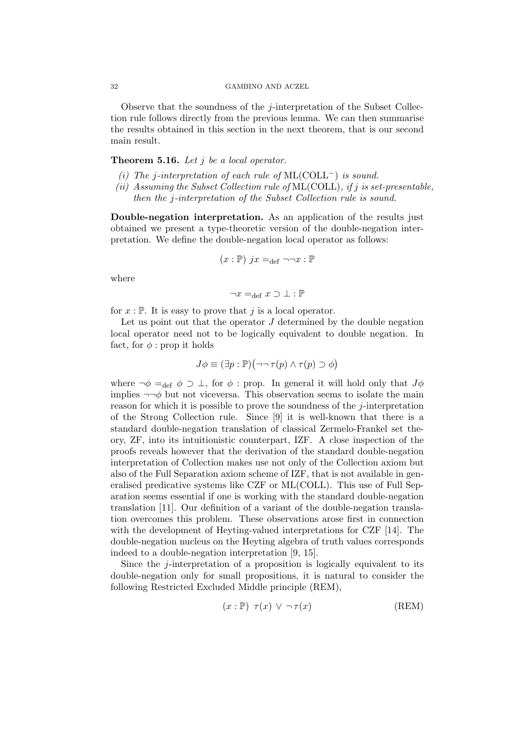Observe that the soundness of the $j$-interpretation of the Subset Collection rule follows directly from the previous lemma. We can then summarise the results obtained in this section in the next theorem, that is our second main result.

**Theorem 5.16.** *Let $j$ be a local operator.*

*(i) The $j$-interpretation of each rule of* $\mathrm{ML}(\mathrm{COLL}^-)$ *is sound.*
*(ii) Assuming the Subset Collection rule of* $\mathrm{ML}(\mathrm{COLL})$*, if $j$ is set-presentable, then the $j$-interpretation of the Subset Collection rule is sound.*

**Double-negation interpretation.** As an application of the results just obtained we present a type-theoretic version of the double-negation interpretation. We define the double-negation local operator as follows:

$$(x : \mathbb{P}) \; jx =_{\mathrm{def}} \neg\neg x : \mathbb{P}$$

where

$$\neg x =_{\mathrm{def}} x \supset \bot : \mathbb{P}$$

for $x : \mathbb{P}$. It is easy to prove that $j$ is a local operator.

Let us point out that the operator $J$ determined by the double negation local operator need not to be logically equivalent to double negation. In fact, for $\phi : \mathrm{prop}$ it holds

$$J\phi \equiv (\exists p : \mathbb{P})\big(\neg\neg\, \tau(p) \wedge \tau(p) \supset \phi\big)$$

where $\neg\phi =_{\mathrm{def}} \phi \supset \bot$, for $\phi : \mathrm{prop}$. In general it will hold only that $J\phi$ implies $\neg\neg\phi$ but not viceversa. This observation seems to isolate the main reason for which it is possible to prove the soundness of the $j$-interpretation of the Strong Collection rule. Since [9] it is well-known that there is a standard double-negation translation of classical Zermelo-Frankel set theory, ZF, into its intuitionistic counterpart, IZF. A close inspection of the proofs reveals however that the derivation of the standard double-negation interpretation of Collection makes use not only of the Collection axiom but also of the Full Separation axiom scheme of IZF, that is not available in generalised predicative systems like CZF or ML(COLL). This use of Full Separation seems essential if one is working with the standard double-negation translation [11]. Our definition of a variant of the double-negation translation overcomes this problem. These observations arose first in connection with the development of Heyting-valued interpretations for CZF [14]. The double-negation nucleus on the Heyting algebra of truth values corresponds indeed to a double-negation interpretation [9, 15].

Since the $j$-interpretation of a proposition is logically equivalent to its double-negation only for small propositions, it is natural to consider the following Restricted Excluded Middle principle (REM),

$$(x : \mathbb{P}) \;\; \tau(x) \,\vee\, \neg\, \tau(x) \qquad \text{(REM)}$$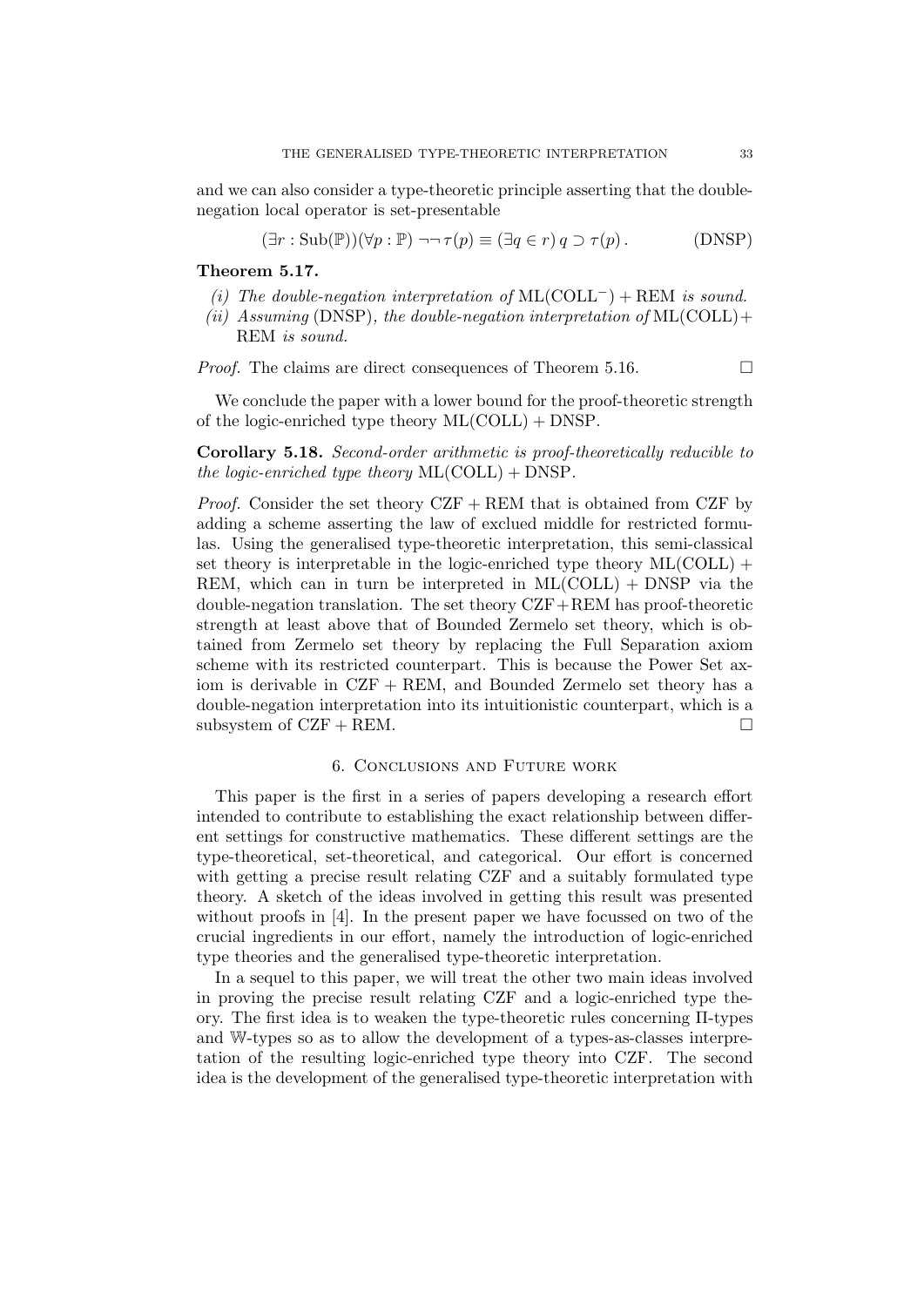and we can also consider a type-theoretic principle asserting that the double-negation local operator is set-presentable

$$(\exists r : \mathrm{Sub}(\mathbb{P}))(\forall p : \mathbb{P}) \neg\neg\, \tau(p) \equiv (\exists q \in r)\, q \supset \tau(p)\,. \tag{DNSP}$$

**Theorem 5.17.**

*(i) The double-negation interpretation of* $\mathrm{ML}(\mathrm{COLL}^{-}) + \mathrm{REM}$ *is sound.*

*(ii) Assuming* (DNSP)*, the double-negation interpretation of* $\mathrm{ML}(\mathrm{COLL}) + \mathrm{REM}$ *is sound.*

*Proof.* The claims are direct consequences of Theorem 5.16. □

We conclude the paper with a lower bound for the proof-theoretic strength of the logic-enriched type theory $\mathrm{ML}(\mathrm{COLL}) + \mathrm{DNSP}$.

**Corollary 5.18.** *Second-order arithmetic is proof-theoretically reducible to the logic-enriched type theory* $\mathrm{ML}(\mathrm{COLL}) + \mathrm{DNSP}$*.*

*Proof.* Consider the set theory $\mathrm{CZF} + \mathrm{REM}$ that is obtained from CZF by adding a scheme asserting the law of exclued middle for restricted formulas. Using the generalised type-theoretic interpretation, this semi-classical set theory is interpretable in the logic-enriched type theory $\mathrm{ML}(\mathrm{COLL}) + \mathrm{REM}$, which can in turn be interpreted in $\mathrm{ML}(\mathrm{COLL}) + \mathrm{DNSP}$ via the double-negation translation. The set theory $\mathrm{CZF} + \mathrm{REM}$ has proof-theoretic strength at least above that of Bounded Zermelo set theory, which is obtained from Zermelo set theory by replacing the Full Separation axiom scheme with its restricted counterpart. This is because the Power Set axiom is derivable in $\mathrm{CZF} + \mathrm{REM}$, and Bounded Zermelo set theory has a double-negation interpretation into its intuitionistic counterpart, which is a subsystem of $\mathrm{CZF} + \mathrm{REM}$. □

## 6. Conclusions and Future work

This paper is the first in a series of papers developing a research effort intended to contribute to establishing the exact relationship between different settings for constructive mathematics. These different settings are the type-theoretical, set-theoretical, and categorical. Our effort is concerned with getting a precise result relating CZF and a suitably formulated type theory. A sketch of the ideas involved in getting this result was presented without proofs in [4]. In the present paper we have focussed on two of the crucial ingredients in our effort, namely the introduction of logic-enriched type theories and the generalised type-theoretic interpretation.

In a sequel to this paper, we will treat the other two main ideas involved in proving the precise result relating CZF and a logic-enriched type theory. The first idea is to weaken the type-theoretic rules concerning Π-types and $\mathbb{W}$-types so as to allow the development of a types-as-classes interpretation of the resulting logic-enriched type theory into CZF. The second idea is the development of the generalised type-theoretic interpretation with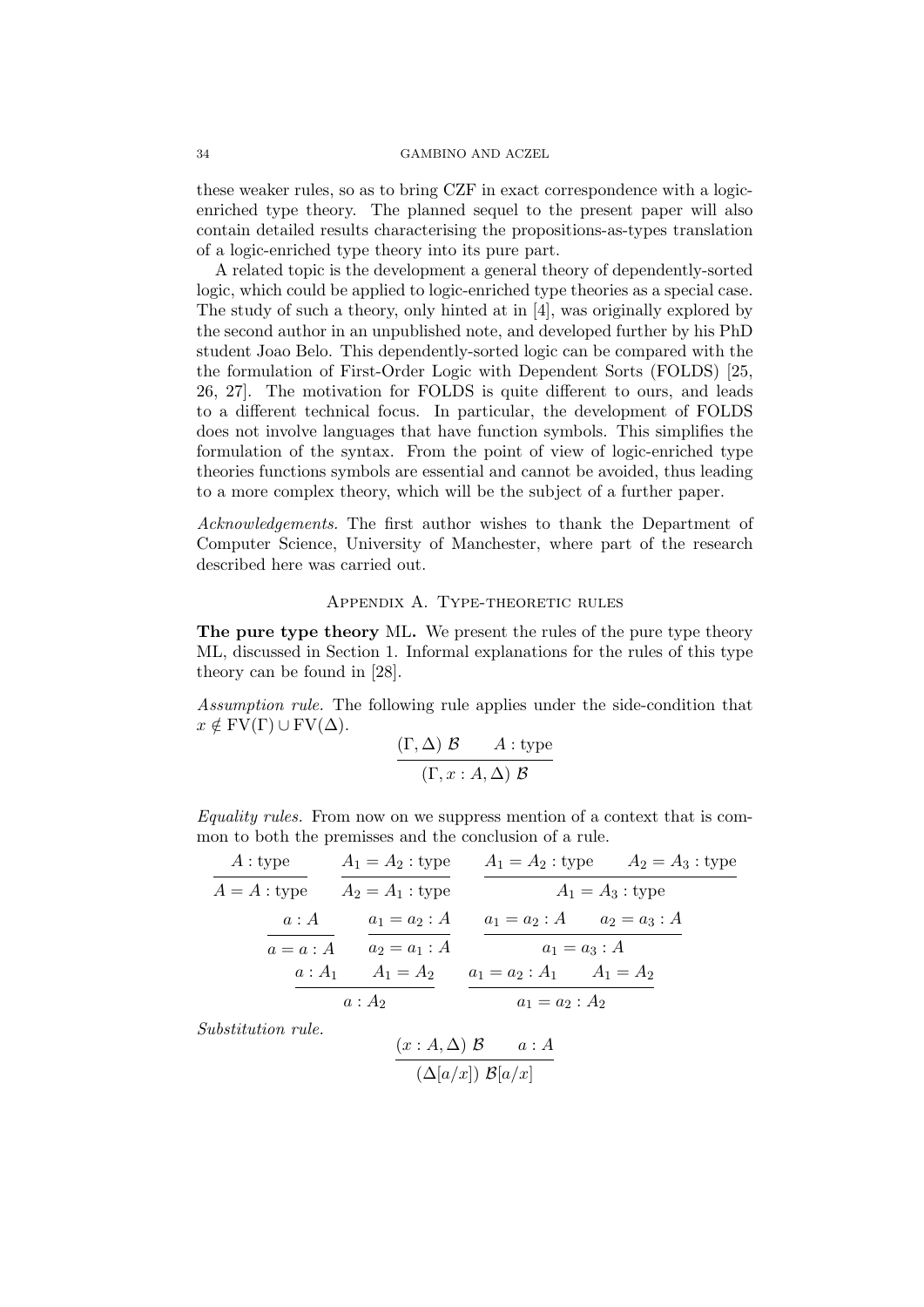these weaker rules, so as to bring CZF in exact correspondence with a logic-enriched type theory. The planned sequel to the present paper will also contain detailed results characterising the propositions-as-types translation of a logic-enriched type theory into its pure part.

A related topic is the development a general theory of dependently-sorted logic, which could be applied to logic-enriched type theories as a special case. The study of such a theory, only hinted at in [4], was originally explored by the second author in an unpublished note, and developed further by his PhD student Joao Belo. This dependently-sorted logic can be compared with the the formulation of First-Order Logic with Dependent Sorts (FOLDS) [25, 26, 27]. The motivation for FOLDS is quite different to ours, and leads to a different technical focus. In particular, the development of FOLDS does not involve languages that have function symbols. This simplifies the formulation of the syntax. From the point of view of logic-enriched type theories functions symbols are essential and cannot be avoided, thus leading to a more complex theory, which will be the subject of a further paper.

*Acknowledgements.* The first author wishes to thank the Department of Computer Science, University of Manchester, where part of the research described here was carried out.

## Appendix A. Type-theoretic rules

**The pure type theory ML.** We present the rules of the pure type theory ML, discussed in Section 1. Informal explanations for the rules of this type theory can be found in [28].

*Assumption rule.* The following rule applies under the side-condition that $x \notin \mathrm{FV}(\Gamma) \cup \mathrm{FV}(\Delta)$.

$$\frac{(\Gamma, \Delta)\ \mathcal{B} \qquad A : \text{type}}{(\Gamma, x : A, \Delta)\ \mathcal{B}}$$

*Equality rules.* From now on we suppress mention of a context that is common to both the premisses and the conclusion of a rule.

$$\frac{A : \text{type}}{A = A : \text{type}} \qquad \frac{A_1 = A_2 : \text{type}}{A_2 = A_1 : \text{type}} \qquad \frac{A_1 = A_2 : \text{type} \qquad A_2 = A_3 : \text{type}}{A_1 = A_3 : \text{type}}$$

$$\frac{a : A}{a = a : A} \qquad \frac{a_1 = a_2 : A}{a_2 = a_1 : A} \qquad \frac{a_1 = a_2 : A \qquad a_2 = a_3 : A}{a_1 = a_3 : A}$$

$$\frac{a : A_1 \qquad A_1 = A_2}{a : A_2} \qquad \frac{a_1 = a_2 : A_1 \qquad A_1 = A_2}{a_1 = a_2 : A_2}$$

*Substitution rule.*

$$\frac{(x : A, \Delta)\ \mathcal{B} \qquad a : A}{(\Delta[a/x])\ \mathcal{B}[a/x]}$$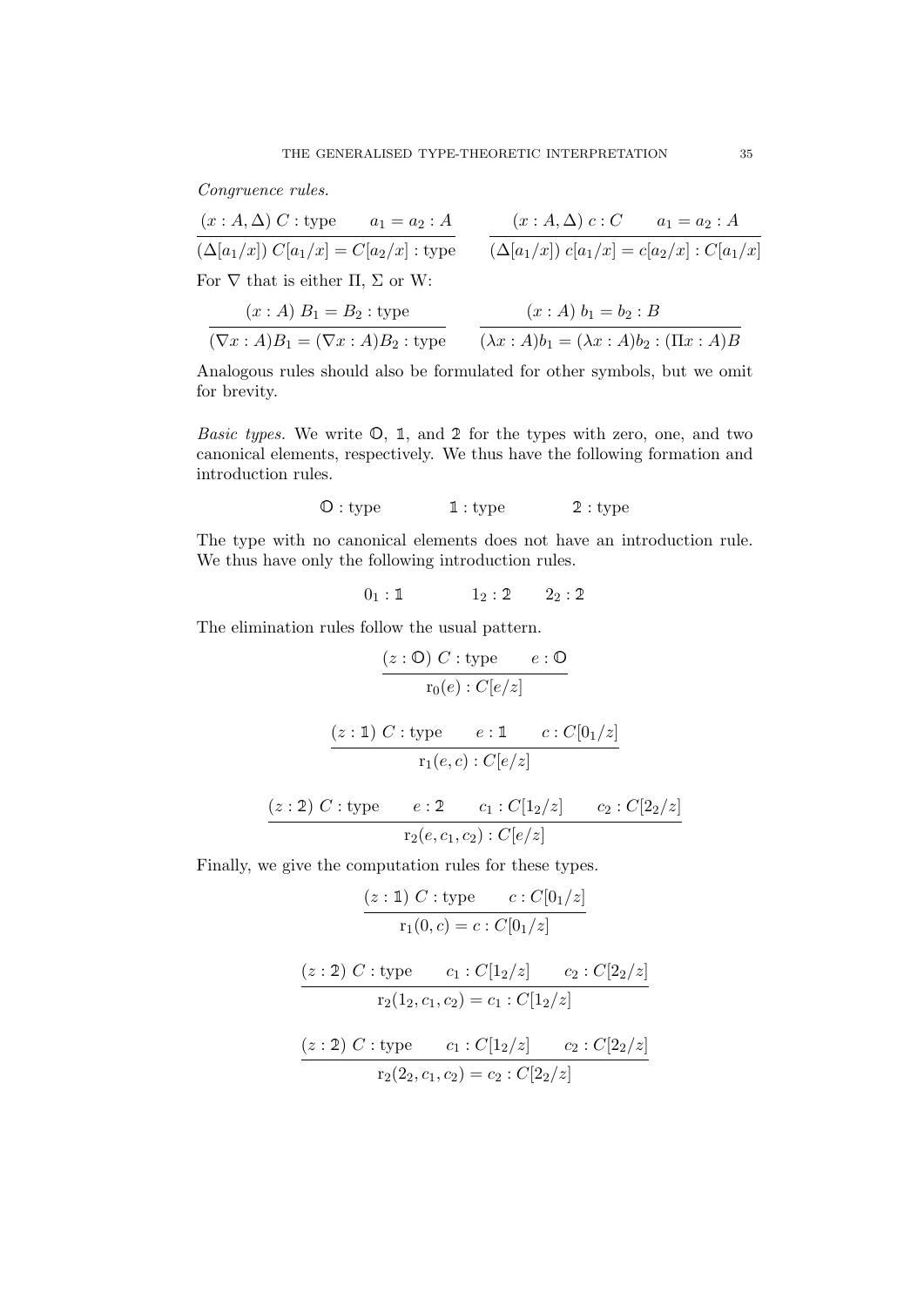*Congruence rules.*

$$\frac{(x : A, \Delta)\ C : \text{type} \qquad a_1 = a_2 : A}{(\Delta[a_1/x])\ C[a_1/x] = C[a_2/x] : \text{type}} \qquad \frac{(x : A, \Delta)\ c : C \qquad a_1 = a_2 : A}{(\Delta[a_1/x])\ c[a_1/x] = c[a_2/x] : C[a_1/x]}$$

For $\nabla$ that is either $\Pi$, $\Sigma$ or W:

$$\frac{(x : A)\ B_1 = B_2 : \text{type}}{(\nabla x : A)B_1 = (\nabla x : A)B_2 : \text{type}} \qquad \frac{(x : A)\ b_1 = b_2 : B}{(\lambda x : A)b_1 = (\lambda x : A)b_2 : (\Pi x : A)B}$$

Analogous rules should also be formulated for other symbols, but we omit for brevity.

*Basic types.* We write $\mathbb{0}$, $\mathbb{1}$, and $\mathbb{2}$ for the types with zero, one, and two canonical elements, respectively. We thus have the following formation and introduction rules.

$$\mathbb{0} : \text{type} \qquad \mathbb{1} : \text{type} \qquad \mathbb{2} : \text{type}$$

The type with no canonical elements does not have an introduction rule. We thus have only the following introduction rules.

$$0_1 : \mathbb{1} \qquad 1_2 : \mathbb{2} \qquad 2_2 : \mathbb{2}$$

The elimination rules follow the usual pattern.

$$\frac{(z : \mathbb{0})\ C : \text{type} \qquad e : \mathbb{0}}{\mathrm{r}_0(e) : C[e/z]}$$

$$\frac{(z : \mathbb{1})\ C : \text{type} \qquad e : \mathbb{1} \qquad c : C[0_1/z]}{\mathrm{r}_1(e, c) : C[e/z]}$$

$$\frac{(z : \mathbb{2})\ C : \text{type} \qquad e : \mathbb{2} \qquad c_1 : C[1_2/z] \qquad c_2 : C[2_2/z]}{\mathrm{r}_2(e, c_1, c_2) : C[e/z]}$$

Finally, we give the computation rules for these types.

$$\frac{(z : \mathbb{1})\ C : \text{type} \qquad c : C[0_1/z]}{\mathrm{r}_1(0, c) = c : C[0_1/z]}$$

$$\frac{(z : \mathbb{2})\ C : \text{type} \qquad c_1 : C[1_2/z] \qquad c_2 : C[2_2/z]}{\mathrm{r}_2(1_2, c_1, c_2) = c_1 : C[1_2/z]}$$

$$\frac{(z : \mathbb{2})\ C : \text{type} \qquad c_1 : C[1_2/z] \qquad c_2 : C[2_2/z]}{\mathrm{r}_2(2_2, c_1, c_2) = c_2 : C[2_2/z]}$$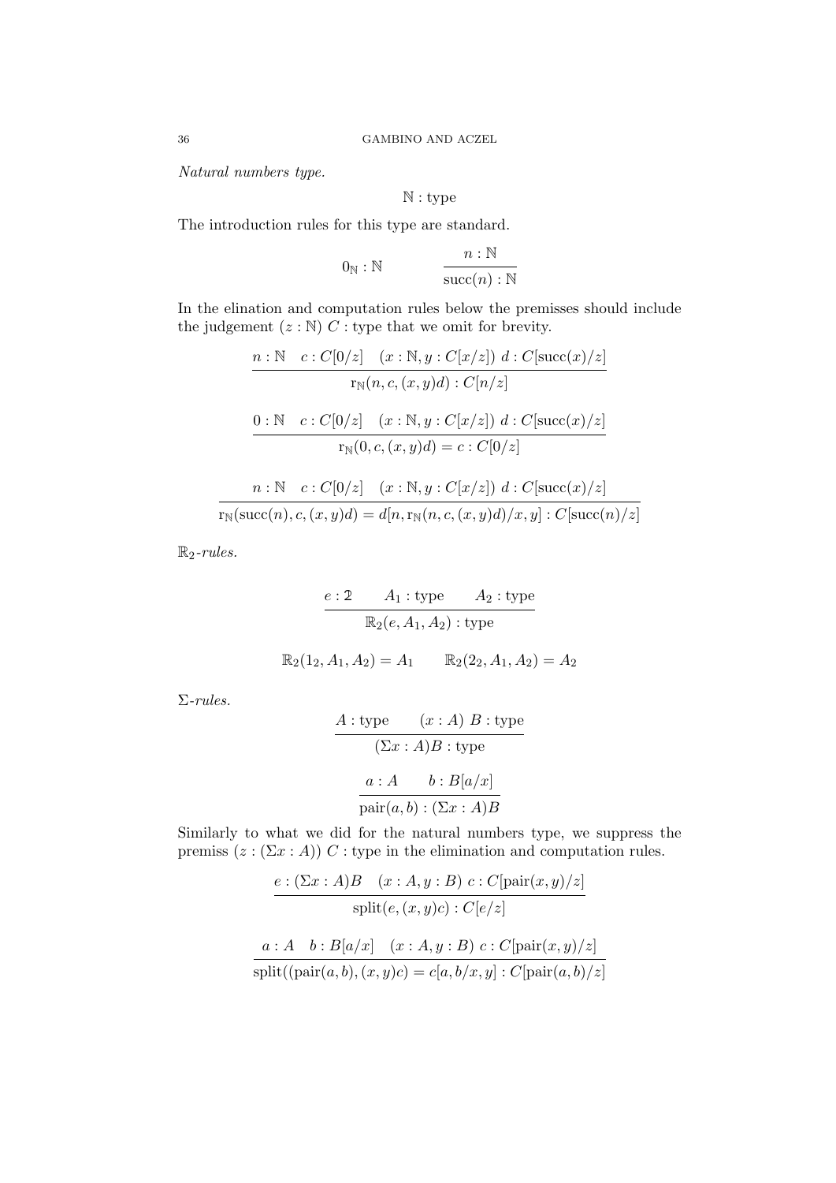*Natural numbers type.*

$$\mathbb{N} : \text{type}$$

The introduction rules for this type are standard.

$$0_{\mathbb{N}} : \mathbb{N} \qquad \frac{n : \mathbb{N}}{\text{succ}(n) : \mathbb{N}}$$

In the elination and computation rules below the premisses should include the judgement $(z : \mathbb{N})\ C : \text{type}$ that we omit for brevity.

$$\frac{n : \mathbb{N} \quad c : C[0/z] \quad (x : \mathbb{N}, y : C[x/z])\ d : C[\text{succ}(x)/z]}{\text{r}_{\mathbb{N}}(n, c, (x, y)d) : C[n/z]}$$

$$\frac{0 : \mathbb{N} \quad c : C[0/z] \quad (x : \mathbb{N}, y : C[x/z])\ d : C[\text{succ}(x)/z]}{\text{r}_{\mathbb{N}}(0, c, (x, y)d) = c : C[0/z]}$$

$$\frac{n : \mathbb{N} \quad c : C[0/z] \quad (x : \mathbb{N}, y : C[x/z])\ d : C[\text{succ}(x)/z]}{\text{r}_{\mathbb{N}}(\text{succ}(n), c, (x, y)d) = d[n, \text{r}_{\mathbb{N}}(n, c, (x, y)d)/x, y] : C[\text{succ}(n)/z]}$$

*$\mathbb{R}_2$-rules.*

$$\frac{e : \mathbb{2} \qquad A_1 : \text{type} \qquad A_2 : \text{type}}{\mathbb{R}_2(e, A_1, A_2) : \text{type}}$$

$$\mathbb{R}_2(1_2, A_1, A_2) = A_1 \qquad \mathbb{R}_2(2_2, A_1, A_2) = A_2$$

*$\Sigma$-rules.*

$$\frac{A : \text{type} \qquad (x : A)\ B : \text{type}}{(\Sigma x : A)B : \text{type}}$$

$$\frac{a : A \qquad b : B[a/x]}{\text{pair}(a, b) : (\Sigma x : A)B}$$

Similarly to what we did for the natural numbers type, we suppress the premiss $(z : (\Sigma x : A))\ C : \text{type}$ in the elimination and computation rules.

$$\frac{e : (\Sigma x : A)B \quad (x : A, y : B)\ c : C[\text{pair}(x, y)/z]}{\text{split}(e, (x, y)c) : C[e/z]}$$

$$\frac{a : A \quad b : B[a/x] \quad (x : A, y : B)\ c : C[\text{pair}(x, y)/z]}{\text{split}((\text{pair}(a, b), (x, y)c) = c[a, b/x, y] : C[\text{pair}(a, b)/z]}$$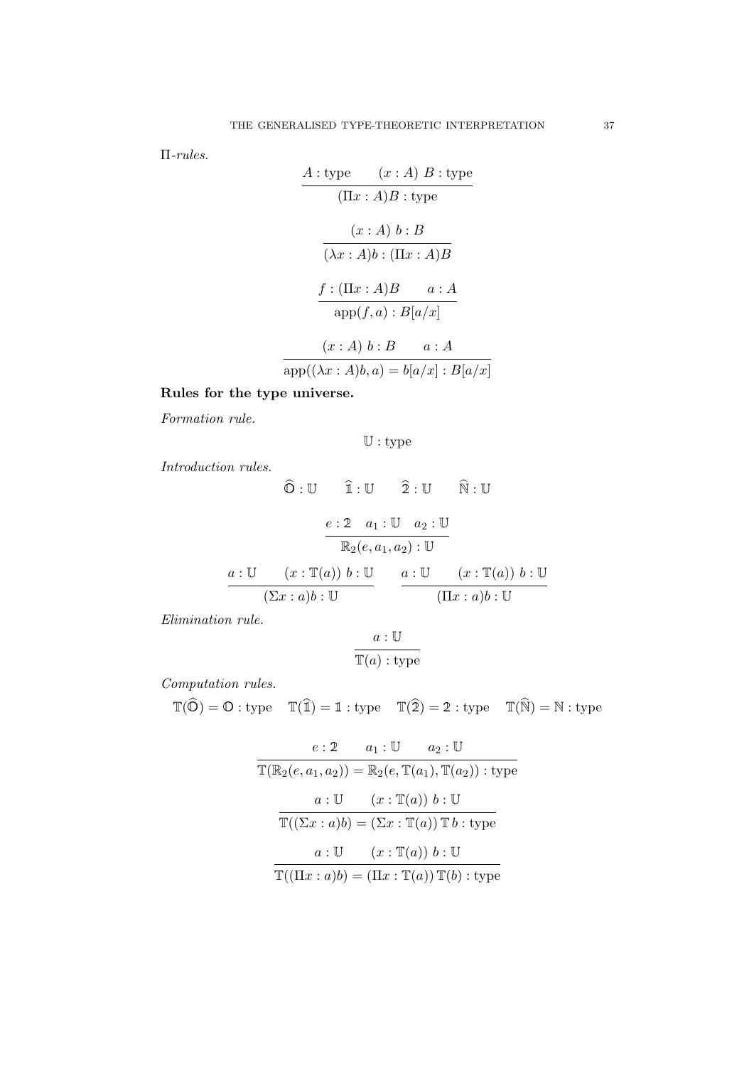*Π-rules.*

$$\frac{A : \text{type} \qquad (x : A)\ B : \text{type}}{(\Pi x : A)B : \text{type}}$$

$$\frac{(x : A)\ b : B}{(\lambda x : A)b : (\Pi x : A)B}$$

$$\frac{f : (\Pi x : A)B \qquad a : A}{\text{app}(f, a) : B[a/x]}$$

$$\frac{(x : A)\ b : B \qquad a : A}{\text{app}((\lambda x : A)b, a) = b[a/x] : B[a/x]}$$

**Rules for the type universe.**

*Formation rule.*

$$\mathbb{U} : \text{type}$$

*Introduction rules.*

$$\widehat{\mathbb{O}} : \mathbb{U} \qquad \widehat{\mathbb{1}} : \mathbb{U} \qquad \widehat{\mathbb{2}} : \mathbb{U} \qquad \widehat{\mathbb{N}} : \mathbb{U}$$

$$\frac{e : \mathbb{2} \quad a_1 : \mathbb{U} \quad a_2 : \mathbb{U}}{\mathbb{R}_2(e, a_1, a_2) : \mathbb{U}}$$

$$\frac{a : \mathbb{U} \qquad (x : \mathbb{T}(a))\ b : \mathbb{U}}{(\Sigma x : a)b : \mathbb{U}} \qquad \frac{a : \mathbb{U} \qquad (x : \mathbb{T}(a))\ b : \mathbb{U}}{(\Pi x : a)b : \mathbb{U}}$$

*Elimination rule.*

$$\frac{a : \mathbb{U}}{\mathbb{T}(a) : \text{type}}$$

*Computation rules.*

$$\mathbb{T}(\widehat{\mathbb{O}}) = \mathbb{O} : \text{type} \quad \mathbb{T}(\widehat{\mathbb{1}}) = \mathbb{1} : \text{type} \quad \mathbb{T}(\widehat{\mathbb{2}}) = \mathbb{2} : \text{type} \quad \mathbb{T}(\widehat{\mathbb{N}}) = \mathbb{N} : \text{type}$$

$$\frac{e : \mathbb{2} \qquad a_1 : \mathbb{U} \qquad a_2 : \mathbb{U}}{\mathbb{T}(\mathbb{R}_2(e, a_1, a_2)) = \mathbb{R}_2(e, \mathbb{T}(a_1), \mathbb{T}(a_2)) : \text{type}}$$

$$\frac{a : \mathbb{U} \qquad (x : \mathbb{T}(a))\ b : \mathbb{U}}{\mathbb{T}((\Sigma x : a)b) = (\Sigma x : \mathbb{T}(a))\,\mathbb{T}\,b : \text{type}}$$

$$\frac{a : \mathbb{U} \qquad (x : \mathbb{T}(a))\ b : \mathbb{U}}{\mathbb{T}((\Pi x : a)b) = (\Pi x : \mathbb{T}(a))\,\mathbb{T}(b) : \text{type}}$$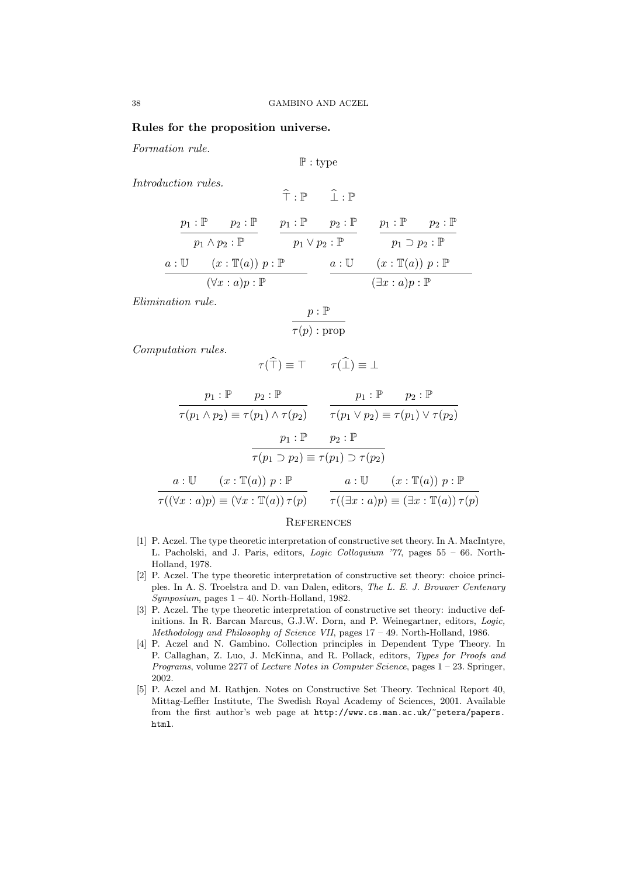**Rules for the proposition universe.**

*Formation rule.*

$$\mathbb{P} : \text{type}$$

*Introduction rules.*

$$\widehat{\top} : \mathbb{P} \qquad \widehat{\bot} : \mathbb{P}$$

$$\frac{p_1 : \mathbb{P} \qquad p_2 : \mathbb{P}}{p_1 \wedge p_2 : \mathbb{P}} \qquad \frac{p_1 : \mathbb{P} \qquad p_2 : \mathbb{P}}{p_1 \vee p_2 : \mathbb{P}} \qquad \frac{p_1 : \mathbb{P} \qquad p_2 : \mathbb{P}}{p_1 \supset p_2 : \mathbb{P}}$$

$$\frac{a : \mathbb{U} \qquad (x : \mathbb{T}(a))\ p : \mathbb{P}}{(\forall x : a)p : \mathbb{P}} \qquad \frac{a : \mathbb{U} \qquad (x : \mathbb{T}(a))\ p : \mathbb{P}}{(\exists x : a)p : \mathbb{P}}$$

*Elimination rule.*

$$\frac{p : \mathbb{P}}{\tau(p) : \text{prop}}$$

*Computation rules.*

$$\tau(\widehat{\top}) \equiv \top \qquad \tau(\widehat{\bot}) \equiv \bot$$

$$\frac{p_1 : \mathbb{P} \qquad p_2 : \mathbb{P}}{\tau(p_1 \wedge p_2) \equiv \tau(p_1) \wedge \tau(p_2)} \qquad \frac{p_1 : \mathbb{P} \qquad p_2 : \mathbb{P}}{\tau(p_1 \vee p_2) \equiv \tau(p_1) \vee \tau(p_2)}$$

$$\frac{p_1 : \mathbb{P} \qquad p_2 : \mathbb{P}}{\tau(p_1 \supset p_2) \equiv \tau(p_1) \supset \tau(p_2)}$$

$$\frac{a : \mathbb{U} \qquad (x : \mathbb{T}(a))\ p : \mathbb{P}}{\tau((\forall x : a)p) \equiv (\forall x : \mathbb{T}(a))\, \tau(p)} \qquad \frac{a : \mathbb{U} \qquad (x : \mathbb{T}(a))\ p : \mathbb{P}}{\tau((\exists x : a)p) \equiv (\exists x : \mathbb{T}(a))\, \tau(p)}$$

## References

[1] P. Aczel. The type theoretic interpretation of constructive set theory. In A. MacIntyre, L. Pacholski, and J. Paris, editors, *Logic Colloquium '77*, pages 55 – 66. North-Holland, 1978.

[2] P. Aczel. The type theoretic interpretation of constructive set theory: choice principles. In A. S. Troelstra and D. van Dalen, editors, *The L. E. J. Brouwer Centenary Symposium*, pages 1 – 40. North-Holland, 1982.

[3] P. Aczel. The type theoretic interpretation of constructive set theory: inductive definitions. In R. Barcan Marcus, G.J.W. Dorn, and P. Weinegartner, editors, *Logic, Methodology and Philosophy of Science VII*, pages 17 – 49. North-Holland, 1986.

[4] P. Aczel and N. Gambino. Collection principles in Dependent Type Theory. In P. Callaghan, Z. Luo, J. McKinna, and R. Pollack, editors, *Types for Proofs and Programs*, volume 2277 of *Lecture Notes in Computer Science*, pages 1 – 23. Springer, 2002.

[5] P. Aczel and M. Rathjen. Notes on Constructive Set Theory. Technical Report 40, Mittag-Leffler Institute, The Swedish Royal Academy of Sciences, 2001. Available from the first author's web page at `http://www.cs.man.ac.uk/~petera/papers.html`.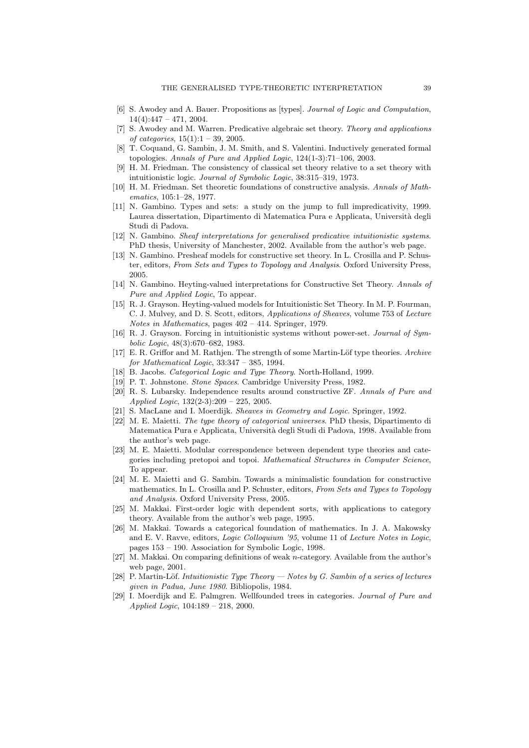[6] S. Awodey and A. Bauer. Propositions as [types]. *Journal of Logic and Computation*, 14(4):447 – 471, 2004.

[7] S. Awodey and M. Warren. Predicative algebraic set theory. *Theory and applications of categories*, 15(1):1 – 39, 2005.

[8] T. Coquand, G. Sambin, J. M. Smith, and S. Valentini. Inductively generated formal topologies. *Annals of Pure and Applied Logic*, 124(1-3):71–106, 2003.

[9] H. M. Friedman. The consistency of classical set theory relative to a set theory with intuitionistic logic. *Journal of Symbolic Logic*, 38:315–319, 1973.

[10] H. M. Friedman. Set theoretic foundations of constructive analysis. *Annals of Mathematics*, 105:1–28, 1977.

[11] N. Gambino. Types and sets: a study on the jump to full impredicativity, 1999. Laurea dissertation, Dipartimento di Matematica Pura e Applicata, Università degli Studi di Padova.

[12] N. Gambino. *Sheaf interpretations for generalised predicative intuitionistic systems*. PhD thesis, University of Manchester, 2002. Available from the author's web page.

[13] N. Gambino. Presheaf models for constructive set theory. In L. Crosilla and P. Schuster, editors, *From Sets and Types to Topology and Analysis*. Oxford University Press, 2005.

[14] N. Gambino. Heyting-valued interpretations for Constructive Set Theory. *Annals of Pure and Applied Logic*, To appear.

[15] R. J. Grayson. Heyting-valued models for Intuitionistic Set Theory. In M. P. Fourman, C. J. Mulvey, and D. S. Scott, editors, *Applications of Sheaves*, volume 753 of *Lecture Notes in Mathematics*, pages 402 – 414. Springer, 1979.

[16] R. J. Grayson. Forcing in intuitionistic systems without power-set. *Journal of Symbolic Logic*, 48(3):670–682, 1983.

[17] E. R. Griffor and M. Rathjen. The strength of some Martin-Löf type theories. *Archive for Mathematical Logic*, 33:347 – 385, 1994.

[18] B. Jacobs. *Categorical Logic and Type Theory*. North-Holland, 1999.

[19] P. T. Johnstone. *Stone Spaces*. Cambridge University Press, 1982.

[20] R. S. Lubarsky. Independence results around constructive ZF. *Annals of Pure and Applied Logic*, 132(2-3):209 – 225, 2005.

[21] S. MacLane and I. Moerdijk. *Sheaves in Geometry and Logic*. Springer, 1992.

[22] M. E. Maietti. *The type theory of categorical universes*. PhD thesis, Dipartimento di Matematica Pura e Applicata, Università degli Studi di Padova, 1998. Available from the author's web page.

[23] M. E. Maietti. Modular correspondence between dependent type theories and categories including pretopoi and topoi. *Mathematical Structures in Computer Science*, To appear.

[24] M. E. Maietti and G. Sambin. Towards a minimalistic foundation for constructive mathematics. In L. Crosilla and P. Schuster, editors, *From Sets and Types to Topology and Analysis*. Oxford University Press, 2005.

[25] M. Makkai. First-order logic with dependent sorts, with applications to category theory. Available from the author's web page, 1995.

[26] M. Makkai. Towards a categorical foundation of mathematics. In J. A. Makowsky and E. V. Ravve, editors, *Logic Colloquium '95*, volume 11 of *Lecture Notes in Logic*, pages 153 – 190. Association for Symbolic Logic, 1998.

[27] M. Makkai. On comparing definitions of weak $n$-category. Available from the author's web page, 2001.

[28] P. Martin-Löf. *Intuitionistic Type Theory — Notes by G. Sambin of a series of lectures given in Padua, June 1980*. Bibliopolis, 1984.

[29] I. Moerdijk and E. Palmgren. Wellfounded trees in categories. *Journal of Pure and Applied Logic*, 104:189 – 218, 2000.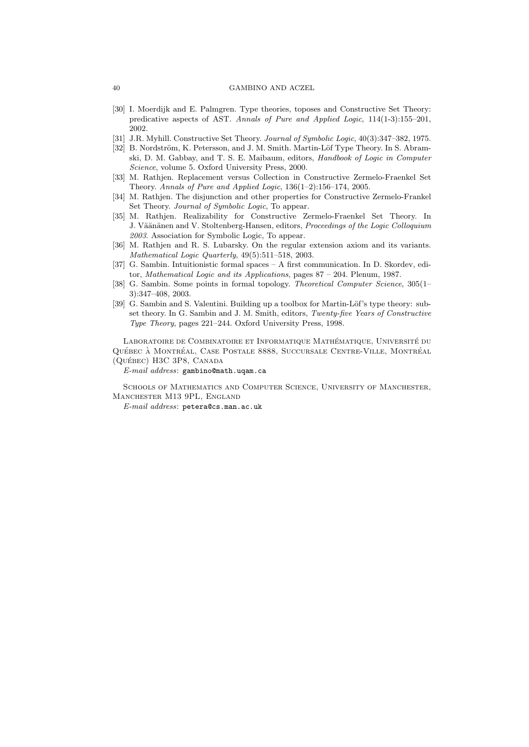[30] I. Moerdijk and E. Palmgren. Type theories, toposes and Constructive Set Theory: predicative aspects of AST. *Annals of Pure and Applied Logic*, 114(1-3):155–201, 2002.

[31] J.R. Myhill. Constructive Set Theory. *Journal of Symbolic Logic*, 40(3):347–382, 1975.

[32] B. Nordström, K. Petersson, and J. M. Smith. Martin-Löf Type Theory. In S. Abramski, D. M. Gabbay, and T. S. E. Maibaum, editors, *Handbook of Logic in Computer Science*, volume 5. Oxford University Press, 2000.

[33] M. Rathjen. Replacement versus Collection in Constructive Zermelo-Fraenkel Set Theory. *Annals of Pure and Applied Logic*, 136(1–2):156–174, 2005.

[34] M. Rathjen. The disjunction and other properties for Constructive Zermelo-Frankel Set Theory. *Journal of Symbolic Logic*, To appear.

[35] M. Rathjen. Realizability for Constructive Zermelo-Fraenkel Set Theory. In J. Väänänen and V. Stoltenberg-Hansen, editors, *Proceedings of the Logic Colloquium 2003*. Association for Symbolic Logic, To appear.

[36] M. Rathjen and R. S. Lubarsky. On the regular extension axiom and its variants. *Mathematical Logic Quarterly*, 49(5):511–518, 2003.

[37] G. Sambin. Intuitionistic formal spaces – A first communication. In D. Skordev, editor, *Mathematical Logic and its Applications*, pages 87 – 204. Plenum, 1987.

[38] G. Sambin. Some points in formal topology. *Theoretical Computer Science*, 305(1–3):347–408, 2003.

[39] G. Sambin and S. Valentini. Building up a toolbox for Martin-Löf's type theory: subset theory. In G. Sambin and J. M. Smith, editors, *Twenty-five Years of Constructive Type Theory*, pages 221–244. Oxford University Press, 1998.

Laboratoire de Combinatoire et Informatique Mathématique, Université du Québec à Montréal, Case Postale 8888, Succursale Centre-Ville, Montréal (Québec) H3C 3P8, Canada

*E-mail address*: gambino@math.uqam.ca

Schools of Mathematics and Computer Science, University of Manchester, Manchester M13 9PL, England

*E-mail address*: petera@cs.man.ac.uk